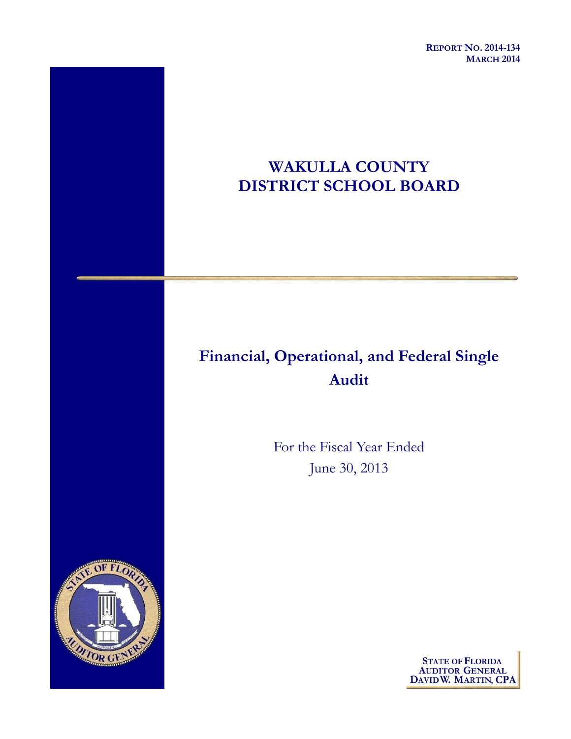**REPORT NO. 2014-134**
**MARCH 2014**

# WAKULLA COUNTY DISTRICT SCHOOL BOARD

## Financial, Operational, and Federal Single Audit

For the Fiscal Year Ended
June 30, 2013

**STATE OF FLORIDA**
**AUDITOR GENERAL**
**DAVID W. MARTIN, CPA**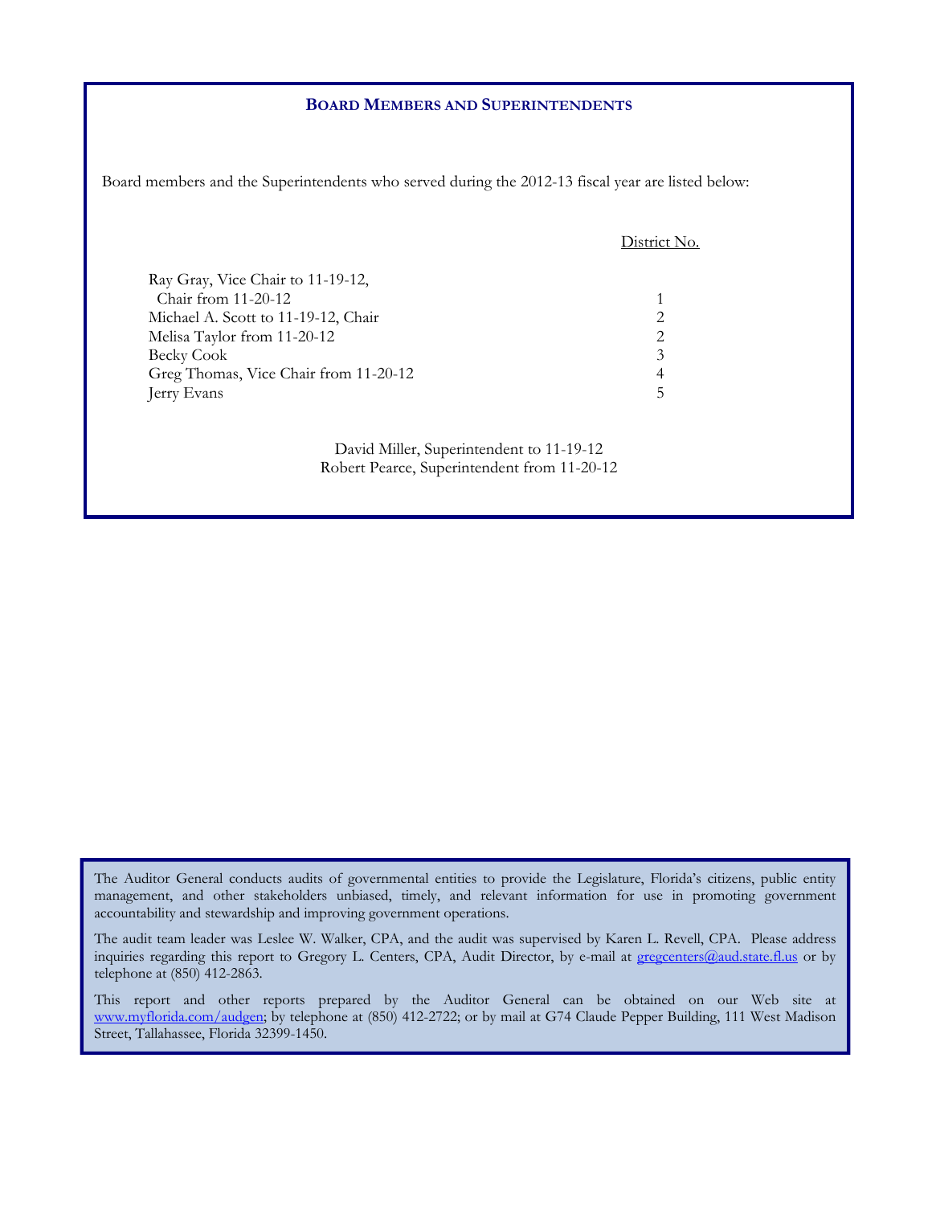## BOARD MEMBERS AND SUPERINTENDENTS

Board members and the Superintendents who served during the 2012-13 fiscal year are listed below:

| | District No. |
|---|---|
| Ray Gray, Vice Chair to 11-19-12, Chair from 11-20-12 | 1 |
| Michael A. Scott to 11-19-12, Chair | 2 |
| Melisa Taylor from 11-20-12 | 2 |
| Becky Cook | 3 |
| Greg Thomas, Vice Chair from 11-20-12 | 4 |
| Jerry Evans | 5 |

David Miller, Superintendent to 11-19-12
Robert Pearce, Superintendent from 11-20-12

The Auditor General conducts audits of governmental entities to provide the Legislature, Florida's citizens, public entity management, and other stakeholders unbiased, timely, and relevant information for use in promoting government accountability and stewardship and improving government operations.

The audit team leader was Leslee W. Walker, CPA, and the audit was supervised by Karen L. Revell, CPA. Please address inquiries regarding this report to Gregory L. Centers, CPA, Audit Director, by e-mail at gregcenters@aud.state.fl.us or by telephone at (850) 412-2863.

This report and other reports prepared by the Auditor General can be obtained on our Web site at www.myflorida.com/audgen; by telephone at (850) 412-2722; or by mail at G74 Claude Pepper Building, 111 West Madison Street, Tallahassee, Florida 32399-1450.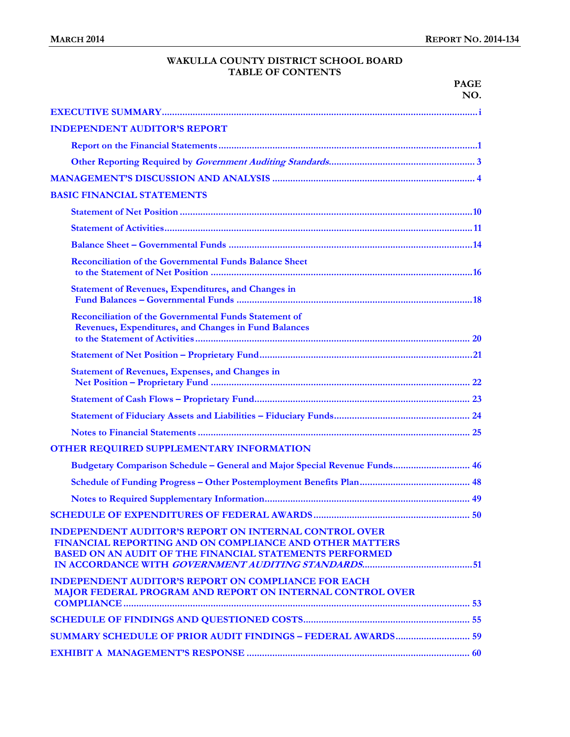# WAKULLA COUNTY DISTRICT SCHOOL BOARD
## TABLE OF CONTENTS

| | PAGE NO. |
|---|---|
| **EXECUTIVE SUMMARY** | i |
| **INDEPENDENT AUDITOR'S REPORT** | |
| Report on the Financial Statements | 1 |
| Other Reporting Required by *Government Auditing Standards* | 3 |
| **MANAGEMENT'S DISCUSSION AND ANALYSIS** | 4 |
| **BASIC FINANCIAL STATEMENTS** | |
| Statement of Net Position | 10 |
| Statement of Activities | 11 |
| Balance Sheet – Governmental Funds | 14 |
| Reconciliation of the Governmental Funds Balance Sheet to the Statement of Net Position | 16 |
| Statement of Revenues, Expenditures, and Changes in Fund Balances – Governmental Funds | 18 |
| Reconciliation of the Governmental Funds Statement of Revenues, Expenditures, and Changes in Fund Balances to the Statement of Activities | 20 |
| Statement of Net Position – Proprietary Fund | 21 |
| Statement of Revenues, Expenses, and Changes in Net Position – Proprietary Fund | 22 |
| Statement of Cash Flows – Proprietary Fund | 23 |
| Statement of Fiduciary Assets and Liabilities – Fiduciary Funds | 24 |
| Notes to Financial Statements | 25 |
| **OTHER REQUIRED SUPPLEMENTARY INFORMATION** | |
| Budgetary Comparison Schedule – General and Major Special Revenue Funds | 46 |
| Schedule of Funding Progress – Other Postemployment Benefits Plan | 48 |
| Notes to Required Supplementary Information | 49 |
| **SCHEDULE OF EXPENDITURES OF FEDERAL AWARDS** | 50 |
| **INDEPENDENT AUDITOR'S REPORT ON INTERNAL CONTROL OVER FINANCIAL REPORTING AND ON COMPLIANCE AND OTHER MATTERS BASED ON AN AUDIT OF THE FINANCIAL STATEMENTS PERFORMED IN ACCORDANCE WITH *GOVERNMENT AUDITING STANDARDS*** | 51 |
| **INDEPENDENT AUDITOR'S REPORT ON COMPLIANCE FOR EACH MAJOR FEDERAL PROGRAM AND REPORT ON INTERNAL CONTROL OVER COMPLIANCE** | 53 |
| **SCHEDULE OF FINDINGS AND QUESTIONED COSTS** | 55 |
| **SUMMARY SCHEDULE OF PRIOR AUDIT FINDINGS – FEDERAL AWARDS** | 59 |
| **EXHIBIT A MANAGEMENT'S RESPONSE** | 60 |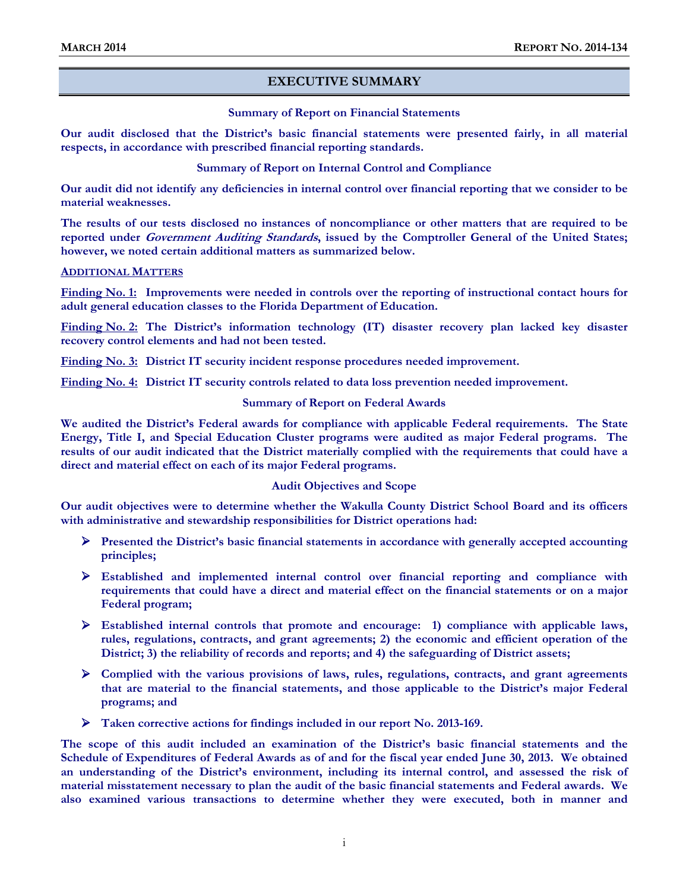## EXECUTIVE SUMMARY

### Summary of Report on Financial Statements

**Our audit disclosed that the District's basic financial statements were presented fairly, in all material respects, in accordance with prescribed financial reporting standards.**

### Summary of Report on Internal Control and Compliance

**Our audit did not identify any deficiencies in internal control over financial reporting that we consider to be material weaknesses.**

**The results of our tests disclosed no instances of noncompliance or other matters that are required to be reported under *Government Auditing Standards*, issued by the Comptroller General of the United States; however, we noted certain additional matters as summarized below.**

**ADDITIONAL MATTERS**

**Finding No. 1: Improvements were needed in controls over the reporting of instructional contact hours for adult general education classes to the Florida Department of Education.**

**Finding No. 2: The District's information technology (IT) disaster recovery plan lacked key disaster recovery control elements and had not been tested.**

**Finding No. 3: District IT security incident response procedures needed improvement.**

**Finding No. 4: District IT security controls related to data loss prevention needed improvement.**

### Summary of Report on Federal Awards

**We audited the District's Federal awards for compliance with applicable Federal requirements. The State Energy, Title I, and Special Education Cluster programs were audited as major Federal programs. The results of our audit indicated that the District materially complied with the requirements that could have a direct and material effect on each of its major Federal programs.**

### Audit Objectives and Scope

**Our audit objectives were to determine whether the Wakulla County District School Board and its officers with administrative and stewardship responsibilities for District operations had:**

- **Presented the District's basic financial statements in accordance with generally accepted accounting principles;**
- **Established and implemented internal control over financial reporting and compliance with requirements that could have a direct and material effect on the financial statements or on a major Federal program;**
- **Established internal controls that promote and encourage: 1) compliance with applicable laws, rules, regulations, contracts, and grant agreements; 2) the economic and efficient operation of the District; 3) the reliability of records and reports; and 4) the safeguarding of District assets;**
- **Complied with the various provisions of laws, rules, regulations, contracts, and grant agreements that are material to the financial statements, and those applicable to the District's major Federal programs; and**
- **Taken corrective actions for findings included in our report No. 2013-169.**

**The scope of this audit included an examination of the District's basic financial statements and the Schedule of Expenditures of Federal Awards as of and for the fiscal year ended June 30, 2013. We obtained an understanding of the District's environment, including its internal control, and assessed the risk of material misstatement necessary to plan the audit of the basic financial statements and Federal awards. We also examined various transactions to determine whether they were executed, both in manner and**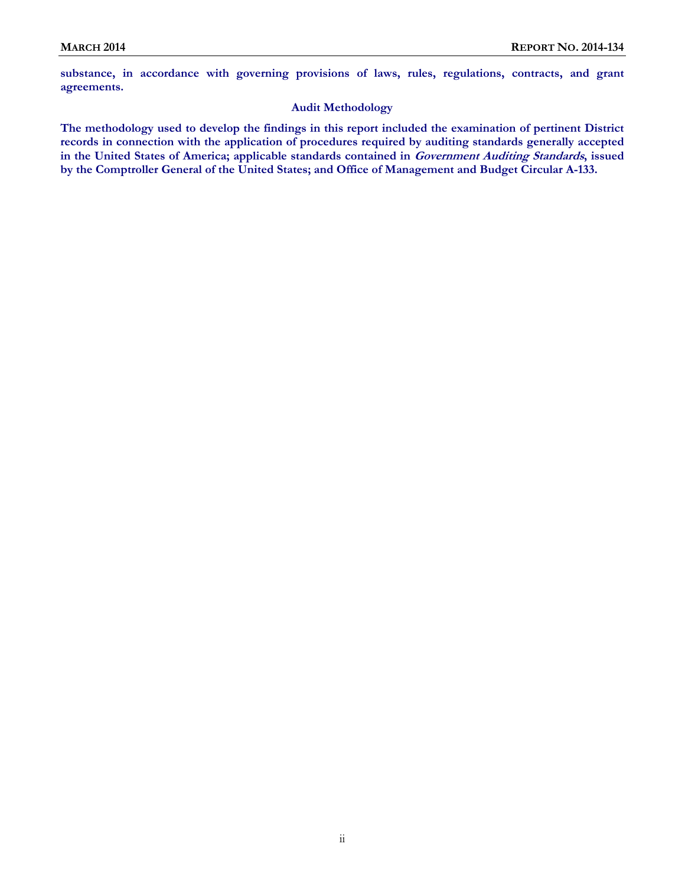**substance, in accordance with governing provisions of laws, rules, regulations, contracts, and grant agreements.**

### Audit Methodology

**The methodology used to develop the findings in this report included the examination of pertinent District records in connection with the application of procedures required by auditing standards generally accepted in the United States of America; applicable standards contained in *Government Auditing Standards*, issued by the Comptroller General of the United States; and Office of Management and Budget Circular A-133.**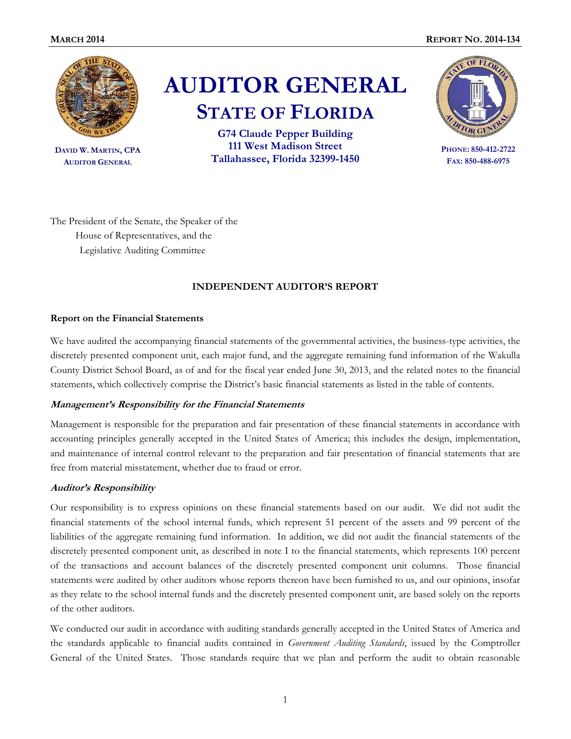MARCH 2014 REPORT NO. 2014-134

# AUDITOR GENERAL
## STATE OF FLORIDA

DAVID W. MARTIN, CPA
AUDITOR GENERAL

G74 Claude Pepper Building
111 West Madison Street
Tallahassee, Florida 32399-1450

PHONE: 850-412-2722
FAX: 850-488-6975

The President of the Senate, the Speaker of the
House of Representatives, and the
Legislative Auditing Committee

### INDEPENDENT AUDITOR'S REPORT

**Report on the Financial Statements**

We have audited the accompanying financial statements of the governmental activities, the business-type activities, the discretely presented component unit, each major fund, and the aggregate remaining fund information of the Wakulla County District School Board, as of and for the fiscal year ended June 30, 2013, and the related notes to the financial statements, which collectively comprise the District's basic financial statements as listed in the table of contents.

***Management's Responsibility for the Financial Statements***

Management is responsible for the preparation and fair presentation of these financial statements in accordance with accounting principles generally accepted in the United States of America; this includes the design, implementation, and maintenance of internal control relevant to the preparation and fair presentation of financial statements that are free from material misstatement, whether due to fraud or error.

***Auditor's Responsibility***

Our responsibility is to express opinions on these financial statements based on our audit. We did not audit the financial statements of the school internal funds, which represent 51 percent of the assets and 99 percent of the liabilities of the aggregate remaining fund information. In addition, we did not audit the financial statements of the discretely presented component unit, as described in note I to the financial statements, which represents 100 percent of the transactions and account balances of the discretely presented component unit columns. Those financial statements were audited by other auditors whose reports thereon have been furnished to us, and our opinions, insofar as they relate to the school internal funds and the discretely presented component unit, are based solely on the reports of the other auditors.

We conducted our audit in accordance with auditing standards generally accepted in the United States of America and the standards applicable to financial audits contained in *Government Auditing Standards*, issued by the Comptroller General of the United States. Those standards require that we plan and perform the audit to obtain reasonable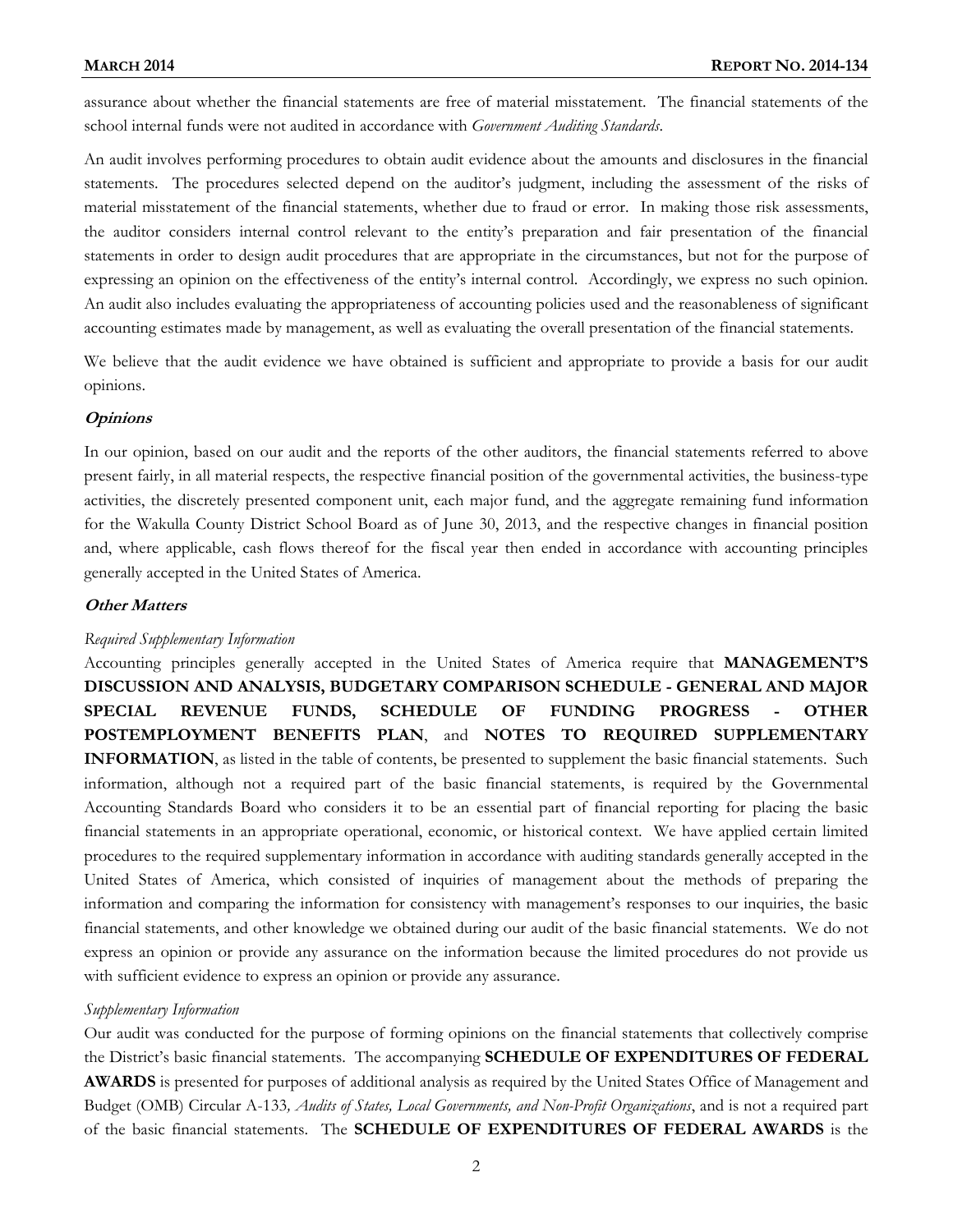assurance about whether the financial statements are free of material misstatement. The financial statements of the school internal funds were not audited in accordance with *Government Auditing Standards*.

An audit involves performing procedures to obtain audit evidence about the amounts and disclosures in the financial statements. The procedures selected depend on the auditor's judgment, including the assessment of the risks of material misstatement of the financial statements, whether due to fraud or error. In making those risk assessments, the auditor considers internal control relevant to the entity's preparation and fair presentation of the financial statements in order to design audit procedures that are appropriate in the circumstances, but not for the purpose of expressing an opinion on the effectiveness of the entity's internal control. Accordingly, we express no such opinion. An audit also includes evaluating the appropriateness of accounting policies used and the reasonableness of significant accounting estimates made by management, as well as evaluating the overall presentation of the financial statements.

We believe that the audit evidence we have obtained is sufficient and appropriate to provide a basis for our audit opinions.

### *Opinions*

In our opinion, based on our audit and the reports of the other auditors, the financial statements referred to above present fairly, in all material respects, the respective financial position of the governmental activities, the business-type activities, the discretely presented component unit, each major fund, and the aggregate remaining fund information for the Wakulla County District School Board as of June 30, 2013, and the respective changes in financial position and, where applicable, cash flows thereof for the fiscal year then ended in accordance with accounting principles generally accepted in the United States of America.

### *Other Matters*

*Required Supplementary Information*

Accounting principles generally accepted in the United States of America require that **MANAGEMENT'S DISCUSSION AND ANALYSIS, BUDGETARY COMPARISON SCHEDULE - GENERAL AND MAJOR SPECIAL REVENUE FUNDS, SCHEDULE OF FUNDING PROGRESS - OTHER POSTEMPLOYMENT BENEFITS PLAN**, and **NOTES TO REQUIRED SUPPLEMENTARY INFORMATION**, as listed in the table of contents, be presented to supplement the basic financial statements. Such information, although not a required part of the basic financial statements, is required by the Governmental Accounting Standards Board who considers it to be an essential part of financial reporting for placing the basic financial statements in an appropriate operational, economic, or historical context. We have applied certain limited procedures to the required supplementary information in accordance with auditing standards generally accepted in the United States of America, which consisted of inquiries of management about the methods of preparing the information and comparing the information for consistency with management's responses to our inquiries, the basic financial statements, and other knowledge we obtained during our audit of the basic financial statements. We do not express an opinion or provide any assurance on the information because the limited procedures do not provide us with sufficient evidence to express an opinion or provide any assurance.

*Supplementary Information*

Our audit was conducted for the purpose of forming opinions on the financial statements that collectively comprise the District's basic financial statements. The accompanying **SCHEDULE OF EXPENDITURES OF FEDERAL AWARDS** is presented for purposes of additional analysis as required by the United States Office of Management and Budget (OMB) Circular A-133*, Audits of States, Local Governments, and Non-Profit Organizations*, and is not a required part of the basic financial statements. The **SCHEDULE OF EXPENDITURES OF FEDERAL AWARDS** is the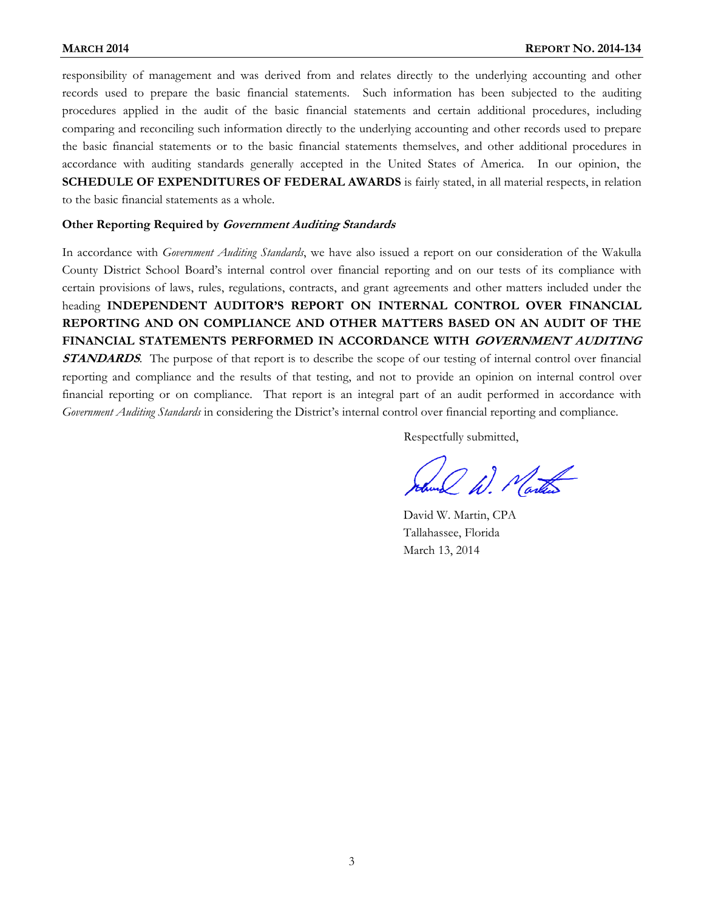responsibility of management and was derived from and relates directly to the underlying accounting and other records used to prepare the basic financial statements. Such information has been subjected to the auditing procedures applied in the audit of the basic financial statements and certain additional procedures, including comparing and reconciling such information directly to the underlying accounting and other records used to prepare the basic financial statements or to the basic financial statements themselves, and other additional procedures in accordance with auditing standards generally accepted in the United States of America. In our opinion, the **SCHEDULE OF EXPENDITURES OF FEDERAL AWARDS** is fairly stated, in all material respects, in relation to the basic financial statements as a whole.

**Other Reporting Required by *Government Auditing Standards***

In accordance with *Government Auditing Standards*, we have also issued a report on our consideration of the Wakulla County District School Board's internal control over financial reporting and on our tests of its compliance with certain provisions of laws, rules, regulations, contracts, and grant agreements and other matters included under the heading **INDEPENDENT AUDITOR'S REPORT ON INTERNAL CONTROL OVER FINANCIAL REPORTING AND ON COMPLIANCE AND OTHER MATTERS BASED ON AN AUDIT OF THE FINANCIAL STATEMENTS PERFORMED IN ACCORDANCE WITH *GOVERNMENT AUDITING STANDARDS***. The purpose of that report is to describe the scope of our testing of internal control over financial reporting and compliance and the results of that testing, and not to provide an opinion on internal control over financial reporting or on compliance. That report is an integral part of an audit performed in accordance with *Government Auditing Standards* in considering the District's internal control over financial reporting and compliance.

Respectfully submitted,

David W. Martin, CPA
Tallahassee, Florida
March 13, 2014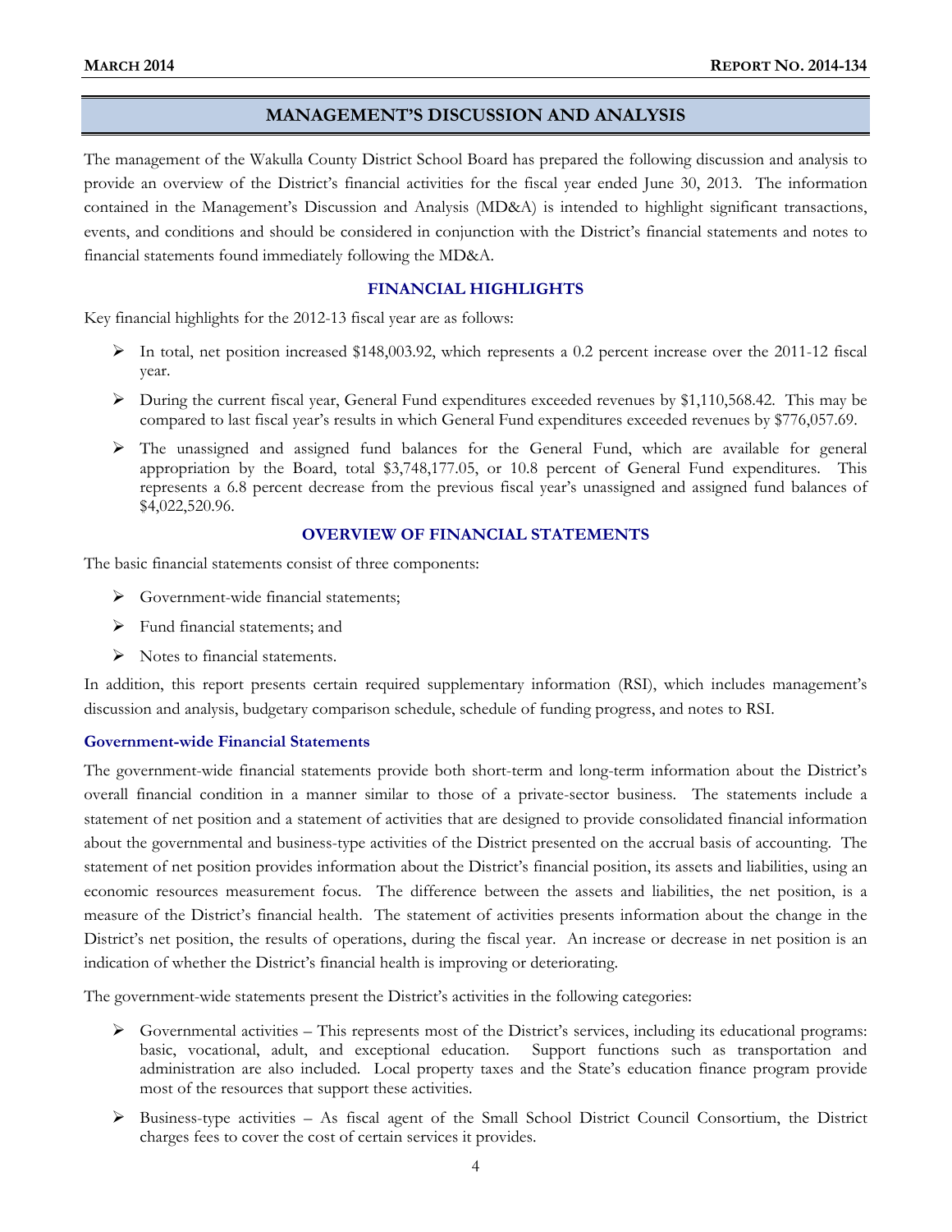## MANAGEMENT'S DISCUSSION AND ANALYSIS

The management of the Wakulla County District School Board has prepared the following discussion and analysis to provide an overview of the District's financial activities for the fiscal year ended June 30, 2013. The information contained in the Management's Discussion and Analysis (MD&A) is intended to highlight significant transactions, events, and conditions and should be considered in conjunction with the District's financial statements and notes to financial statements found immediately following the MD&A.

### FINANCIAL HIGHLIGHTS

Key financial highlights for the 2012-13 fiscal year are as follows:

- In total, net position increased $148,003.92, which represents a 0.2 percent increase over the 2011-12 fiscal year.
- During the current fiscal year, General Fund expenditures exceeded revenues by $1,110,568.42. This may be compared to last fiscal year's results in which General Fund expenditures exceeded revenues by $776,057.69.
- The unassigned and assigned fund balances for the General Fund, which are available for general appropriation by the Board, total $3,748,177.05, or 10.8 percent of General Fund expenditures. This represents a 6.8 percent decrease from the previous fiscal year's unassigned and assigned fund balances of $4,022,520.96.

### OVERVIEW OF FINANCIAL STATEMENTS

The basic financial statements consist of three components:

- Government-wide financial statements;
- Fund financial statements; and
- Notes to financial statements.

In addition, this report presents certain required supplementary information (RSI), which includes management's discussion and analysis, budgetary comparison schedule, schedule of funding progress, and notes to RSI.

#### Government-wide Financial Statements

The government-wide financial statements provide both short-term and long-term information about the District's overall financial condition in a manner similar to those of a private-sector business. The statements include a statement of net position and a statement of activities that are designed to provide consolidated financial information about the governmental and business-type activities of the District presented on the accrual basis of accounting. The statement of net position provides information about the District's financial position, its assets and liabilities, using an economic resources measurement focus. The difference between the assets and liabilities, the net position, is a measure of the District's financial health. The statement of activities presents information about the change in the District's net position, the results of operations, during the fiscal year. An increase or decrease in net position is an indication of whether the District's financial health is improving or deteriorating.

The government-wide statements present the District's activities in the following categories:

- Governmental activities – This represents most of the District's services, including its educational programs: basic, vocational, adult, and exceptional education. Support functions such as transportation and administration are also included. Local property taxes and the State's education finance program provide most of the resources that support these activities.
- Business-type activities – As fiscal agent of the Small School District Council Consortium, the District charges fees to cover the cost of certain services it provides.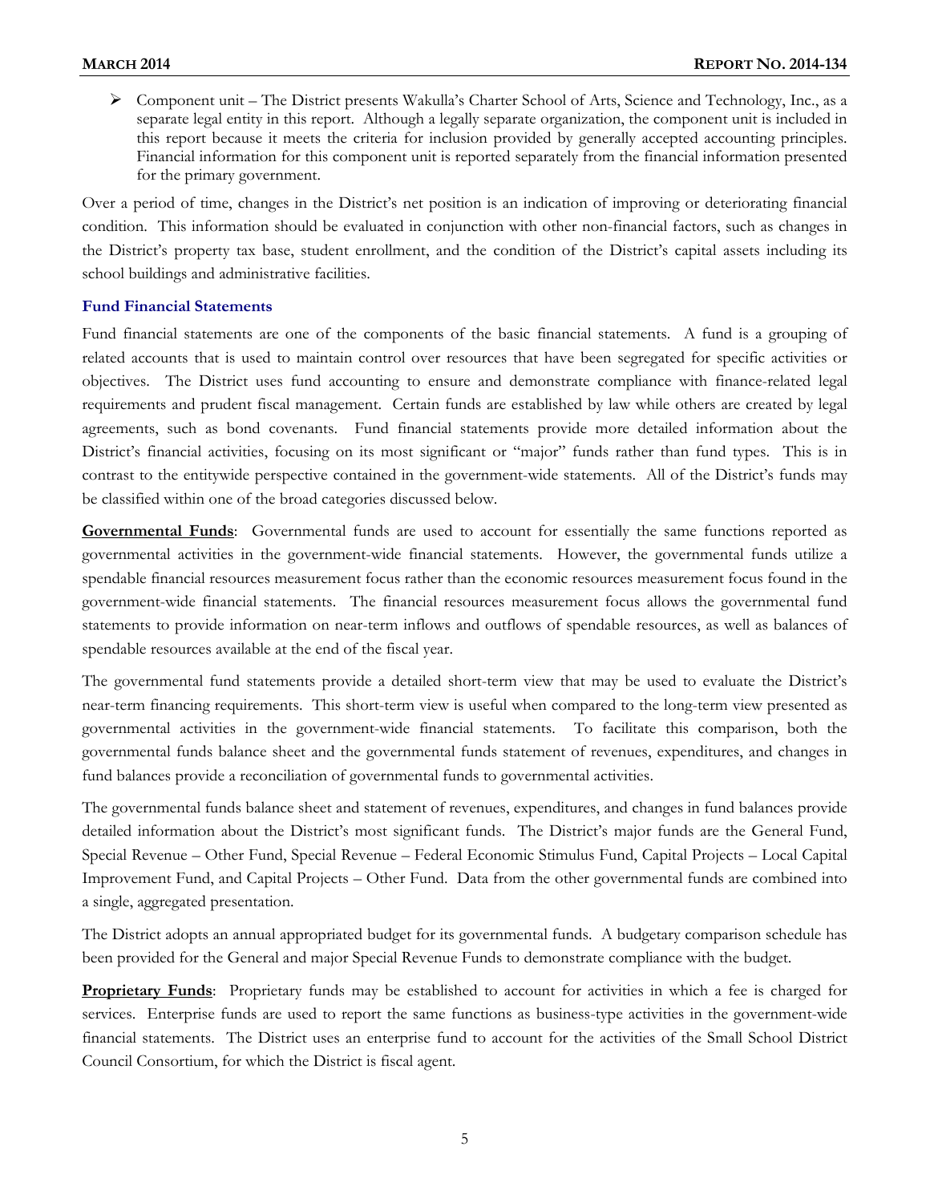- Component unit – The District presents Wakulla's Charter School of Arts, Science and Technology, Inc., as a separate legal entity in this report. Although a legally separate organization, the component unit is included in this report because it meets the criteria for inclusion provided by generally accepted accounting principles. Financial information for this component unit is reported separately from the financial information presented for the primary government.

Over a period of time, changes in the District's net position is an indication of improving or deteriorating financial condition. This information should be evaluated in conjunction with other non-financial factors, such as changes in the District's property tax base, student enrollment, and the condition of the District's capital assets including its school buildings and administrative facilities.

### Fund Financial Statements

Fund financial statements are one of the components of the basic financial statements. A fund is a grouping of related accounts that is used to maintain control over resources that have been segregated for specific activities or objectives. The District uses fund accounting to ensure and demonstrate compliance with finance-related legal requirements and prudent fiscal management. Certain funds are established by law while others are created by legal agreements, such as bond covenants. Fund financial statements provide more detailed information about the District's financial activities, focusing on its most significant or "major" funds rather than fund types. This is in contrast to the entitywide perspective contained in the government-wide statements. All of the District's funds may be classified within one of the broad categories discussed below.

**Governmental Funds**: Governmental funds are used to account for essentially the same functions reported as governmental activities in the government-wide financial statements. However, the governmental funds utilize a spendable financial resources measurement focus rather than the economic resources measurement focus found in the government-wide financial statements. The financial resources measurement focus allows the governmental fund statements to provide information on near-term inflows and outflows of spendable resources, as well as balances of spendable resources available at the end of the fiscal year.

The governmental fund statements provide a detailed short-term view that may be used to evaluate the District's near-term financing requirements. This short-term view is useful when compared to the long-term view presented as governmental activities in the government-wide financial statements. To facilitate this comparison, both the governmental funds balance sheet and the governmental funds statement of revenues, expenditures, and changes in fund balances provide a reconciliation of governmental funds to governmental activities.

The governmental funds balance sheet and statement of revenues, expenditures, and changes in fund balances provide detailed information about the District's most significant funds. The District's major funds are the General Fund, Special Revenue – Other Fund, Special Revenue – Federal Economic Stimulus Fund, Capital Projects – Local Capital Improvement Fund, and Capital Projects – Other Fund. Data from the other governmental funds are combined into a single, aggregated presentation.

The District adopts an annual appropriated budget for its governmental funds. A budgetary comparison schedule has been provided for the General and major Special Revenue Funds to demonstrate compliance with the budget.

**Proprietary Funds**: Proprietary funds may be established to account for activities in which a fee is charged for services. Enterprise funds are used to report the same functions as business-type activities in the government-wide financial statements. The District uses an enterprise fund to account for the activities of the Small School District Council Consortium, for which the District is fiscal agent.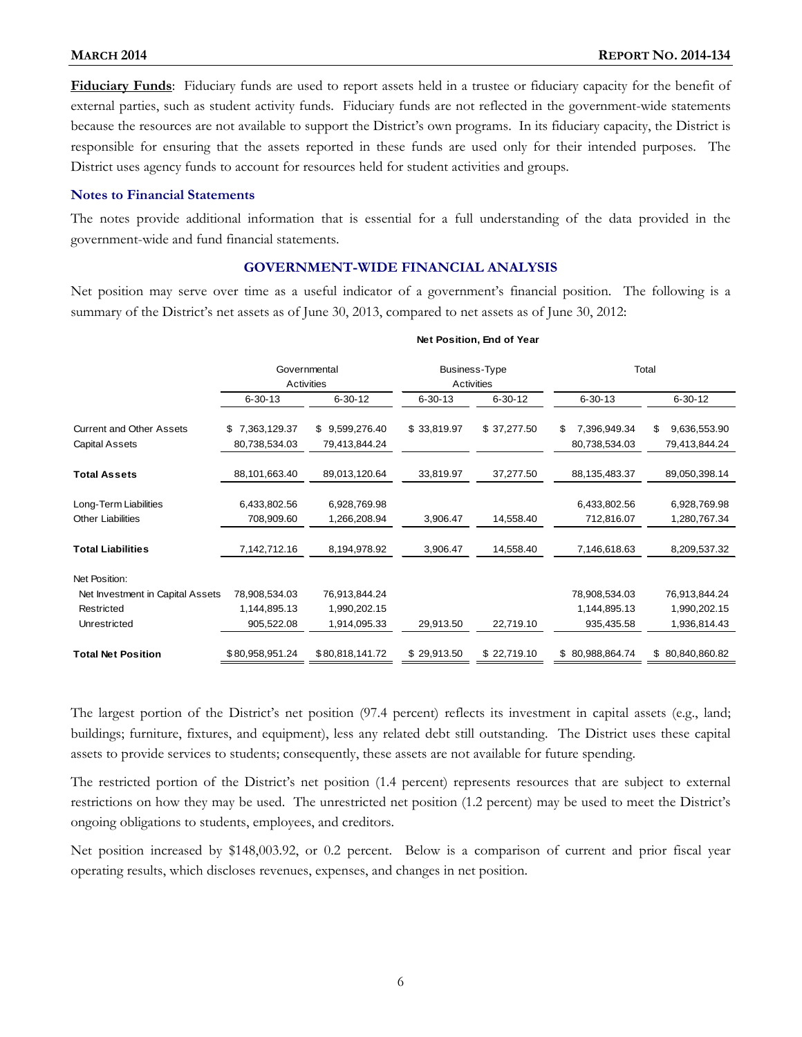**Fiduciary Funds**: Fiduciary funds are used to report assets held in a trustee or fiduciary capacity for the benefit of external parties, such as student activity funds. Fiduciary funds are not reflected in the government-wide statements because the resources are not available to support the District's own programs. In its fiduciary capacity, the District is responsible for ensuring that the assets reported in these funds are used only for their intended purposes. The District uses agency funds to account for resources held for student activities and groups.

### Notes to Financial Statements

The notes provide additional information that is essential for a full understanding of the data provided in the government-wide and fund financial statements.

## GOVERNMENT-WIDE FINANCIAL ANALYSIS

Net position may serve over time as a useful indicator of a government's financial position. The following is a summary of the District's net assets as of June 30, 2013, compared to net assets as of June 30, 2012:

**Net Position, End of Year**

| | Governmental Activities | | Business-Type Activities | | Total | |
|---|---|---|---|---|---|---|
| | 6-30-13 | 6-30-12 | 6-30-13 | 6-30-12 | 6-30-13 | 6-30-12 |
| Current and Other Assets | $ 7,363,129.37 | $ 9,599,276.40 | $ 33,819.97 | $ 37,277.50 | $ 7,396,949.34 | $ 9,636,553.90 |
| Capital Assets | 80,738,534.03 | 79,413,844.24 | | | 80,738,534.03 | 79,413,844.24 |
| **Total Assets** | 88,101,663.40 | 89,013,120.64 | 33,819.97 | 37,277.50 | 88,135,483.37 | 89,050,398.14 |
| Long-Term Liabilities | 6,433,802.56 | 6,928,769.98 | | | 6,433,802.56 | 6,928,769.98 |
| Other Liabilities | 708,909.60 | 1,266,208.94 | 3,906.47 | 14,558.40 | 712,816.07 | 1,280,767.34 |
| **Total Liabilities** | 7,142,712.16 | 8,194,978.92 | 3,906.47 | 14,558.40 | 7,146,618.63 | 8,209,537.32 |
| Net Position: | | | | | | |
| Net Investment in Capital Assets | 78,908,534.03 | 76,913,844.24 | | | 78,908,534.03 | 76,913,844.24 |
| Restricted | 1,144,895.13 | 1,990,202.15 | | | 1,144,895.13 | 1,990,202.15 |
| Unrestricted | 905,522.08 | 1,914,095.33 | 29,913.50 | 22,719.10 | 935,435.58 | 1,936,814.43 |
| **Total Net Position** | $ 80,958,951.24 | $ 80,818,141.72 | $ 29,913.50 | $ 22,719.10 | $ 80,988,864.74 | $ 80,840,860.82 |

The largest portion of the District's net position (97.4 percent) reflects its investment in capital assets (e.g., land; buildings; furniture, fixtures, and equipment), less any related debt still outstanding. The District uses these capital assets to provide services to students; consequently, these assets are not available for future spending.

The restricted portion of the District's net position (1.4 percent) represents resources that are subject to external restrictions on how they may be used. The unrestricted net position (1.2 percent) may be used to meet the District's ongoing obligations to students, employees, and creditors.

Net position increased by $148,003.92, or 0.2 percent. Below is a comparison of current and prior fiscal year operating results, which discloses revenues, expenses, and changes in net position.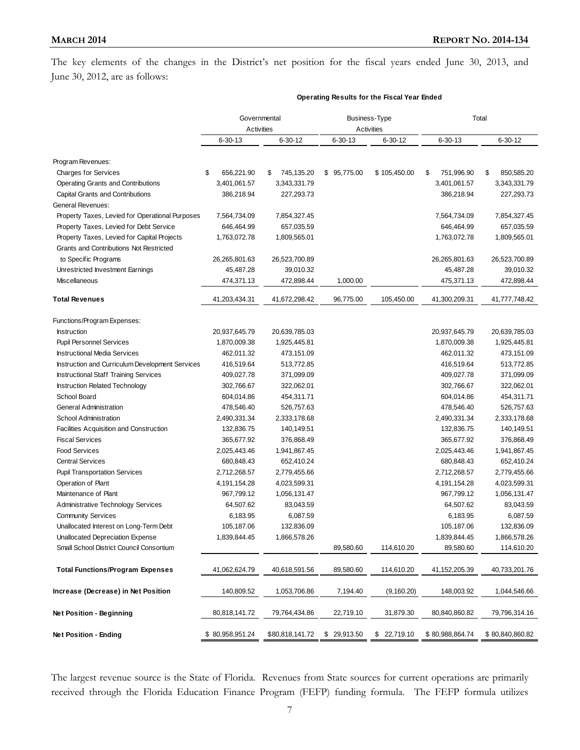The key elements of the changes in the District's net position for the fiscal years ended June 30, 2013, and June 30, 2012, are as follows:

**Operating Results for the Fiscal Year Ended**

| | Governmental Activities | | Business-Type Activities | | Total | |
|---|---|---|---|---|---|---|
| | 6-30-13 | 6-30-12 | 6-30-13 | 6-30-12 | 6-30-13 | 6-30-12 |
| Program Revenues: | | | | | | |
| Charges for Services | $ 656,221.90 | $ 745,135.20 | $ 95,775.00 | $ 105,450.00 | $ 751,996.90 | $ 850,585.20 |
| Operating Grants and Contributions | 3,401,061.57 | 3,343,331.79 | | | 3,401,061.57 | 3,343,331.79 |
| Capital Grants and Contributions | 386,218.94 | 227,293.73 | | | 386,218.94 | 227,293.73 |
| General Revenues: | | | | | | |
| Property Taxes, Levied for Operational Purposes | 7,564,734.09 | 7,854,327.45 | | | 7,564,734.09 | 7,854,327.45 |
| Property Taxes, Levied for Debt Service | 646,464.99 | 657,035.59 | | | 646,464.99 | 657,035.59 |
| Property Taxes, Levied for Capital Projects | 1,763,072.78 | 1,809,565.01 | | | 1,763,072.78 | 1,809,565.01 |
| Grants and Contributions Not Restricted to Specific Programs | 26,265,801.63 | 26,523,700.89 | | | 26,265,801.63 | 26,523,700.89 |
| Unrestricted Investment Earnings | 45,487.28 | 39,010.32 | | | 45,487.28 | 39,010.32 |
| Miscellaneous | 474,371.13 | 472,898.44 | 1,000.00 | | 475,371.13 | 472,898.44 |
| **Total Revenues** | 41,203,434.31 | 41,672,298.42 | 96,775.00 | 105,450.00 | 41,300,209.31 | 41,777,748.42 |
| Functions/Program Expenses: | | | | | | |
| Instruction | 20,937,645.79 | 20,639,785.03 | | | 20,937,645.79 | 20,639,785.03 |
| Pupil Personnel Services | 1,870,009.38 | 1,925,445.81 | | | 1,870,009.38 | 1,925,445.81 |
| Instructional Media Services | 462,011.32 | 473,151.09 | | | 462,011.32 | 473,151.09 |
| Instruction and Curriculum Development Services | 416,519.64 | 513,772.85 | | | 416,519.64 | 513,772.85 |
| Instructional Staff Training Services | 409,027.78 | 371,099.09 | | | 409,027.78 | 371,099.09 |
| Instruction Related Technology | 302,766.67 | 322,062.01 | | | 302,766.67 | 322,062.01 |
| School Board | 604,014.86 | 454,311.71 | | | 604,014.86 | 454,311.71 |
| General Administration | 478,546.40 | 526,757.63 | | | 478,546.40 | 526,757.63 |
| School Administration | 2,490,331.34 | 2,333,178.68 | | | 2,490,331.34 | 2,333,178.68 |
| Facilities Acquisition and Construction | 132,836.75 | 140,149.51 | | | 132,836.75 | 140,149.51 |
| Fiscal Services | 365,677.92 | 376,868.49 | | | 365,677.92 | 376,868.49 |
| Food Services | 2,025,443.46 | 1,941,867.45 | | | 2,025,443.46 | 1,941,867.45 |
| Central Services | 680,848.43 | 652,410.24 | | | 680,848.43 | 652,410.24 |
| Pupil Transportation Services | 2,712,268.57 | 2,779,455.66 | | | 2,712,268.57 | 2,779,455.66 |
| Operation of Plant | 4,191,154.28 | 4,023,599.31 | | | 4,191,154.28 | 4,023,599.31 |
| Maintenance of Plant | 967,799.12 | 1,056,131.47 | | | 967,799.12 | 1,056,131.47 |
| Administrative Technology Services | 64,507.62 | 83,043.59 | | | 64,507.62 | 83,043.59 |
| Community Services | 6,183.95 | 6,087.59 | | | 6,183.95 | 6,087.59 |
| Unallocated Interest on Long-Term Debt | 105,187.06 | 132,836.09 | | | 105,187.06 | 132,836.09 |
| Unallocated Depreciation Expense | 1,839,844.45 | 1,866,578.26 | | | 1,839,844.45 | 1,866,578.26 |
| Small School District Council Consortium | | | 89,580.60 | 114,610.20 | 89,580.60 | 114,610.20 |
| **Total Functions/Program Expenses** | 41,062,624.79 | 40,618,591.56 | 89,580.60 | 114,610.20 | 41,152,205.39 | 40,733,201.76 |
| **Increase (Decrease) in Net Position** | 140,809.52 | 1,053,706.86 | 7,194.40 | (9,160.20) | 148,003.92 | 1,044,546.66 |
| **Net Position - Beginning** | 80,818,141.72 | 79,764,434.86 | 22,719.10 | 31,879.30 | 80,840,860.82 | 79,796,314.16 |
| **Net Position - Ending** | $ 80,958,951.24 | $80,818,141.72 | $ 29,913.50 | $ 22,719.10 | $ 80,988,864.74 | $ 80,840,860.82 |

The largest revenue source is the State of Florida. Revenues from State sources for current operations are primarily received through the Florida Education Finance Program (FEFP) funding formula. The FEFP formula utilizes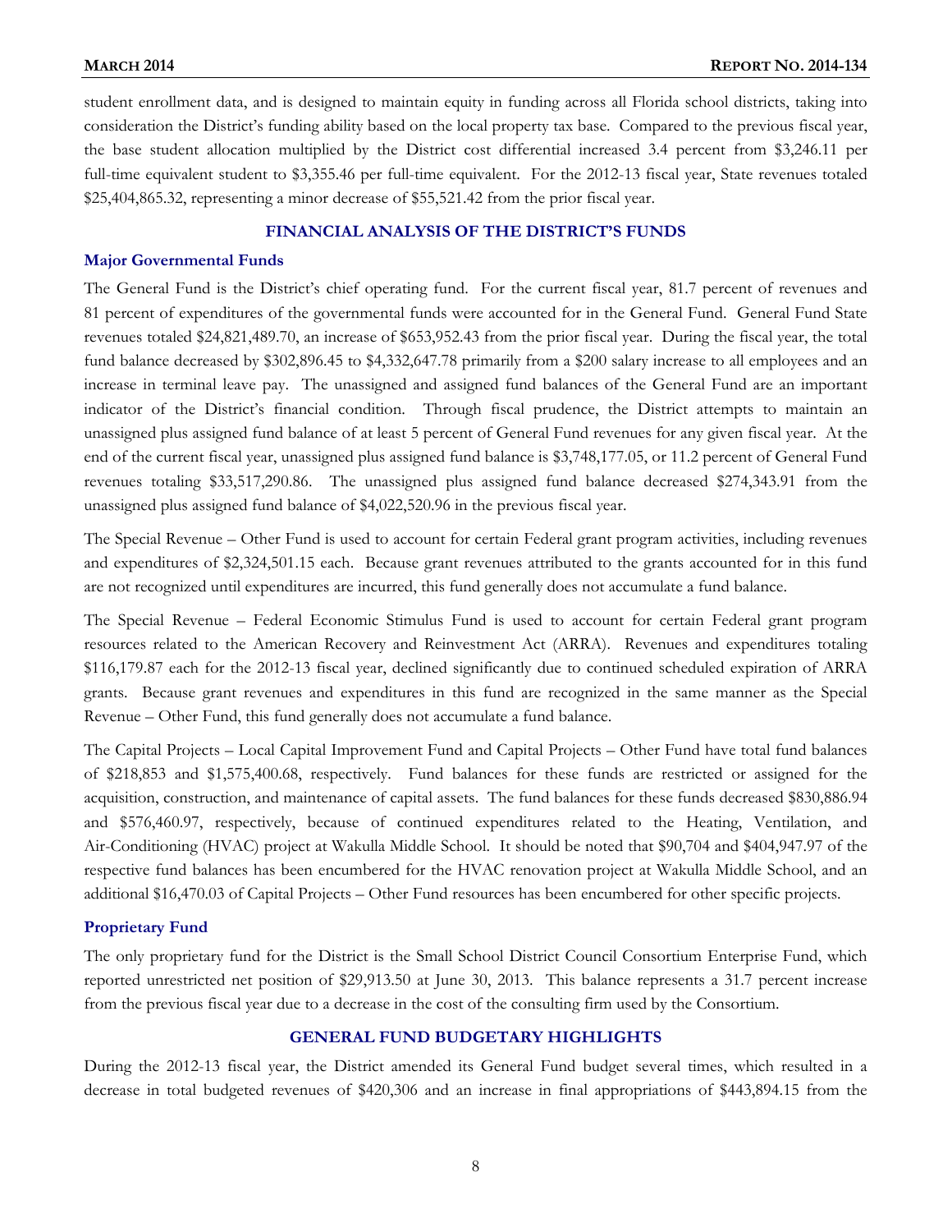student enrollment data, and is designed to maintain equity in funding across all Florida school districts, taking into consideration the District's funding ability based on the local property tax base. Compared to the previous fiscal year, the base student allocation multiplied by the District cost differential increased 3.4 percent from $3,246.11 per full-time equivalent student to $3,355.46 per full-time equivalent. For the 2012-13 fiscal year, State revenues totaled $25,404,865.32, representing a minor decrease of $55,521.42 from the prior fiscal year.

## FINANCIAL ANALYSIS OF THE DISTRICT'S FUNDS

### Major Governmental Funds

The General Fund is the District's chief operating fund. For the current fiscal year, 81.7 percent of revenues and 81 percent of expenditures of the governmental funds were accounted for in the General Fund. General Fund State revenues totaled $24,821,489.70, an increase of $653,952.43 from the prior fiscal year. During the fiscal year, the total fund balance decreased by $302,896.45 to $4,332,647.78 primarily from a $200 salary increase to all employees and an increase in terminal leave pay. The unassigned and assigned fund balances of the General Fund are an important indicator of the District's financial condition. Through fiscal prudence, the District attempts to maintain an unassigned plus assigned fund balance of at least 5 percent of General Fund revenues for any given fiscal year. At the end of the current fiscal year, unassigned plus assigned fund balance is $3,748,177.05, or 11.2 percent of General Fund revenues totaling $33,517,290.86. The unassigned plus assigned fund balance decreased $274,343.91 from the unassigned plus assigned fund balance of $4,022,520.96 in the previous fiscal year.

The Special Revenue – Other Fund is used to account for certain Federal grant program activities, including revenues and expenditures of $2,324,501.15 each. Because grant revenues attributed to the grants accounted for in this fund are not recognized until expenditures are incurred, this fund generally does not accumulate a fund balance.

The Special Revenue – Federal Economic Stimulus Fund is used to account for certain Federal grant program resources related to the American Recovery and Reinvestment Act (ARRA). Revenues and expenditures totaling $116,179.87 each for the 2012-13 fiscal year, declined significantly due to continued scheduled expiration of ARRA grants. Because grant revenues and expenditures in this fund are recognized in the same manner as the Special Revenue – Other Fund, this fund generally does not accumulate a fund balance.

The Capital Projects – Local Capital Improvement Fund and Capital Projects – Other Fund have total fund balances of $218,853 and $1,575,400.68, respectively. Fund balances for these funds are restricted or assigned for the acquisition, construction, and maintenance of capital assets. The fund balances for these funds decreased $830,886.94 and $576,460.97, respectively, because of continued expenditures related to the Heating, Ventilation, and Air-Conditioning (HVAC) project at Wakulla Middle School. It should be noted that $90,704 and $404,947.97 of the respective fund balances has been encumbered for the HVAC renovation project at Wakulla Middle School, and an additional $16,470.03 of Capital Projects – Other Fund resources has been encumbered for other specific projects.

### Proprietary Fund

The only proprietary fund for the District is the Small School District Council Consortium Enterprise Fund, which reported unrestricted net position of $29,913.50 at June 30, 2013. This balance represents a 31.7 percent increase from the previous fiscal year due to a decrease in the cost of the consulting firm used by the Consortium.

## GENERAL FUND BUDGETARY HIGHLIGHTS

During the 2012-13 fiscal year, the District amended its General Fund budget several times, which resulted in a decrease in total budgeted revenues of $420,306 and an increase in final appropriations of $443,894.15 from the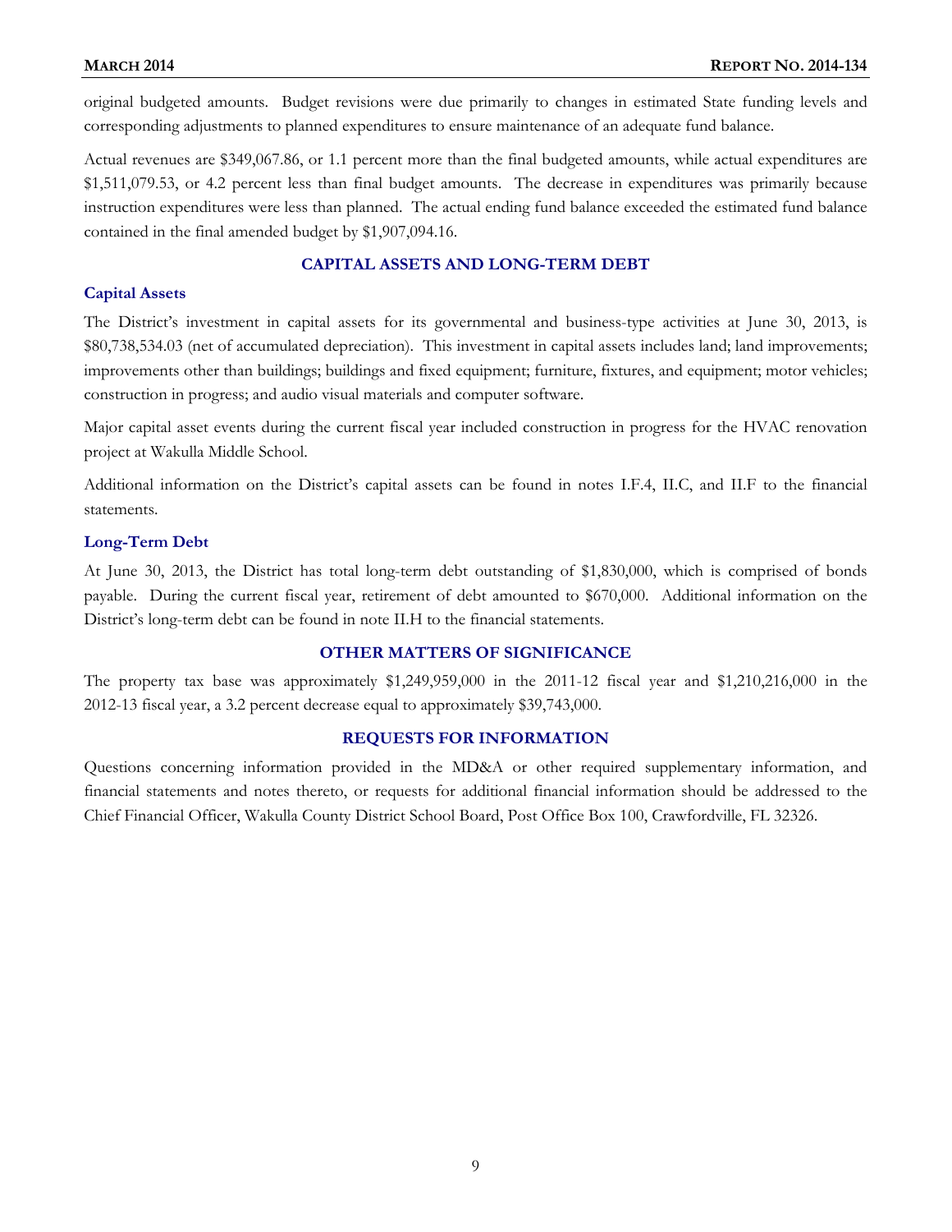original budgeted amounts. Budget revisions were due primarily to changes in estimated State funding levels and corresponding adjustments to planned expenditures to ensure maintenance of an adequate fund balance.

Actual revenues are $349,067.86, or 1.1 percent more than the final budgeted amounts, while actual expenditures are $1,511,079.53, or 4.2 percent less than final budget amounts. The decrease in expenditures was primarily because instruction expenditures were less than planned. The actual ending fund balance exceeded the estimated fund balance contained in the final amended budget by $1,907,094.16.

## CAPITAL ASSETS AND LONG-TERM DEBT

### Capital Assets

The District's investment in capital assets for its governmental and business-type activities at June 30, 2013, is $80,738,534.03 (net of accumulated depreciation). This investment in capital assets includes land; land improvements; improvements other than buildings; buildings and fixed equipment; furniture, fixtures, and equipment; motor vehicles; construction in progress; and audio visual materials and computer software.

Major capital asset events during the current fiscal year included construction in progress for the HVAC renovation project at Wakulla Middle School.

Additional information on the District's capital assets can be found in notes I.F.4, II.C, and II.F to the financial statements.

### Long-Term Debt

At June 30, 2013, the District has total long-term debt outstanding of $1,830,000, which is comprised of bonds payable. During the current fiscal year, retirement of debt amounted to $670,000. Additional information on the District's long-term debt can be found in note II.H to the financial statements.

## OTHER MATTERS OF SIGNIFICANCE

The property tax base was approximately $1,249,959,000 in the 2011-12 fiscal year and $1,210,216,000 in the 2012-13 fiscal year, a 3.2 percent decrease equal to approximately $39,743,000.

## REQUESTS FOR INFORMATION

Questions concerning information provided in the MD&A or other required supplementary information, and financial statements and notes thereto, or requests for additional financial information should be addressed to the Chief Financial Officer, Wakulla County District School Board, Post Office Box 100, Crawfordville, FL 32326.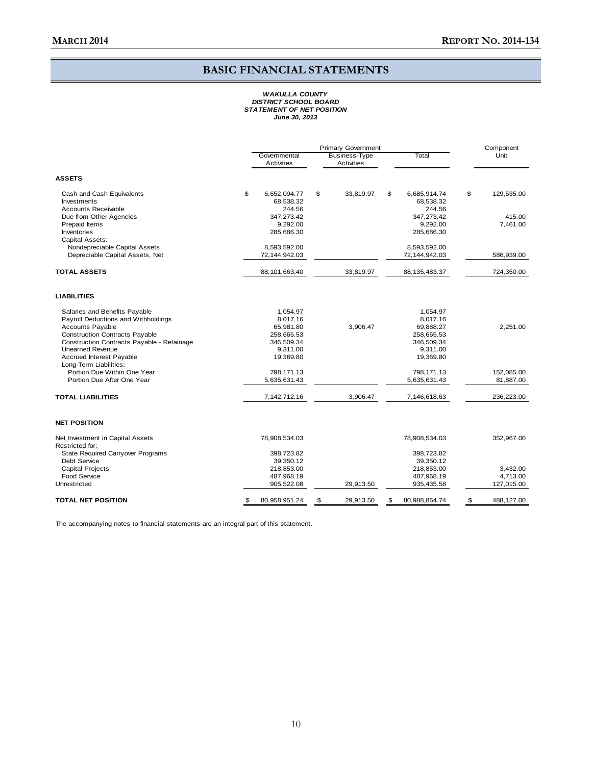# BASIC FINANCIAL STATEMENTS

***WAKULLA COUNTY***
***DISTRICT SCHOOL BOARD***
***STATEMENT OF NET POSITION***
***June 30, 2013***

| | Primary Government | | | Component Unit |
|---|---|---|---|---|
| | Governmental Activities | Business-Type Activities | Total | |
| **ASSETS** | | | | |
| Cash and Cash Equivalents | $ 6,652,094.77 | $ 33,819.97 | $ 6,685,914.74 | $ 129,535.00 |
| Investments | 68,538.32 | | 68,538.32 | |
| Accounts Receivable | 244.56 | | 244.56 | |
| Due from Other Agencies | 347,273.42 | | 347,273.42 | 415.00 |
| Prepaid Items | 9,292.00 | | 9,292.00 | 7,461.00 |
| Inventories | 285,686.30 | | 285,686.30 | |
| Capital Assets: | | | | |
| Nondepreciable Capital Assets | 8,593,592.00 | | 8,593,592.00 | |
| Depreciable Capital Assets, Net | 72,144,942.03 | | 72,144,942.03 | 586,939.00 |
| **TOTAL ASSETS** | 88,101,663.40 | 33,819.97 | 88,135,483.37 | 724,350.00 |
| **LIABILITIES** | | | | |
| Salaries and Benefits Payable | 1,054.97 | | 1,054.97 | |
| Payroll Deductions and Withholdings | 8,017.16 | | 8,017.16 | |
| Accounts Payable | 65,981.80 | 3,906.47 | 69,888.27 | 2,251.00 |
| Construction Contracts Payable | 258,665.53 | | 258,665.53 | |
| Construction Contracts Payable - Retainage | 346,509.34 | | 346,509.34 | |
| Unearned Revenue | 9,311.00 | | 9,311.00 | |
| Accrued Interest Payable | 19,369.80 | | 19,369.80 | |
| Long-Term Liabilities: | | | | |
| Portion Due Within One Year | 798,171.13 | | 798,171.13 | 152,085.00 |
| Portion Due After One Year | 5,635,631.43 | | 5,635,631.43 | 81,887.00 |
| **TOTAL LIABILITIES** | 7,142,712.16 | 3,906.47 | 7,146,618.63 | 236,223.00 |
| **NET POSITION** | | | | |
| Net Investment in Capital Assets | 78,908,534.03 | | 78,908,534.03 | 352,967.00 |
| Restricted for: | | | | |
| State Required Carryover Programs | 398,723.82 | | 398,723.82 | |
| Debt Service | 39,350.12 | | 39,350.12 | |
| Capital Projects | 218,853.00 | | 218,853.00 | 3,432.00 |
| Food Service | 487,968.19 | | 487,968.19 | 4,713.00 |
| Unrestricted | 905,522.08 | 29,913.50 | 935,435.58 | 127,015.00 |
| **TOTAL NET POSITION** | $ 80,958,951.24 | $ 29,913.50 | $ 80,988,864.74 | $ 488,127.00 |

The accompanying notes to financial statements are an integral part of this statement.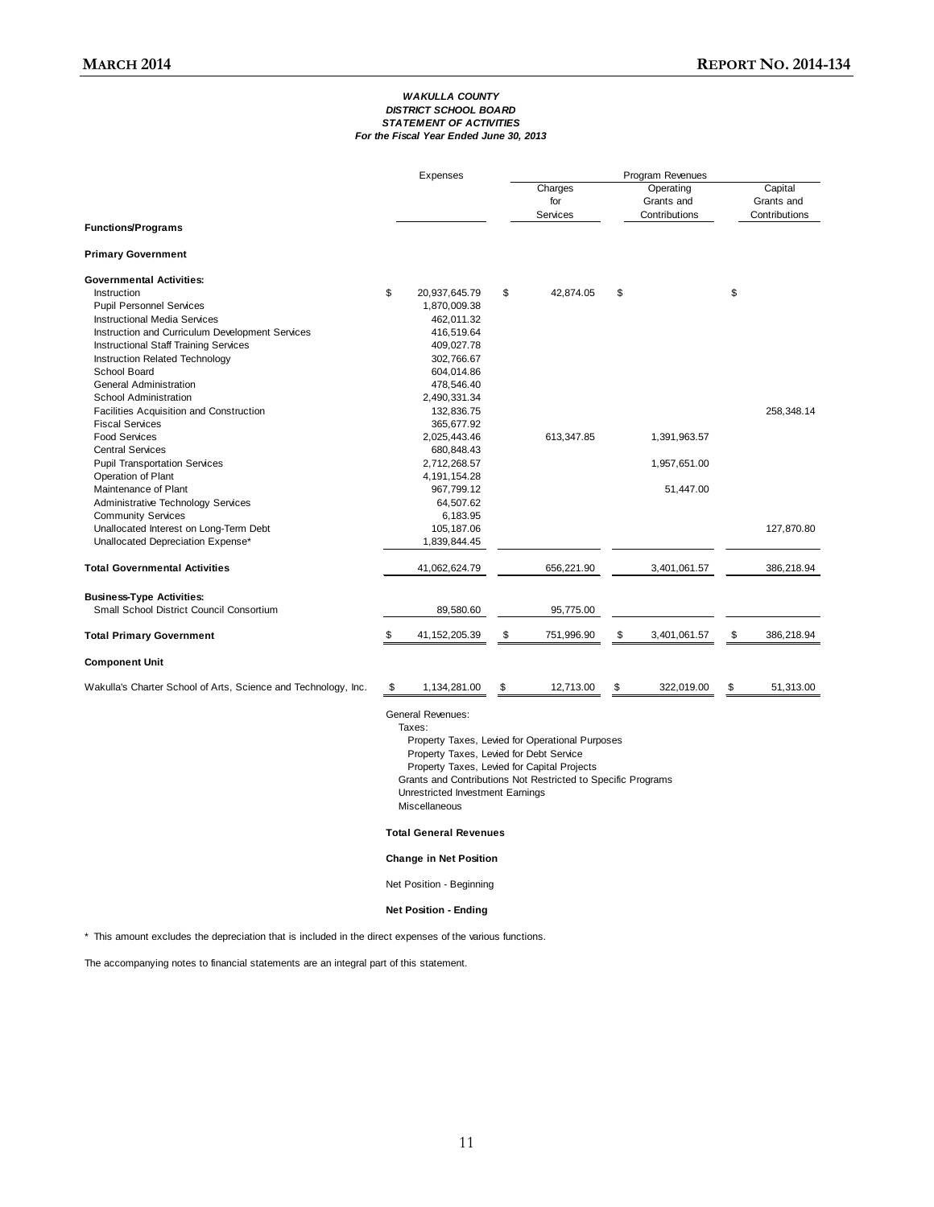***WAKULLA COUNTY***
***DISTRICT SCHOOL BOARD***
***STATEMENT OF ACTIVITIES***
***For the Fiscal Year Ended June 30, 2013***

| | Expenses | Program Revenues | | |
|---|---|---|---|---|
| | | Charges for Services | Operating Grants and Contributions | Capital Grants and Contributions |
| **Functions/Programs** | | | | |
| **Primary Government** | | | | |
| **Governmental Activities:** | | | | |
| Instruction | $ 20,937,645.79 | $ 42,874.05 | $ | $ |
| Pupil Personnel Services | 1,870,009.38 | | | |
| Instructional Media Services | 462,011.32 | | | |
| Instruction and Curriculum Development Services | 416,519.64 | | | |
| Instructional Staff Training Services | 409,027.78 | | | |
| Instruction Related Technology | 302,766.67 | | | |
| School Board | 604,014.86 | | | |
| General Administration | 478,546.40 | | | |
| School Administration | 2,490,331.34 | | | |
| Facilities Acquisition and Construction | 132,836.75 | | | 258,348.14 |
| Fiscal Services | 365,677.92 | | | |
| Food Services | 2,025,443.46 | 613,347.85 | 1,391,963.57 | |
| Central Services | 680,848.43 | | | |
| Pupil Transportation Services | 2,712,268.57 | | 1,957,651.00 | |
| Operation of Plant | 4,191,154.28 | | | |
| Maintenance of Plant | 967,799.12 | | 51,447.00 | |
| Administrative Technology Services | 64,507.62 | | | |
| Community Services | 6,183.95 | | | |
| Unallocated Interest on Long-Term Debt | 105,187.06 | | | 127,870.80 |
| Unallocated Depreciation Expense* | 1,839,844.45 | | | |
| **Total Governmental Activities** | 41,062,624.79 | 656,221.90 | 3,401,061.57 | 386,218.94 |
| **Business-Type Activities:** | | | | |
| Small School District Council Consortium | 89,580.60 | 95,775.00 | | |
| **Total Primary Government** | $ 41,152,205.39 | $ 751,996.90 | $ 3,401,061.57 | $ 386,218.94 |
| **Component Unit** | | | | |
| Wakulla's Charter School of Arts, Science and Technology, Inc. | $ 1,134,281.00 | $ 12,713.00 | $ 322,019.00 | $ 51,313.00 |

General Revenues:
- Taxes:
  - Property Taxes, Levied for Operational Purposes
  - Property Taxes, Levied for Debt Service
  - Property Taxes, Levied for Capital Projects
- Grants and Contributions Not Restricted to Specific Programs
- Unrestricted Investment Earnings
- Miscellaneous

**Total General Revenues**

**Change in Net Position**

Net Position - Beginning

**Net Position - Ending**

\* This amount excludes the depreciation that is included in the direct expenses of the various functions.

The accompanying notes to financial statements are an integral part of this statement.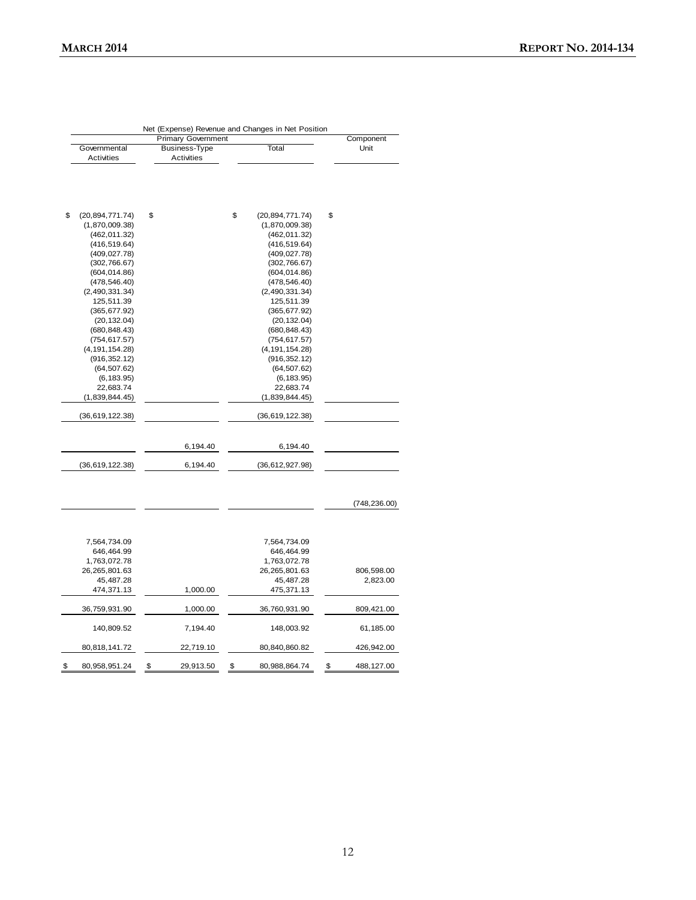| Net (Expense) Revenue and Changes in Net Position | | | |
|---|---|---|---|
| Primary Government | | | Component |
| Governmental Activities | Business-Type Activities | Total | Unit |
| | | | |
| $ (20,894,771.74) | $ | $ (20,894,771.74) | $ |
| (1,870,009.38) | | (1,870,009.38) | |
| (462,011.32) | | (462,011.32) | |
| (416,519.64) | | (416,519.64) | |
| (409,027.78) | | (409,027.78) | |
| (302,766.67) | | (302,766.67) | |
| (604,014.86) | | (604,014.86) | |
| (478,546.40) | | (478,546.40) | |
| (2,490,331.34) | | (2,490,331.34) | |
| 125,511.39 | | 125,511.39 | |
| (365,677.92) | | (365,677.92) | |
| (20,132.04) | | (20,132.04) | |
| (680,848.43) | | (680,848.43) | |
| (754,617.57) | | (754,617.57) | |
| (4,191,154.28) | | (4,191,154.28) | |
| (916,352.12) | | (916,352.12) | |
| (64,507.62) | | (64,507.62) | |
| (6,183.95) | | (6,183.95) | |
| 22,683.74 | | 22,683.74 | |
| (1,839,844.45) | | (1,839,844.45) | |
| (36,619,122.38) | | (36,619,122.38) | |
| | 6,194.40 | 6,194.40 | |
| (36,619,122.38) | 6,194.40 | (36,612,927.98) | |
| | | | (748,236.00) |
| 7,564,734.09 | | 7,564,734.09 | |
| 646,464.99 | | 646,464.99 | |
| 1,763,072.78 | | 1,763,072.78 | |
| 26,265,801.63 | | 26,265,801.63 | 806,598.00 |
| 45,487.28 | | 45,487.28 | 2,823.00 |
| 474,371.13 | 1,000.00 | 475,371.13 | |
| 36,759,931.90 | 1,000.00 | 36,760,931.90 | 809,421.00 |
| 140,809.52 | 7,194.40 | 148,003.92 | 61,185.00 |
| 80,818,141.72 | 22,719.10 | 80,840,860.82 | 426,942.00 |
| $ 80,958,951.24 | $ 29,913.50 | $ 80,988,864.74 | $ 488,127.00 |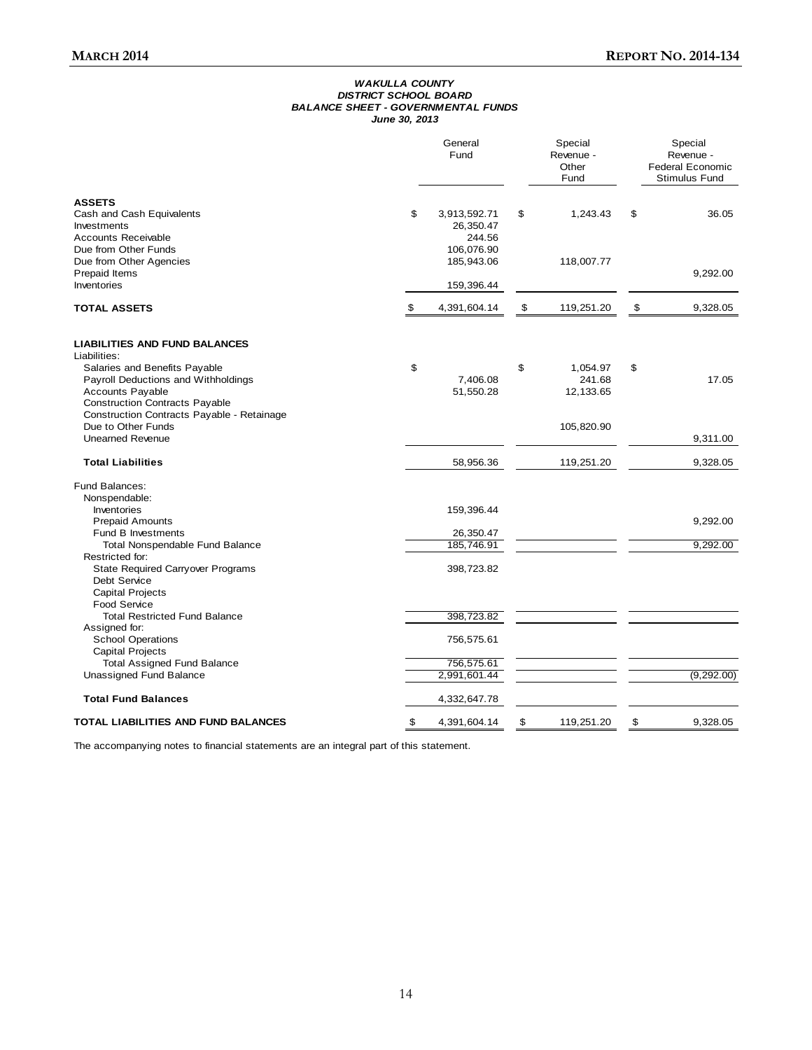***WAKULLA COUNTY***
***DISTRICT SCHOOL BOARD***
***BALANCE SHEET - GOVERNMENTAL FUNDS***
***June 30, 2013***

| | General Fund | Special Revenue - Other Fund | Special Revenue - Federal Economic Stimulus Fund |
|---|---|---|---|
| **ASSETS** | | | |
| Cash and Cash Equivalents | $ 3,913,592.71 | $ 1,243.43 | $ 36.05 |
| Investments | 26,350.47 | | |
| Accounts Receivable | 244.56 | | |
| Due from Other Funds | 106,076.90 | | |
| Due from Other Agencies | 185,943.06 | 118,007.77 | |
| Prepaid Items | | | 9,292.00 |
| Inventories | 159,396.44 | | |
| **TOTAL ASSETS** | $ 4,391,604.14 | $ 119,251.20 | $ 9,328.05 |
| **LIABILITIES AND FUND BALANCES** | | | |
| Liabilities: | | | |
| Salaries and Benefits Payable | $ | $ 1,054.97 | $ |
| Payroll Deductions and Withholdings | 7,406.08 | 241.68 | 17.05 |
| Accounts Payable | 51,550.28 | 12,133.65 | |
| Construction Contracts Payable | | | |
| Construction Contracts Payable - Retainage | | | |
| Due to Other Funds | | 105,820.90 | |
| Unearned Revenue | | | 9,311.00 |
| **Total Liabilities** | 58,956.36 | 119,251.20 | 9,328.05 |
| Fund Balances: | | | |
| Nonspendable: | | | |
| Inventories | 159,396.44 | | |
| Prepaid Amounts | | | 9,292.00 |
| Fund B Investments | 26,350.47 | | |
| Total Nonspendable Fund Balance | 185,746.91 | | 9,292.00 |
| Restricted for: | | | |
| State Required Carryover Programs | 398,723.82 | | |
| Debt Service | | | |
| Capital Projects | | | |
| Food Service | | | |
| Total Restricted Fund Balance | 398,723.82 | | |
| Assigned for: | | | |
| School Operations | 756,575.61 | | |
| Capital Projects | | | |
| Total Assigned Fund Balance | 756,575.61 | | |
| Unassigned Fund Balance | 2,991,601.44 | | (9,292.00) |
| **Total Fund Balances** | 4,332,647.78 | | |
| **TOTAL LIABILITIES AND FUND BALANCES** | $ 4,391,604.14 | $ 119,251.20 | $ 9,328.05 |

The accompanying notes to financial statements are an integral part of this statement.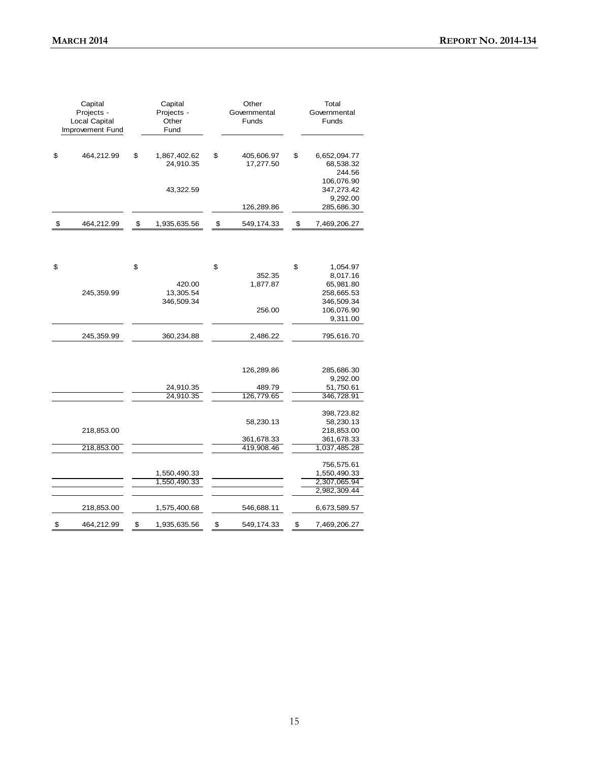| Capital Projects - Local Capital Improvement Fund | Capital Projects - Other Fund | Other Governmental Funds | Total Governmental Funds |
|---|---|---|---|
| $ 464,212.99 | $ 1,867,402.62 | $ 405,606.97 | $ 6,652,094.77 |
| | 24,910.35 | 17,277.50 | 68,538.32 |
| | | | 244.56 |
| | | | 106,076.90 |
| | 43,322.59 | | 347,273.42 |
| | | | 9,292.00 |
| | | 126,289.86 | 285,686.30 |
| $ 464,212.99 | $ 1,935,635.56 | $ 549,174.33 | $ 7,469,206.27 |
| | | | |
| $ | $ | $ | $ 1,054.97 |
| | | 352.35 | 8,017.16 |
| | 420.00 | 1,877.87 | 65,981.80 |
| 245,359.99 | 13,305.54 | | 258,665.53 |
| | 346,509.34 | | 346,509.34 |
| | | 256.00 | 106,076.90 |
| | | | 9,311.00 |
| 245,359.99 | 360,234.88 | 2,486.22 | 795,616.70 |
| | | | |
| | | 126,289.86 | 285,686.30 |
| | | | 9,292.00 |
| | 24,910.35 | 489.79 | 51,750.61 |
| | 24,910.35 | 126,779.65 | 346,728.91 |
| | | | |
| | | | 398,723.82 |
| | | 58,230.13 | 58,230.13 |
| 218,853.00 | | | 218,853.00 |
| | | 361,678.33 | 361,678.33 |
| 218,853.00 | | 419,908.46 | 1,037,485.28 |
| | | | |
| | | | 756,575.61 |
| | 1,550,490.33 | | 1,550,490.33 |
| | 1,550,490.33 | | 2,307,065.94 |
| | | | 2,982,309.44 |
| | | | |
| 218,853.00 | 1,575,400.68 | 546,688.11 | 6,673,589.57 |
| $ 464,212.99 | $ 1,935,635.56 | $ 549,174.33 | $ 7,469,206.27 |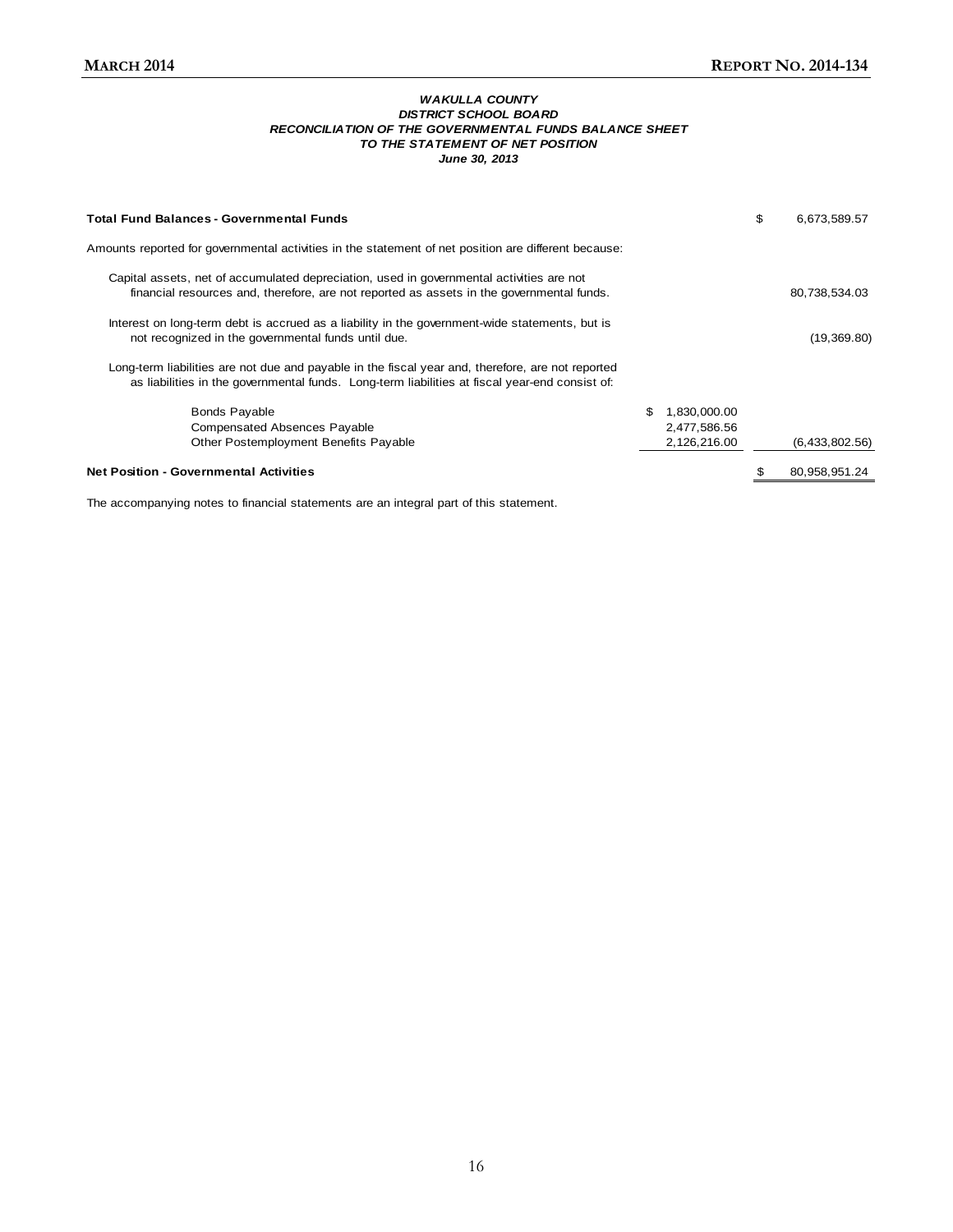***WAKULLA COUNTY***
***DISTRICT SCHOOL BOARD***
***RECONCILIATION OF THE GOVERNMENTAL FUNDS BALANCE SHEET***
***TO THE STATEMENT OF NET POSITION***
***June 30, 2013***

| | | |
|---|---|---|
| **Total Fund Balances - Governmental Funds** | | $ 6,673,589.57 |
| Amounts reported for governmental activities in the statement of net position are different because: | | |
| Capital assets, net of accumulated depreciation, used in governmental activities are not financial resources and, therefore, are not reported as assets in the governmental funds. | | 80,738,534.03 |
| Interest on long-term debt is accrued as a liability in the government-wide statements, but is not recognized in the governmental funds until due. | | (19,369.80) |
| Long-term liabilities are not due and payable in the fiscal year and, therefore, are not reported as liabilities in the governmental funds. Long-term liabilities at fiscal year-end consist of: | | |
| Bonds Payable | $ 1,830,000.00 | |
| Compensated Absences Payable | 2,477,586.56 | |
| Other Postemployment Benefits Payable | 2,126,216.00 | (6,433,802.56) |
| **Net Position - Governmental Activities** | | $ 80,958,951.24 |

The accompanying notes to financial statements are an integral part of this statement.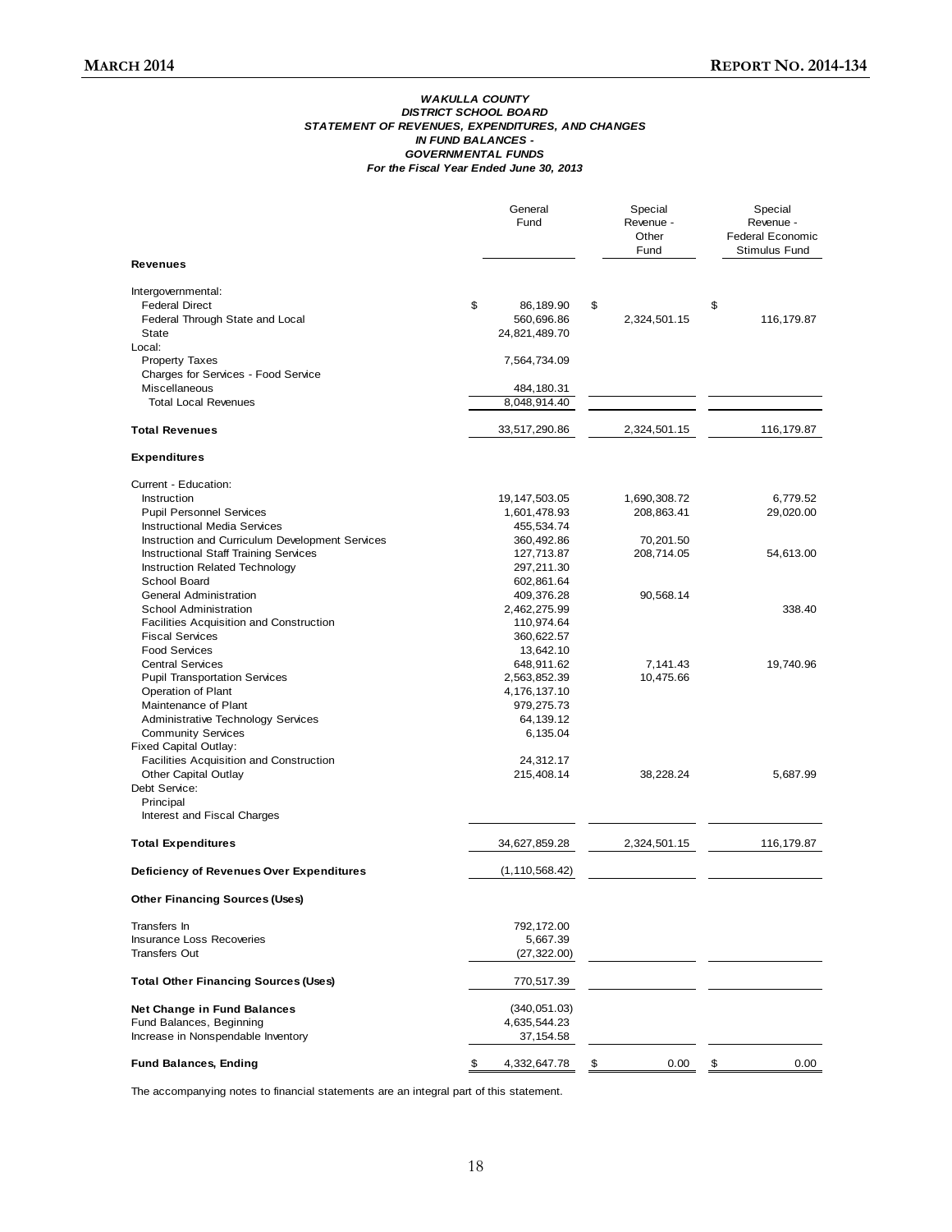***WAKULLA COUNTY***
***DISTRICT SCHOOL BOARD***
***STATEMENT OF REVENUES, EXPENDITURES, AND CHANGES***
***IN FUND BALANCES -***
***GOVERNMENTAL FUNDS***
***For the Fiscal Year Ended June 30, 2013***

| | General Fund | Special Revenue - Other Fund | Special Revenue - Federal Economic Stimulus Fund |
|---|---|---|---|
| **Revenues** | | | |
| Intergovernmental: | | | |
| Federal Direct | $ 86,189.90 | $ | $ |
| Federal Through State and Local | 560,696.86 | 2,324,501.15 | 116,179.87 |
| State | 24,821,489.70 | | |
| Local: | | | |
| Property Taxes | 7,564,734.09 | | |
| Charges for Services - Food Service | | | |
| Miscellaneous | 484,180.31 | | |
| Total Local Revenues | 8,048,914.40 | | |
| **Total Revenues** | 33,517,290.86 | 2,324,501.15 | 116,179.87 |
| **Expenditures** | | | |
| Current - Education: | | | |
| Instruction | 19,147,503.05 | 1,690,308.72 | 6,779.52 |
| Pupil Personnel Services | 1,601,478.93 | 208,863.41 | 29,020.00 |
| Instructional Media Services | 455,534.74 | | |
| Instruction and Curriculum Development Services | 360,492.86 | 70,201.50 | |
| Instructional Staff Training Services | 127,713.87 | 208,714.05 | 54,613.00 |
| Instruction Related Technology | 297,211.30 | | |
| School Board | 602,861.64 | | |
| General Administration | 409,376.28 | 90,568.14 | |
| School Administration | 2,462,275.99 | | 338.40 |
| Facilities Acquisition and Construction | 110,974.64 | | |
| Fiscal Services | 360,622.57 | | |
| Food Services | 13,642.10 | | |
| Central Services | 648,911.62 | 7,141.43 | 19,740.96 |
| Pupil Transportation Services | 2,563,852.39 | 10,475.66 | |
| Operation of Plant | 4,176,137.10 | | |
| Maintenance of Plant | 979,275.73 | | |
| Administrative Technology Services | 64,139.12 | | |
| Community Services | 6,135.04 | | |
| Fixed Capital Outlay: | | | |
| Facilities Acquisition and Construction | 24,312.17 | | |
| Other Capital Outlay | 215,408.14 | 38,228.24 | 5,687.99 |
| Debt Service: | | | |
| Principal | | | |
| Interest and Fiscal Charges | | | |
| **Total Expenditures** | 34,627,859.28 | 2,324,501.15 | 116,179.87 |
| **Deficiency of Revenues Over Expenditures** | (1,110,568.42) | | |
| **Other Financing Sources (Uses)** | | | |
| Transfers In | 792,172.00 | | |
| Insurance Loss Recoveries | 5,667.39 | | |
| Transfers Out | (27,322.00) | | |
| **Total Other Financing Sources (Uses)** | 770,517.39 | | |
| **Net Change in Fund Balances** | (340,051.03) | | |
| Fund Balances, Beginning | 4,635,544.23 | | |
| Increase in Nonspendable Inventory | 37,154.58 | | |
| **Fund Balances, Ending** | $ 4,332,647.78 | $ 0.00 | $ 0.00 |

The accompanying notes to financial statements are an integral part of this statement.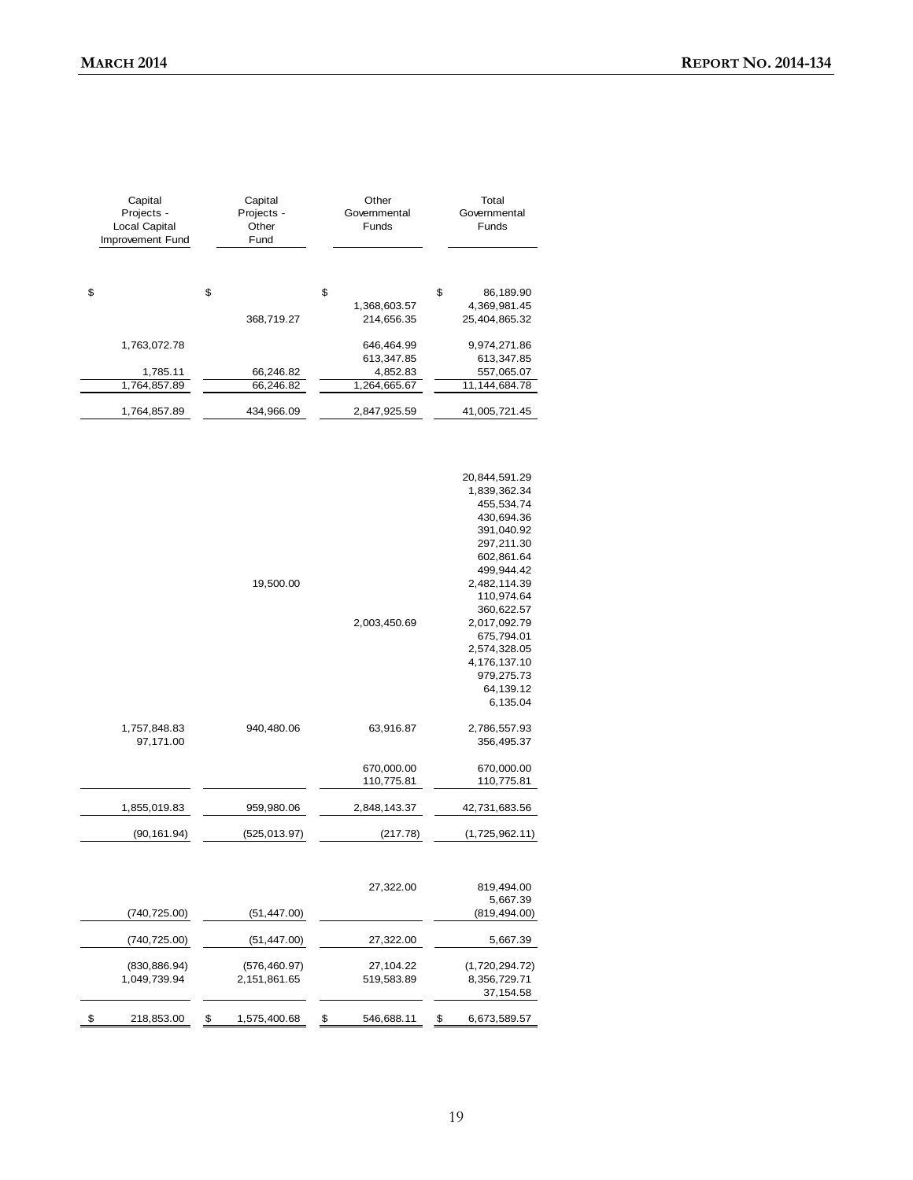| Capital Projects - Local Capital Improvement Fund | Capital Projects - Other Fund | Other Governmental Funds | Total Governmental Funds |
|---|---|---|---|
| $ | $ | $ | $ 86,189.90 |
| | | 1,368,603.57 | 4,369,981.45 |
| | 368,719.27 | 214,656.35 | 25,404,865.32 |
| 1,763,072.78 | | 646,464.99 | 9,974,271.86 |
| | | 613,347.85 | 613,347.85 |
| 1,785.11 | 66,246.82 | 4,852.83 | 557,065.07 |
| 1,764,857.89 | 66,246.82 | 1,264,665.67 | 11,144,684.78 |
| 1,764,857.89 | 434,966.09 | 2,847,925.59 | 41,005,721.45 |
| | | | 20,844,591.29 |
| | | | 1,839,362.34 |
| | | | 455,534.74 |
| | | | 430,694.36 |
| | | | 391,040.92 |
| | | | 297,211.30 |
| | | | 602,861.64 |
| | | | 499,944.42 |
| | 19,500.00 | | 2,482,114.39 |
| | | | 110,974.64 |
| | | | 360,622.57 |
| | | 2,003,450.69 | 2,017,092.79 |
| | | | 675,794.01 |
| | | | 2,574,328.05 |
| | | | 4,176,137.10 |
| | | | 979,275.73 |
| | | | 64,139.12 |
| | | | 6,135.04 |
| 1,757,848.83 | 940,480.06 | 63,916.87 | 2,786,557.93 |
| 97,171.00 | | | 356,495.37 |
| | | 670,000.00 | 670,000.00 |
| | | 110,775.81 | 110,775.81 |
| 1,855,019.83 | 959,980.06 | 2,848,143.37 | 42,731,683.56 |
| (90,161.94) | (525,013.97) | (217.78) | (1,725,962.11) |
| | | 27,322.00 | 819,494.00 |
| | | | 5,667.39 |
| (740,725.00) | (51,447.00) | | (819,494.00) |
| (740,725.00) | (51,447.00) | 27,322.00 | 5,667.39 |
| (830,886.94) | (576,460.97) | 27,104.22 | (1,720,294.72) |
| 1,049,739.94 | 2,151,861.65 | 519,583.89 | 8,356,729.71 |
| | | | 37,154.58 |
| $ 218,853.00 | $ 1,575,400.68 | $ 546,688.11 | $ 6,673,589.57 |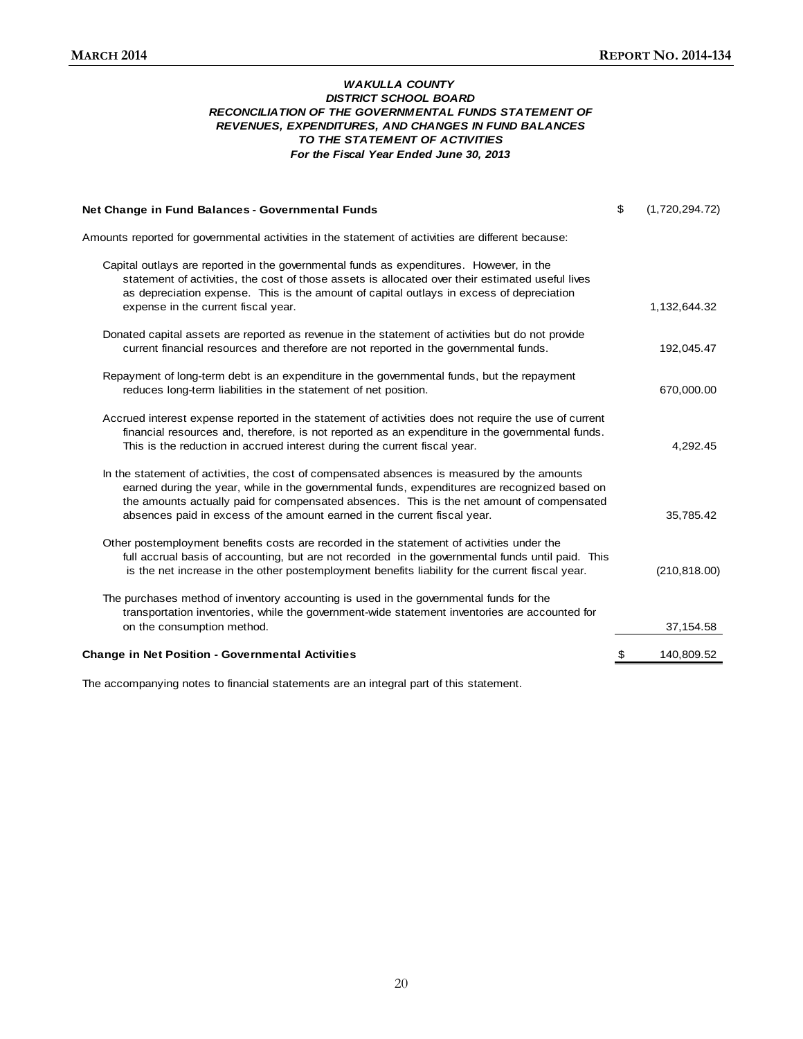### *WAKULLA COUNTY*
### *DISTRICT SCHOOL BOARD*
### *RECONCILIATION OF THE GOVERNMENTAL FUNDS STATEMENT OF REVENUES, EXPENDITURES, AND CHANGES IN FUND BALANCES TO THE STATEMENT OF ACTIVITIES*
### *For the Fiscal Year Ended June 30, 2013*

| | | |
|---|---|---|
| **Net Change in Fund Balances - Governmental Funds** | $ | (1,720,294.72) |
| Amounts reported for governmental activities in the statement of activities are different because: | | |
| Capital outlays are reported in the governmental funds as expenditures. However, in the statement of activities, the cost of those assets is allocated over their estimated useful lives as depreciation expense. This is the amount of capital outlays in excess of depreciation expense in the current fiscal year. | | 1,132,644.32 |
| Donated capital assets are reported as revenue in the statement of activities but do not provide current financial resources and therefore are not reported in the governmental funds. | | 192,045.47 |
| Repayment of long-term debt is an expenditure in the governmental funds, but the repayment reduces long-term liabilities in the statement of net position. | | 670,000.00 |
| Accrued interest expense reported in the statement of activities does not require the use of current financial resources and, therefore, is not reported as an expenditure in the governmental funds. This is the reduction in accrued interest during the current fiscal year. | | 4,292.45 |
| In the statement of activities, the cost of compensated absences is measured by the amounts earned during the year, while in the governmental funds, expenditures are recognized based on the amounts actually paid for compensated absences. This is the net amount of compensated absences paid in excess of the amount earned in the current fiscal year. | | 35,785.42 |
| Other postemployment benefits costs are recorded in the statement of activities under the full accrual basis of accounting, but are not recorded in the governmental funds until paid. This is the net increase in the other postemployment benefits liability for the current fiscal year. | | (210,818.00) |
| The purchases method of inventory accounting is used in the governmental funds for the transportation inventories, while the government-wide statement inventories are accounted for on the consumption method. | | 37,154.58 |
| **Change in Net Position - Governmental Activities** | $ | 140,809.52 |

The accompanying notes to financial statements are an integral part of this statement.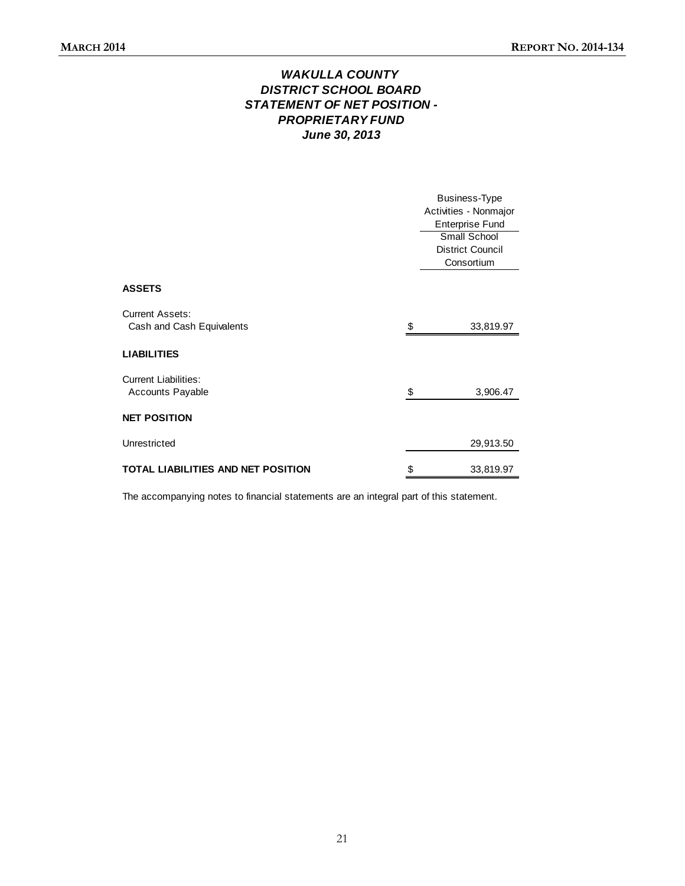# WAKULLA COUNTY
# DISTRICT SCHOOL BOARD
# STATEMENT OF NET POSITION - PROPRIETARY FUND
# June 30, 2013

| | Business-Type Activities - Nonmajor Enterprise Fund |
|---|---|
| | Small School District Council Consortium |
| **ASSETS** | |
| Current Assets: | |
| Cash and Cash Equivalents | $ 33,819.97 |
| **LIABILITIES** | |
| Current Liabilities: | |
| Accounts Payable | $ 3,906.47 |
| **NET POSITION** | |
| Unrestricted | 29,913.50 |
| **TOTAL LIABILITIES AND NET POSITION** | $ 33,819.97 |

The accompanying notes to financial statements are an integral part of this statement.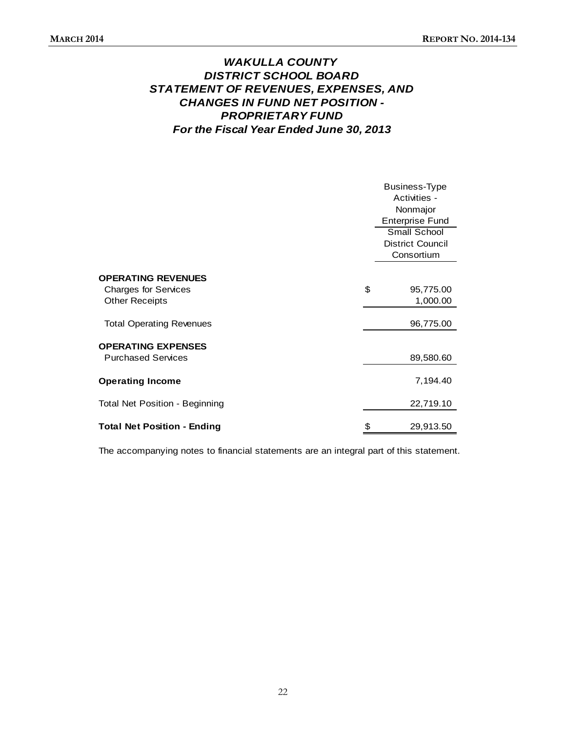# WAKULLA COUNTY DISTRICT SCHOOL BOARD
# STATEMENT OF REVENUES, EXPENSES, AND CHANGES IN FUND NET POSITION - PROPRIETARY FUND
## *For the Fiscal Year Ended June 30, 2013*

| | Business-Type Activities - Nonmajor Enterprise Fund |
|---|---|
| | Small School District Council Consortium |
| **OPERATING REVENUES** | |
| Charges for Services | $ 95,775.00 |
| Other Receipts | 1,000.00 |
| Total Operating Revenues | 96,775.00 |
| **OPERATING EXPENSES** | |
| Purchased Services | 89,580.60 |
| **Operating Income** | 7,194.40 |
| Total Net Position - Beginning | 22,719.10 |
| **Total Net Position - Ending** | $ 29,913.50 |

The accompanying notes to financial statements are an integral part of this statement.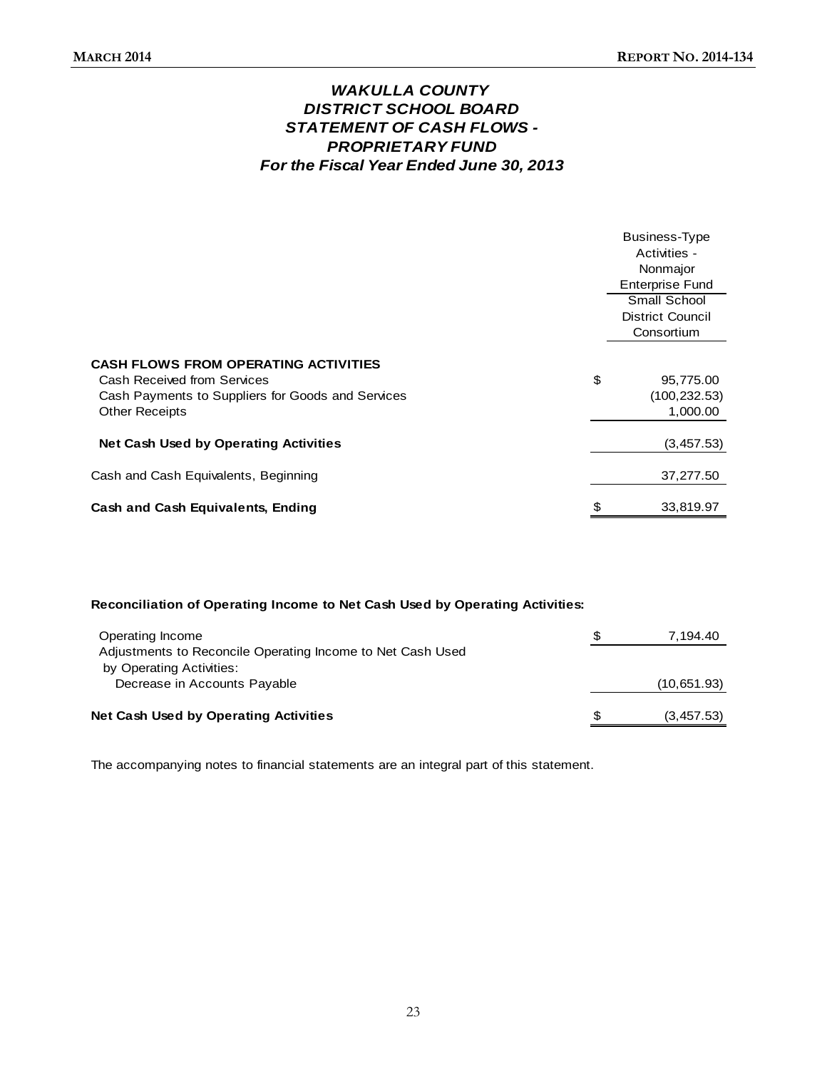# *WAKULLA COUNTY DISTRICT SCHOOL BOARD STATEMENT OF CASH FLOWS - PROPRIETARY FUND For the Fiscal Year Ended June 30, 2013*

| | | Business-Type Activities - Nonmajor Enterprise Fund |
|---|---|---|
| | | Small School District Council Consortium |
| **CASH FLOWS FROM OPERATING ACTIVITIES** | | |
| Cash Received from Services | $ | 95,775.00 |
| Cash Payments to Suppliers for Goods and Services | | (100,232.53) |
| Other Receipts | | 1,000.00 |
| **Net Cash Used by Operating Activities** | | (3,457.53) |
| Cash and Cash Equivalents, Beginning | | 37,277.50 |
| **Cash and Cash Equivalents, Ending** | $ | 33,819.97 |

**Reconciliation of Operating Income to Net Cash Used by Operating Activities:**

| | | |
|---|---|---|
| Operating Income | $ | 7,194.40 |
| Adjustments to Reconcile Operating Income to Net Cash Used by Operating Activities: | | |
| Decrease in Accounts Payable | | (10,651.93) |
| **Net Cash Used by Operating Activities** | $ | (3,457.53) |

The accompanying notes to financial statements are an integral part of this statement.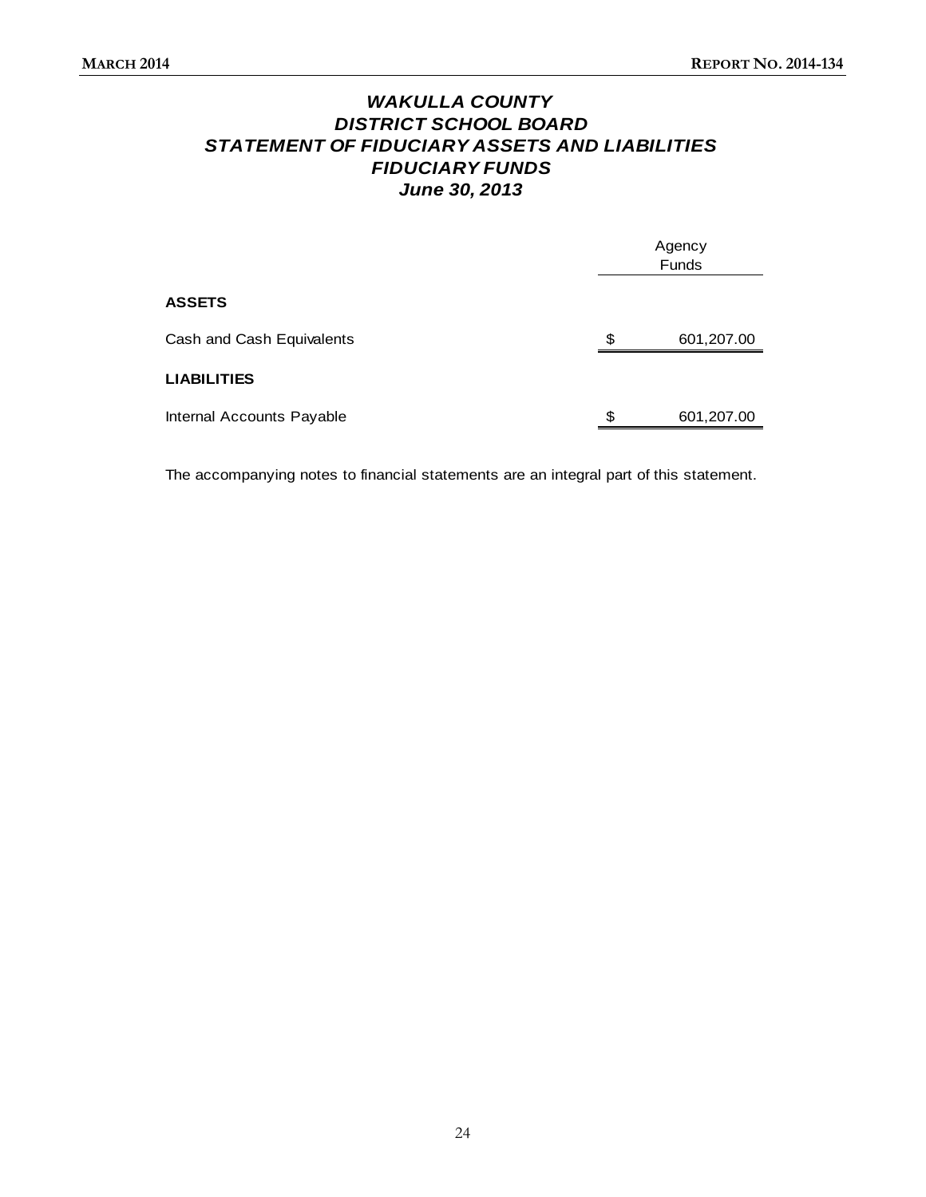# *WAKULLA COUNTY*
# *DISTRICT SCHOOL BOARD*
# *STATEMENT OF FIDUCIARY ASSETS AND LIABILITIES*
# *FIDUCIARY FUNDS*
## *June 30, 2013*

| | Agency Funds |
|---|---|
| **ASSETS** | |
| Cash and Cash Equivalents | $ 601,207.00 |
| **LIABILITIES** | |
| Internal Accounts Payable | $ 601,207.00 |

The accompanying notes to financial statements are an integral part of this statement.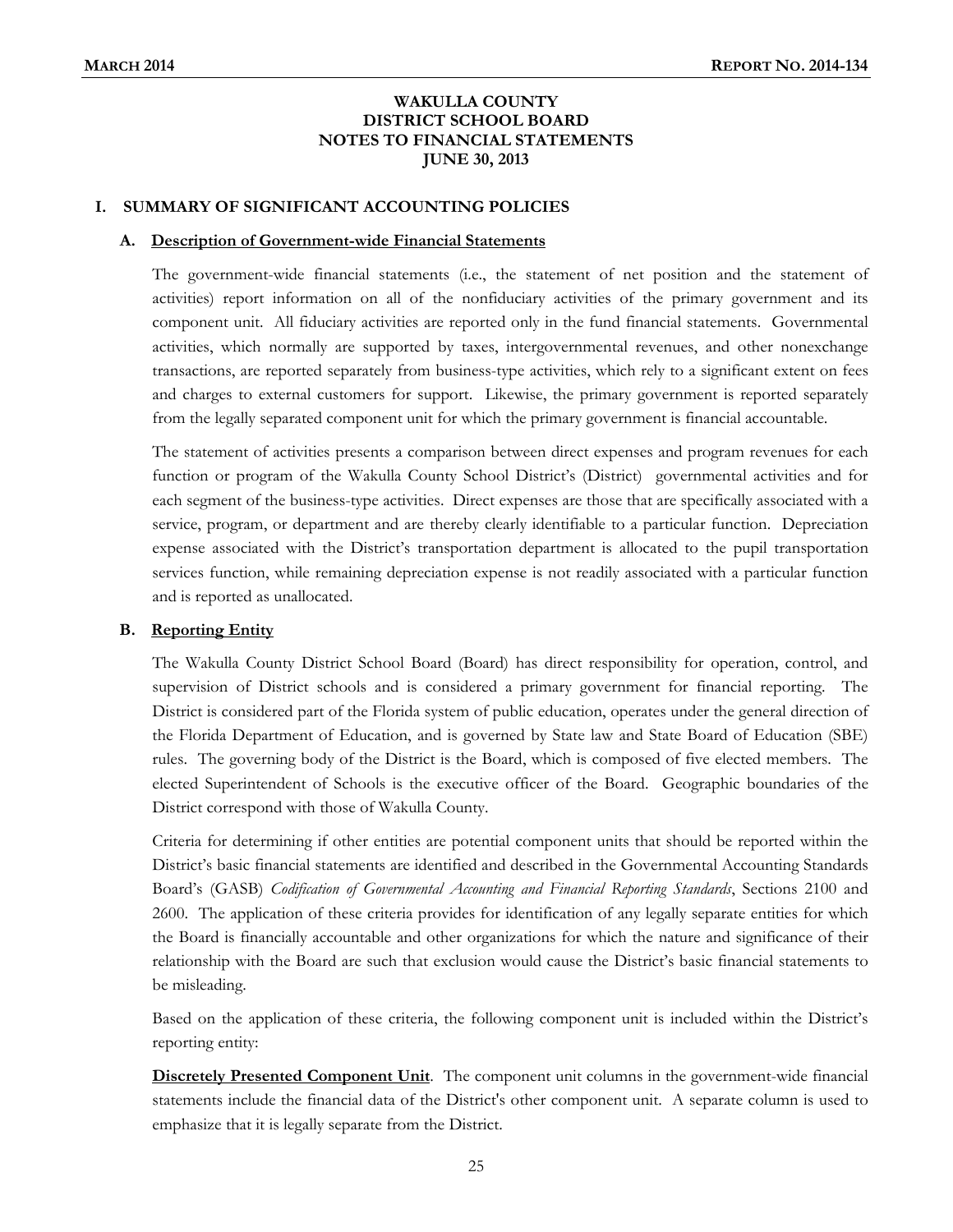# WAKULLA COUNTY
# DISTRICT SCHOOL BOARD
# NOTES TO FINANCIAL STATEMENTS
# JUNE 30, 2013

## I. SUMMARY OF SIGNIFICANT ACCOUNTING POLICIES

### A. Description of Government-wide Financial Statements

The government-wide financial statements (i.e., the statement of net position and the statement of activities) report information on all of the nonfiduciary activities of the primary government and its component unit. All fiduciary activities are reported only in the fund financial statements. Governmental activities, which normally are supported by taxes, intergovernmental revenues, and other nonexchange transactions, are reported separately from business-type activities, which rely to a significant extent on fees and charges to external customers for support. Likewise, the primary government is reported separately from the legally separated component unit for which the primary government is financial accountable.

The statement of activities presents a comparison between direct expenses and program revenues for each function or program of the Wakulla County School District's (District) governmental activities and for each segment of the business-type activities. Direct expenses are those that are specifically associated with a service, program, or department and are thereby clearly identifiable to a particular function. Depreciation expense associated with the District's transportation department is allocated to the pupil transportation services function, while remaining depreciation expense is not readily associated with a particular function and is reported as unallocated.

### B. Reporting Entity

The Wakulla County District School Board (Board) has direct responsibility for operation, control, and supervision of District schools and is considered a primary government for financial reporting. The District is considered part of the Florida system of public education, operates under the general direction of the Florida Department of Education, and is governed by State law and State Board of Education (SBE) rules. The governing body of the District is the Board, which is composed of five elected members. The elected Superintendent of Schools is the executive officer of the Board. Geographic boundaries of the District correspond with those of Wakulla County.

Criteria for determining if other entities are potential component units that should be reported within the District's basic financial statements are identified and described in the Governmental Accounting Standards Board's (GASB) *Codification of Governmental Accounting and Financial Reporting Standards*, Sections 2100 and 2600. The application of these criteria provides for identification of any legally separate entities for which the Board is financially accountable and other organizations for which the nature and significance of their relationship with the Board are such that exclusion would cause the District's basic financial statements to be misleading.

Based on the application of these criteria, the following component unit is included within the District's reporting entity:

**Discretely Presented Component Unit**. The component unit columns in the government-wide financial statements include the financial data of the District's other component unit. A separate column is used to emphasize that it is legally separate from the District.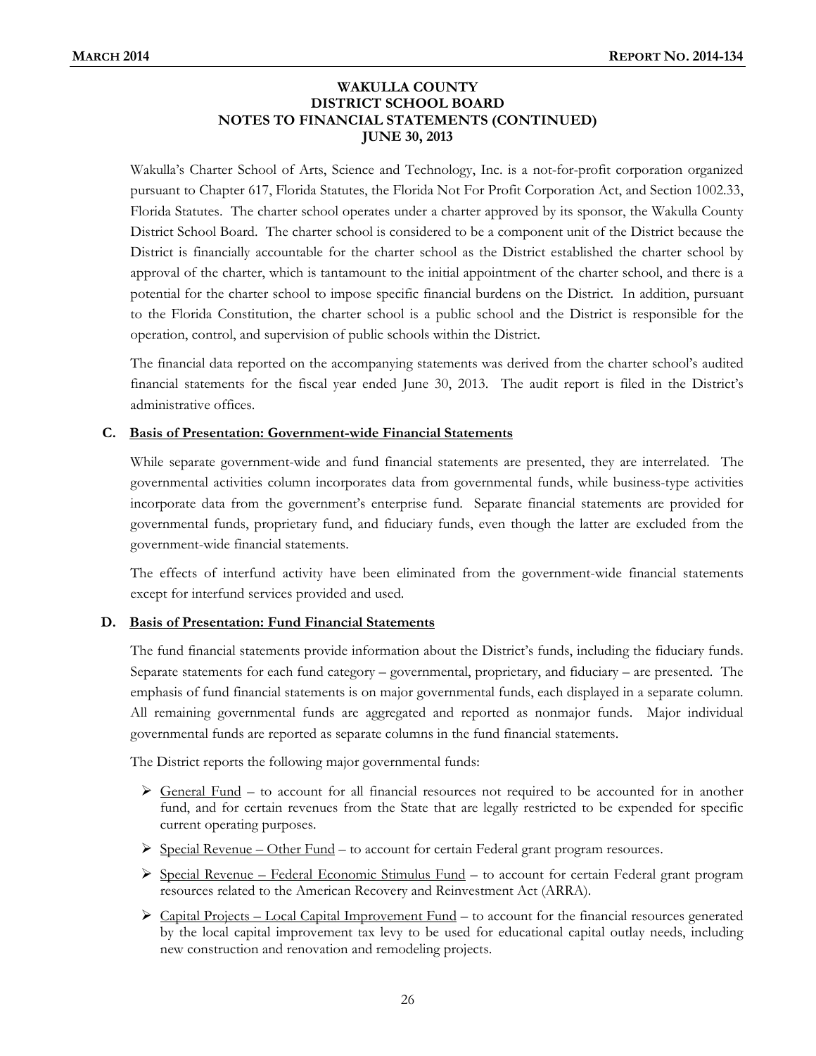# WAKULLA COUNTY DISTRICT SCHOOL BOARD NOTES TO FINANCIAL STATEMENTS (CONTINUED) JUNE 30, 2013

Wakulla's Charter School of Arts, Science and Technology, Inc. is a not-for-profit corporation organized pursuant to Chapter 617, Florida Statutes, the Florida Not For Profit Corporation Act, and Section 1002.33, Florida Statutes. The charter school operates under a charter approved by its sponsor, the Wakulla County District School Board. The charter school is considered to be a component unit of the District because the District is financially accountable for the charter school as the District established the charter school by approval of the charter, which is tantamount to the initial appointment of the charter school, and there is a potential for the charter school to impose specific financial burdens on the District. In addition, pursuant to the Florida Constitution, the charter school is a public school and the District is responsible for the operation, control, and supervision of public schools within the District.

The financial data reported on the accompanying statements was derived from the charter school's audited financial statements for the fiscal year ended June 30, 2013. The audit report is filed in the District's administrative offices.

## C. Basis of Presentation: Government-wide Financial Statements

While separate government-wide and fund financial statements are presented, they are interrelated. The governmental activities column incorporates data from governmental funds, while business-type activities incorporate data from the government's enterprise fund. Separate financial statements are provided for governmental funds, proprietary fund, and fiduciary funds, even though the latter are excluded from the government-wide financial statements.

The effects of interfund activity have been eliminated from the government-wide financial statements except for interfund services provided and used.

## D. Basis of Presentation: Fund Financial Statements

The fund financial statements provide information about the District's funds, including the fiduciary funds. Separate statements for each fund category – governmental, proprietary, and fiduciary – are presented. The emphasis of fund financial statements is on major governmental funds, each displayed in a separate column. All remaining governmental funds are aggregated and reported as nonmajor funds. Major individual governmental funds are reported as separate columns in the fund financial statements.

The District reports the following major governmental funds:

- General Fund – to account for all financial resources not required to be accounted for in another fund, and for certain revenues from the State that are legally restricted to be expended for specific current operating purposes.
- Special Revenue – Other Fund – to account for certain Federal grant program resources.
- Special Revenue – Federal Economic Stimulus Fund – to account for certain Federal grant program resources related to the American Recovery and Reinvestment Act (ARRA).
- Capital Projects – Local Capital Improvement Fund – to account for the financial resources generated by the local capital improvement tax levy to be used for educational capital outlay needs, including new construction and renovation and remodeling projects.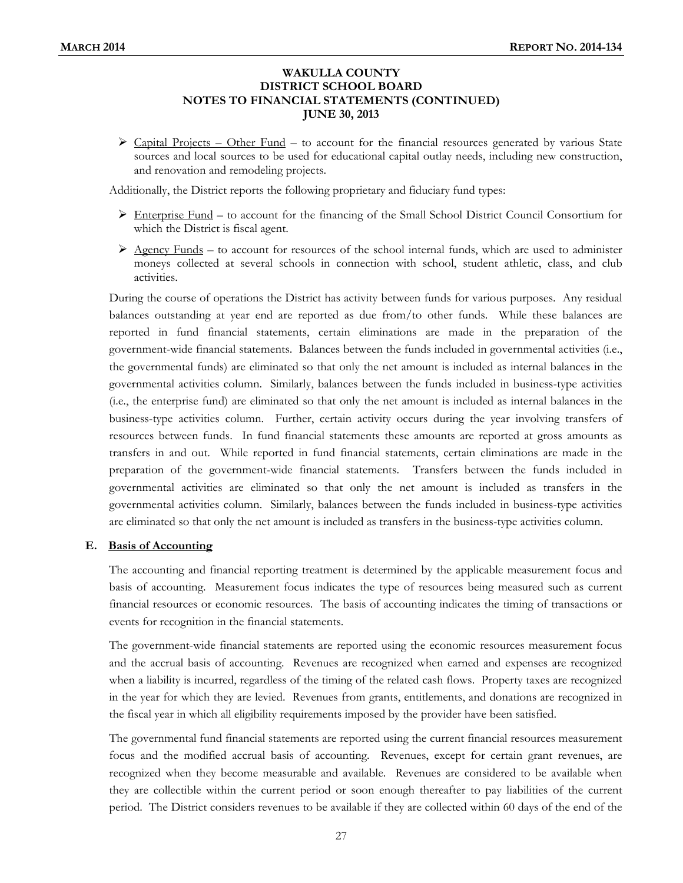- Capital Projects – Other Fund – to account for the financial resources generated by various State sources and local sources to be used for educational capital outlay needs, including new construction, and renovation and remodeling projects.

Additionally, the District reports the following proprietary and fiduciary fund types:

- Enterprise Fund – to account for the financing of the Small School District Council Consortium for which the District is fiscal agent.
- Agency Funds – to account for resources of the school internal funds, which are used to administer moneys collected at several schools in connection with school, student athletic, class, and club activities.

During the course of operations the District has activity between funds for various purposes. Any residual balances outstanding at year end are reported as due from/to other funds. While these balances are reported in fund financial statements, certain eliminations are made in the preparation of the government-wide financial statements. Balances between the funds included in governmental activities (i.e., the governmental funds) are eliminated so that only the net amount is included as internal balances in the governmental activities column. Similarly, balances between the funds included in business-type activities (i.e., the enterprise fund) are eliminated so that only the net amount is included as internal balances in the business-type activities column. Further, certain activity occurs during the year involving transfers of resources between funds. In fund financial statements these amounts are reported at gross amounts as transfers in and out. While reported in fund financial statements, certain eliminations are made in the preparation of the government-wide financial statements. Transfers between the funds included in governmental activities are eliminated so that only the net amount is included as transfers in the governmental activities column. Similarly, balances between the funds included in business-type activities are eliminated so that only the net amount is included as transfers in the business-type activities column.

### E. Basis of Accounting

The accounting and financial reporting treatment is determined by the applicable measurement focus and basis of accounting. Measurement focus indicates the type of resources being measured such as current financial resources or economic resources. The basis of accounting indicates the timing of transactions or events for recognition in the financial statements.

The government-wide financial statements are reported using the economic resources measurement focus and the accrual basis of accounting. Revenues are recognized when earned and expenses are recognized when a liability is incurred, regardless of the timing of the related cash flows. Property taxes are recognized in the year for which they are levied. Revenues from grants, entitlements, and donations are recognized in the fiscal year in which all eligibility requirements imposed by the provider have been satisfied.

The governmental fund financial statements are reported using the current financial resources measurement focus and the modified accrual basis of accounting. Revenues, except for certain grant revenues, are recognized when they become measurable and available. Revenues are considered to be available when they are collectible within the current period or soon enough thereafter to pay liabilities of the current period. The District considers revenues to be available if they are collected within 60 days of the end of the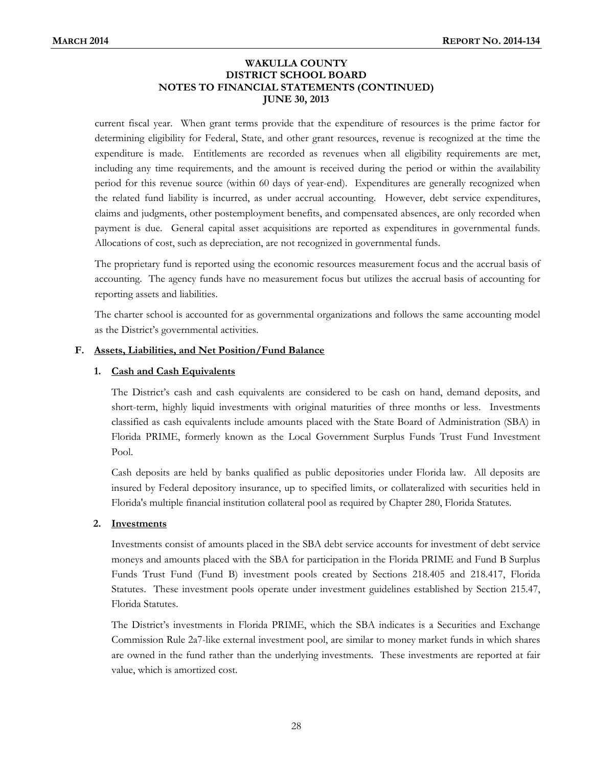current fiscal year. When grant terms provide that the expenditure of resources is the prime factor for determining eligibility for Federal, State, and other grant resources, revenue is recognized at the time the expenditure is made. Entitlements are recorded as revenues when all eligibility requirements are met, including any time requirements, and the amount is received during the period or within the availability period for this revenue source (within 60 days of year-end). Expenditures are generally recognized when the related fund liability is incurred, as under accrual accounting. However, debt service expenditures, claims and judgments, other postemployment benefits, and compensated absences, are only recorded when payment is due. General capital asset acquisitions are reported as expenditures in governmental funds. Allocations of cost, such as depreciation, are not recognized in governmental funds.

The proprietary fund is reported using the economic resources measurement focus and the accrual basis of accounting. The agency funds have no measurement focus but utilizes the accrual basis of accounting for reporting assets and liabilities.

The charter school is accounted for as governmental organizations and follows the same accounting model as the District's governmental activities.

### F. Assets, Liabilities, and Net Position/Fund Balance

#### 1. Cash and Cash Equivalents

The District's cash and cash equivalents are considered to be cash on hand, demand deposits, and short-term, highly liquid investments with original maturities of three months or less. Investments classified as cash equivalents include amounts placed with the State Board of Administration (SBA) in Florida PRIME, formerly known as the Local Government Surplus Funds Trust Fund Investment Pool.

Cash deposits are held by banks qualified as public depositories under Florida law. All deposits are insured by Federal depository insurance, up to specified limits, or collateralized with securities held in Florida's multiple financial institution collateral pool as required by Chapter 280, Florida Statutes.

#### 2. Investments

Investments consist of amounts placed in the SBA debt service accounts for investment of debt service moneys and amounts placed with the SBA for participation in the Florida PRIME and Fund B Surplus Funds Trust Fund (Fund B) investment pools created by Sections 218.405 and 218.417, Florida Statutes. These investment pools operate under investment guidelines established by Section 215.47, Florida Statutes.

The District's investments in Florida PRIME, which the SBA indicates is a Securities and Exchange Commission Rule 2a7-like external investment pool, are similar to money market funds in which shares are owned in the fund rather than the underlying investments. These investments are reported at fair value, which is amortized cost.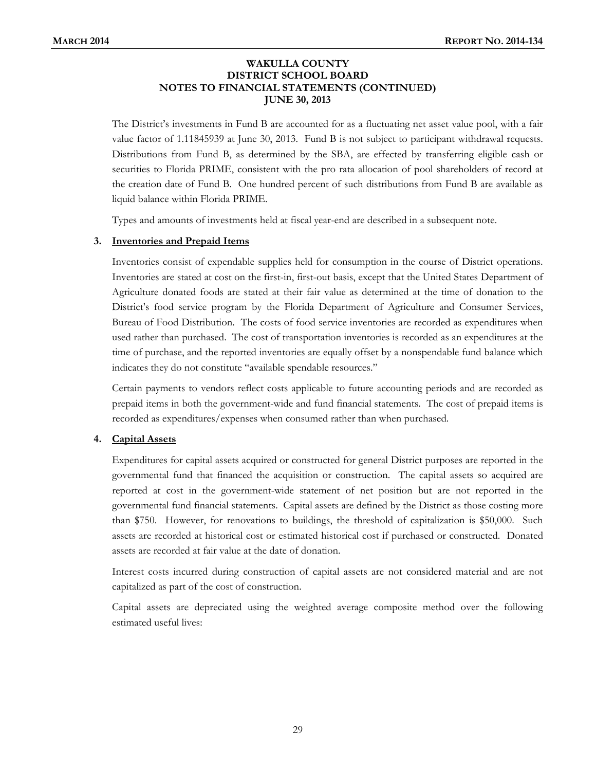# WAKULLA COUNTY DISTRICT SCHOOL BOARD NOTES TO FINANCIAL STATEMENTS (CONTINUED) JUNE 30, 2013

The District's investments in Fund B are accounted for as a fluctuating net asset value pool, with a fair value factor of 1.11845939 at June 30, 2013. Fund B is not subject to participant withdrawal requests. Distributions from Fund B, as determined by the SBA, are effected by transferring eligible cash or securities to Florida PRIME, consistent with the pro rata allocation of pool shareholders of record at the creation date of Fund B. One hundred percent of such distributions from Fund B are available as liquid balance within Florida PRIME.

Types and amounts of investments held at fiscal year-end are described in a subsequent note.

**3. Inventories and Prepaid Items**

Inventories consist of expendable supplies held for consumption in the course of District operations. Inventories are stated at cost on the first-in, first-out basis, except that the United States Department of Agriculture donated foods are stated at their fair value as determined at the time of donation to the District's food service program by the Florida Department of Agriculture and Consumer Services, Bureau of Food Distribution. The costs of food service inventories are recorded as expenditures when used rather than purchased. The cost of transportation inventories is recorded as an expenditures at the time of purchase, and the reported inventories are equally offset by a nonspendable fund balance which indicates they do not constitute "available spendable resources."

Certain payments to vendors reflect costs applicable to future accounting periods and are recorded as prepaid items in both the government-wide and fund financial statements. The cost of prepaid items is recorded as expenditures/expenses when consumed rather than when purchased.

**4. Capital Assets**

Expenditures for capital assets acquired or constructed for general District purposes are reported in the governmental fund that financed the acquisition or construction. The capital assets so acquired are reported at cost in the government-wide statement of net position but are not reported in the governmental fund financial statements. Capital assets are defined by the District as those costing more than $750. However, for renovations to buildings, the threshold of capitalization is $50,000. Such assets are recorded at historical cost or estimated historical cost if purchased or constructed. Donated assets are recorded at fair value at the date of donation.

Interest costs incurred during construction of capital assets are not considered material and are not capitalized as part of the cost of construction.

Capital assets are depreciated using the weighted average composite method over the following estimated useful lives: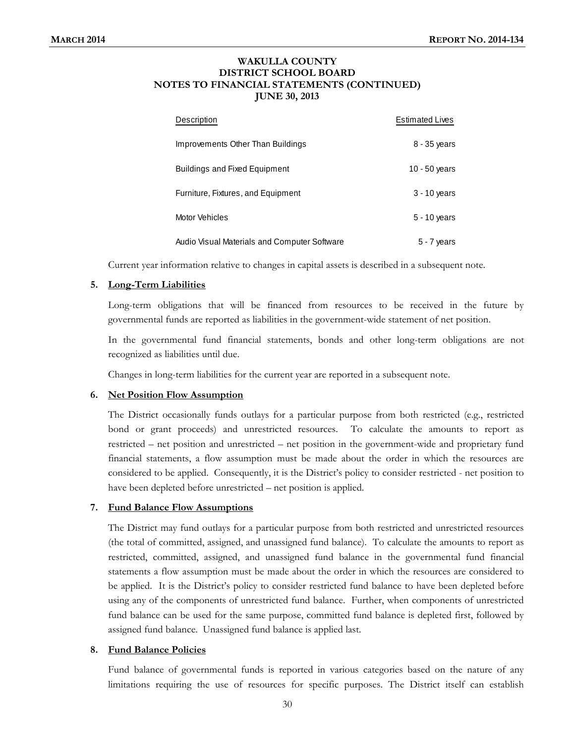| Description | Estimated Lives |
|---|---|
| Improvements Other Than Buildings | 8 - 35 years |
| Buildings and Fixed Equipment | 10 - 50 years |
| Furniture, Fixtures, and Equipment | 3 - 10 years |
| Motor Vehicles | 5 - 10 years |
| Audio Visual Materials and Computer Software | 5 - 7 years |

Current year information relative to changes in capital assets is described in a subsequent note.

**5. Long-Term Liabilities**

Long-term obligations that will be financed from resources to be received in the future by governmental funds are reported as liabilities in the government-wide statement of net position.

In the governmental fund financial statements, bonds and other long-term obligations are not recognized as liabilities until due.

Changes in long-term liabilities for the current year are reported in a subsequent note.

**6. Net Position Flow Assumption**

The District occasionally funds outlays for a particular purpose from both restricted (e.g., restricted bond or grant proceeds) and unrestricted resources. To calculate the amounts to report as restricted – net position and unrestricted – net position in the government-wide and proprietary fund financial statements, a flow assumption must be made about the order in which the resources are considered to be applied. Consequently, it is the District's policy to consider restricted - net position to have been depleted before unrestricted – net position is applied.

**7. Fund Balance Flow Assumptions**

The District may fund outlays for a particular purpose from both restricted and unrestricted resources (the total of committed, assigned, and unassigned fund balance). To calculate the amounts to report as restricted, committed, assigned, and unassigned fund balance in the governmental fund financial statements a flow assumption must be made about the order in which the resources are considered to be applied. It is the District's policy to consider restricted fund balance to have been depleted before using any of the components of unrestricted fund balance. Further, when components of unrestricted fund balance can be used for the same purpose, committed fund balance is depleted first, followed by assigned fund balance. Unassigned fund balance is applied last.

**8. Fund Balance Policies**

Fund balance of governmental funds is reported in various categories based on the nature of any limitations requiring the use of resources for specific purposes. The District itself can establish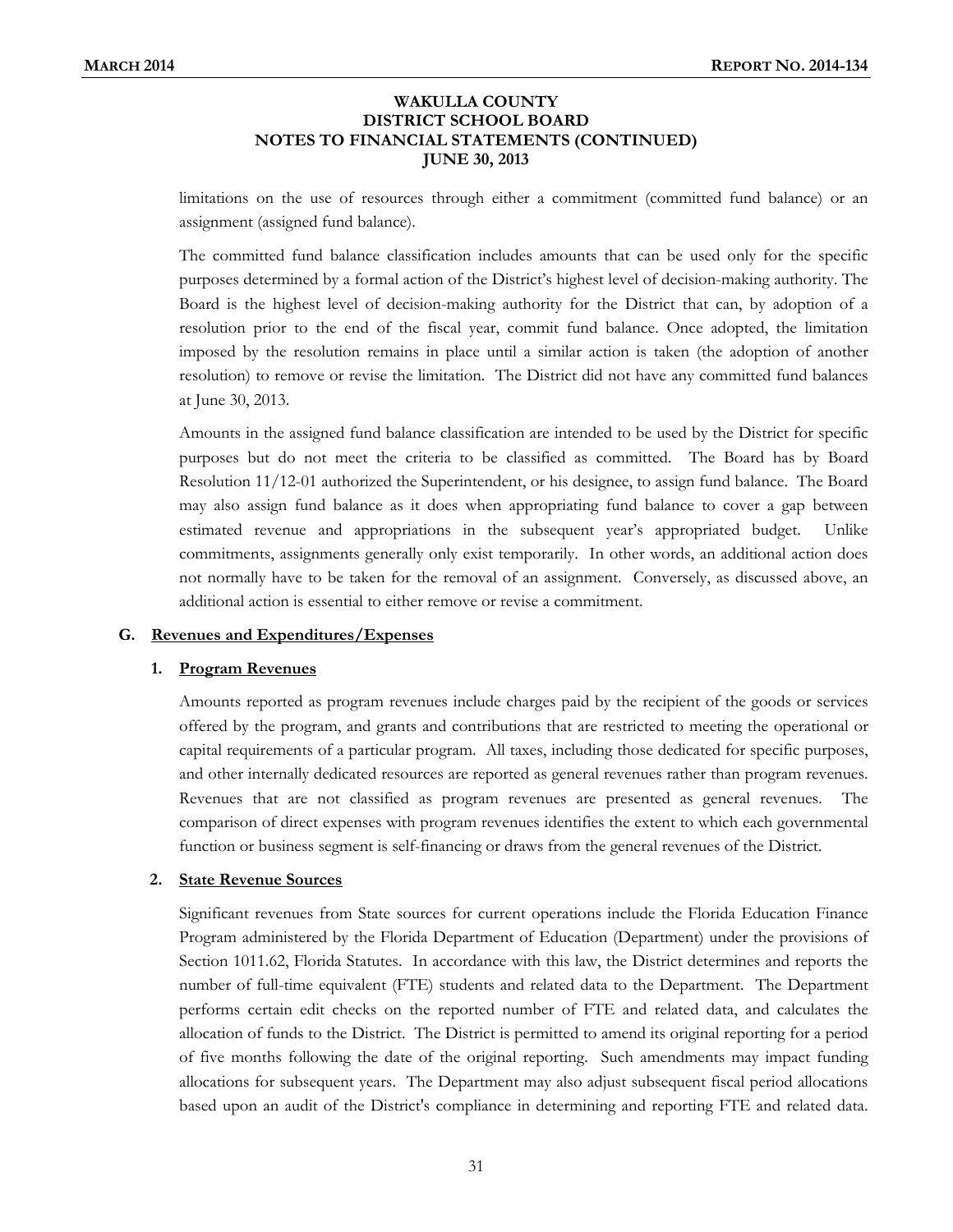# WAKULLA COUNTY DISTRICT SCHOOL BOARD NOTES TO FINANCIAL STATEMENTS (CONTINUED) JUNE 30, 2013

limitations on the use of resources through either a commitment (committed fund balance) or an assignment (assigned fund balance).

The committed fund balance classification includes amounts that can be used only for the specific purposes determined by a formal action of the District's highest level of decision-making authority. The Board is the highest level of decision-making authority for the District that can, by adoption of a resolution prior to the end of the fiscal year, commit fund balance. Once adopted, the limitation imposed by the resolution remains in place until a similar action is taken (the adoption of another resolution) to remove or revise the limitation. The District did not have any committed fund balances at June 30, 2013.

Amounts in the assigned fund balance classification are intended to be used by the District for specific purposes but do not meet the criteria to be classified as committed. The Board has by Board Resolution 11/12-01 authorized the Superintendent, or his designee, to assign fund balance. The Board may also assign fund balance as it does when appropriating fund balance to cover a gap between estimated revenue and appropriations in the subsequent year's appropriated budget. Unlike commitments, assignments generally only exist temporarily. In other words, an additional action does not normally have to be taken for the removal of an assignment. Conversely, as discussed above, an additional action is essential to either remove or revise a commitment.

## G. Revenues and Expenditures/Expenses

### 1. Program Revenues

Amounts reported as program revenues include charges paid by the recipient of the goods or services offered by the program, and grants and contributions that are restricted to meeting the operational or capital requirements of a particular program. All taxes, including those dedicated for specific purposes, and other internally dedicated resources are reported as general revenues rather than program revenues. Revenues that are not classified as program revenues are presented as general revenues. The comparison of direct expenses with program revenues identifies the extent to which each governmental function or business segment is self-financing or draws from the general revenues of the District.

### 2. State Revenue Sources

Significant revenues from State sources for current operations include the Florida Education Finance Program administered by the Florida Department of Education (Department) under the provisions of Section 1011.62, Florida Statutes. In accordance with this law, the District determines and reports the number of full-time equivalent (FTE) students and related data to the Department. The Department performs certain edit checks on the reported number of FTE and related data, and calculates the allocation of funds to the District. The District is permitted to amend its original reporting for a period of five months following the date of the original reporting. Such amendments may impact funding allocations for subsequent years. The Department may also adjust subsequent fiscal period allocations based upon an audit of the District's compliance in determining and reporting FTE and related data.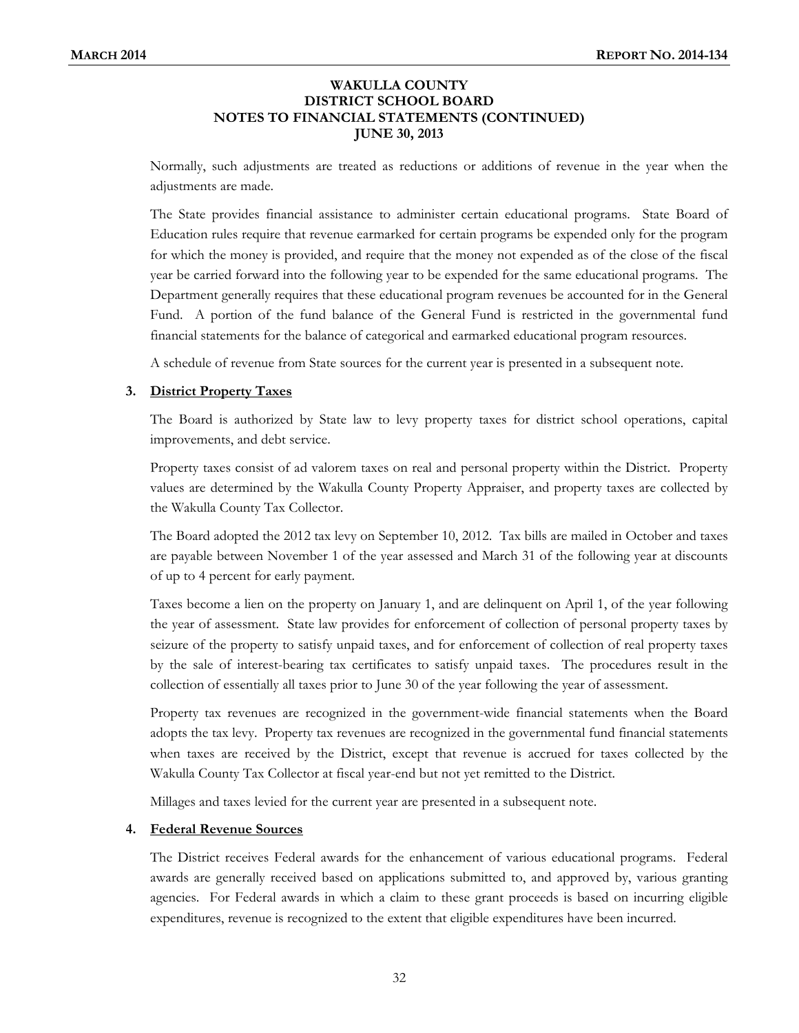# WAKULLA COUNTY DISTRICT SCHOOL BOARD NOTES TO FINANCIAL STATEMENTS (CONTINUED) JUNE 30, 2013

Normally, such adjustments are treated as reductions or additions of revenue in the year when the adjustments are made.

The State provides financial assistance to administer certain educational programs. State Board of Education rules require that revenue earmarked for certain programs be expended only for the program for which the money is provided, and require that the money not expended as of the close of the fiscal year be carried forward into the following year to be expended for the same educational programs. The Department generally requires that these educational program revenues be accounted for in the General Fund. A portion of the fund balance of the General Fund is restricted in the governmental fund financial statements for the balance of categorical and earmarked educational program resources.

A schedule of revenue from State sources for the current year is presented in a subsequent note.

**3. District Property Taxes**

The Board is authorized by State law to levy property taxes for district school operations, capital improvements, and debt service.

Property taxes consist of ad valorem taxes on real and personal property within the District. Property values are determined by the Wakulla County Property Appraiser, and property taxes are collected by the Wakulla County Tax Collector.

The Board adopted the 2012 tax levy on September 10, 2012. Tax bills are mailed in October and taxes are payable between November 1 of the year assessed and March 31 of the following year at discounts of up to 4 percent for early payment.

Taxes become a lien on the property on January 1, and are delinquent on April 1, of the year following the year of assessment. State law provides for enforcement of collection of personal property taxes by seizure of the property to satisfy unpaid taxes, and for enforcement of collection of real property taxes by the sale of interest-bearing tax certificates to satisfy unpaid taxes. The procedures result in the collection of essentially all taxes prior to June 30 of the year following the year of assessment.

Property tax revenues are recognized in the government-wide financial statements when the Board adopts the tax levy. Property tax revenues are recognized in the governmental fund financial statements when taxes are received by the District, except that revenue is accrued for taxes collected by the Wakulla County Tax Collector at fiscal year-end but not yet remitted to the District.

Millages and taxes levied for the current year are presented in a subsequent note.

**4. Federal Revenue Sources**

The District receives Federal awards for the enhancement of various educational programs. Federal awards are generally received based on applications submitted to, and approved by, various granting agencies. For Federal awards in which a claim to these grant proceeds is based on incurring eligible expenditures, revenue is recognized to the extent that eligible expenditures have been incurred.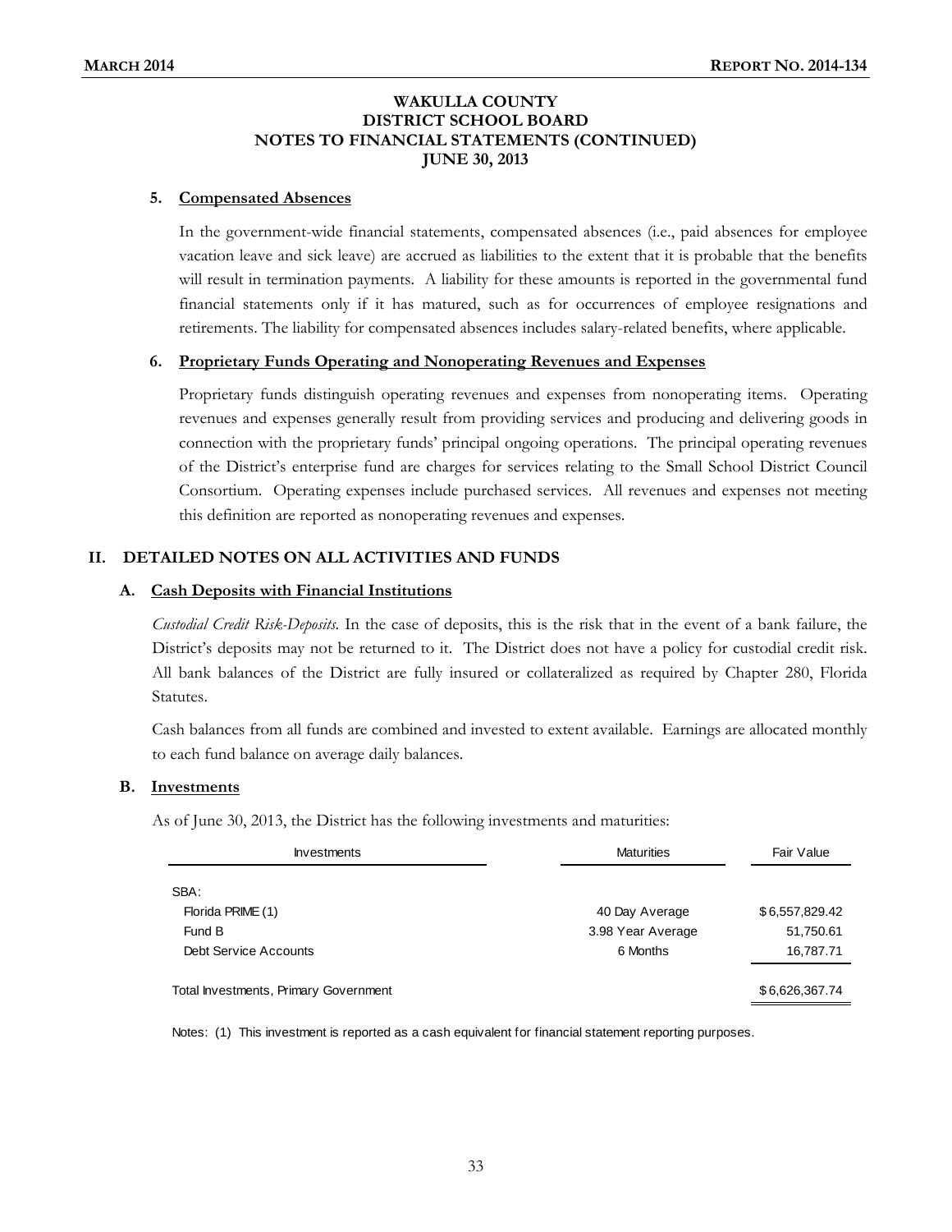# WAKULLA COUNTY DISTRICT SCHOOL BOARD NOTES TO FINANCIAL STATEMENTS (CONTINUED) JUNE 30, 2013

### 5. Compensated Absences

In the government-wide financial statements, compensated absences (i.e., paid absences for employee vacation leave and sick leave) are accrued as liabilities to the extent that it is probable that the benefits will result in termination payments. A liability for these amounts is reported in the governmental fund financial statements only if it has matured, such as for occurrences of employee resignations and retirements. The liability for compensated absences includes salary-related benefits, where applicable.

### 6. Proprietary Funds Operating and Nonoperating Revenues and Expenses

Proprietary funds distinguish operating revenues and expenses from nonoperating items. Operating revenues and expenses generally result from providing services and producing and delivering goods in connection with the proprietary funds' principal ongoing operations. The principal operating revenues of the District's enterprise fund are charges for services relating to the Small School District Council Consortium. Operating expenses include purchased services. All revenues and expenses not meeting this definition are reported as nonoperating revenues and expenses.

## II. DETAILED NOTES ON ALL ACTIVITIES AND FUNDS

### A. Cash Deposits with Financial Institutions

*Custodial Credit Risk-Deposits.* In the case of deposits, this is the risk that in the event of a bank failure, the District's deposits may not be returned to it. The District does not have a policy for custodial credit risk. All bank balances of the District are fully insured or collateralized as required by Chapter 280, Florida Statutes.

Cash balances from all funds are combined and invested to extent available. Earnings are allocated monthly to each fund balance on average daily balances.

### B. Investments

As of June 30, 2013, the District has the following investments and maturities:

| Investments | Maturities | Fair Value |
|---|---|---|
| SBA: | | |
| Florida PRIME (1) | 40 Day Average | $ 6,557,829.42 |
| Fund B | 3.98 Year Average | 51,750.61 |
| Debt Service Accounts | 6 Months | 16,787.71 |
| Total Investments, Primary Government | | $ 6,626,367.74 |

Notes: (1) This investment is reported as a cash equivalent for financial statement reporting purposes.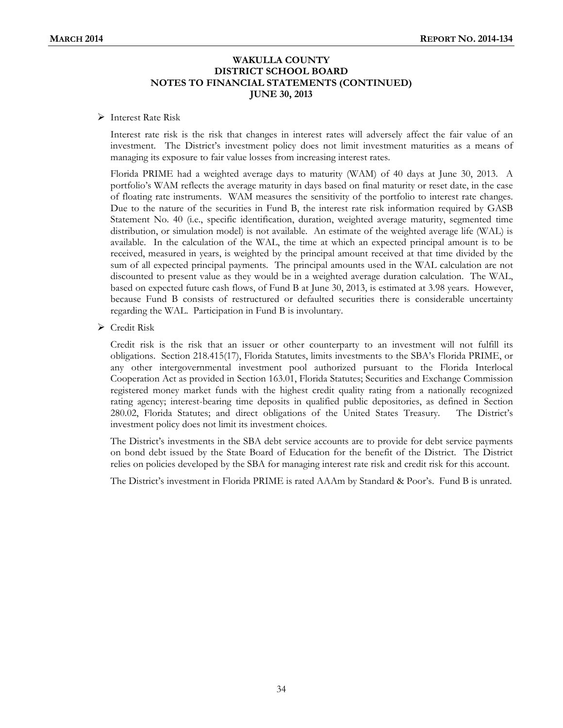**WAKULLA COUNTY**
**DISTRICT SCHOOL BOARD**
**NOTES TO FINANCIAL STATEMENTS (CONTINUED)**
**JUNE 30, 2013**

- Interest Rate Risk

Interest rate risk is the risk that changes in interest rates will adversely affect the fair value of an investment. The District's investment policy does not limit investment maturities as a means of managing its exposure to fair value losses from increasing interest rates.

Florida PRIME had a weighted average days to maturity (WAM) of 40 days at June 30, 2013. A portfolio's WAM reflects the average maturity in days based on final maturity or reset date, in the case of floating rate instruments. WAM measures the sensitivity of the portfolio to interest rate changes. Due to the nature of the securities in Fund B, the interest rate risk information required by GASB Statement No. 40 (i.e., specific identification, duration, weighted average maturity, segmented time distribution, or simulation model) is not available. An estimate of the weighted average life (WAL) is available. In the calculation of the WAL, the time at which an expected principal amount is to be received, measured in years, is weighted by the principal amount received at that time divided by the sum of all expected principal payments. The principal amounts used in the WAL calculation are not discounted to present value as they would be in a weighted average duration calculation. The WAL, based on expected future cash flows, of Fund B at June 30, 2013, is estimated at 3.98 years. However, because Fund B consists of restructured or defaulted securities there is considerable uncertainty regarding the WAL. Participation in Fund B is involuntary.

- Credit Risk

Credit risk is the risk that an issuer or other counterparty to an investment will not fulfill its obligations. Section 218.415(17), Florida Statutes, limits investments to the SBA's Florida PRIME, or any other intergovernmental investment pool authorized pursuant to the Florida Interlocal Cooperation Act as provided in Section 163.01, Florida Statutes; Securities and Exchange Commission registered money market funds with the highest credit quality rating from a nationally recognized rating agency; interest-bearing time deposits in qualified public depositories, as defined in Section 280.02, Florida Statutes; and direct obligations of the United States Treasury. The District's investment policy does not limit its investment choices.

The District's investments in the SBA debt service accounts are to provide for debt service payments on bond debt issued by the State Board of Education for the benefit of the District. The District relies on policies developed by the SBA for managing interest rate risk and credit risk for this account.

The District's investment in Florida PRIME is rated AAAm by Standard & Poor's. Fund B is unrated.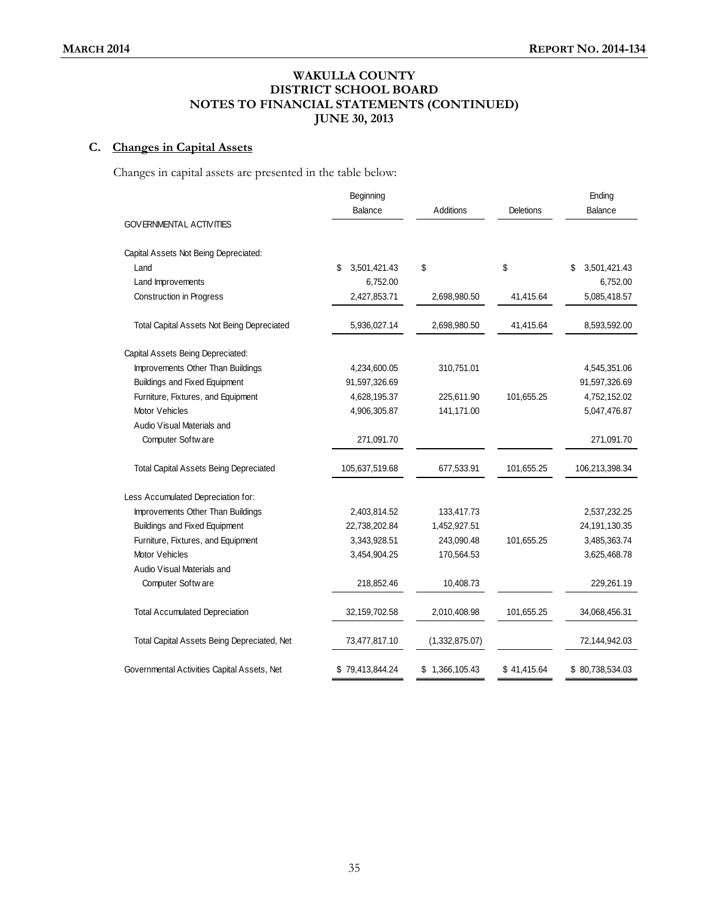# WAKULLA COUNTY
# DISTRICT SCHOOL BOARD
# NOTES TO FINANCIAL STATEMENTS (CONTINUED)
# JUNE 30, 2013

## C. Changes in Capital Assets

Changes in capital assets are presented in the table below:

| | Beginning Balance | Additions | Deletions | Ending Balance |
|---|---|---|---|---|
| GOVERNMENTAL ACTIVITIES | | | | |
| Capital Assets Not Being Depreciated: | | | | |
| Land | $ 3,501,421.43 | $ | $ | $ 3,501,421.43 |
| Land Improvements | 6,752.00 | | | 6,752.00 |
| Construction in Progress | 2,427,853.71 | 2,698,980.50 | 41,415.64 | 5,085,418.57 |
| Total Capital Assets Not Being Depreciated | 5,936,027.14 | 2,698,980.50 | 41,415.64 | 8,593,592.00 |
| Capital Assets Being Depreciated: | | | | |
| Improvements Other Than Buildings | 4,234,600.05 | 310,751.01 | | 4,545,351.06 |
| Buildings and Fixed Equipment | 91,597,326.69 | | | 91,597,326.69 |
| Furniture, Fixtures, and Equipment | 4,628,195.37 | 225,611.90 | 101,655.25 | 4,752,152.02 |
| Motor Vehicles | 4,906,305.87 | 141,171.00 | | 5,047,476.87 |
| Audio Visual Materials and Computer Software | 271,091.70 | | | 271,091.70 |
| Total Capital Assets Being Depreciated | 105,637,519.68 | 677,533.91 | 101,655.25 | 106,213,398.34 |
| Less Accumulated Depreciation for: | | | | |
| Improvements Other Than Buildings | 2,403,814.52 | 133,417.73 | | 2,537,232.25 |
| Buildings and Fixed Equipment | 22,738,202.84 | 1,452,927.51 | | 24,191,130.35 |
| Furniture, Fixtures, and Equipment | 3,343,928.51 | 243,090.48 | 101,655.25 | 3,485,363.74 |
| Motor Vehicles | 3,454,904.25 | 170,564.53 | | 3,625,468.78 |
| Audio Visual Materials and Computer Software | 218,852.46 | 10,408.73 | | 229,261.19 |
| Total Accumulated Depreciation | 32,159,702.58 | 2,010,408.98 | 101,655.25 | 34,068,456.31 |
| Total Capital Assets Being Depreciated, Net | 73,477,817.10 | (1,332,875.07) | | 72,144,942.03 |
| Governmental Activities Capital Assets, Net | $ 79,413,844.24 | $ 1,366,105.43 | $ 41,415.64 | $ 80,738,534.03 |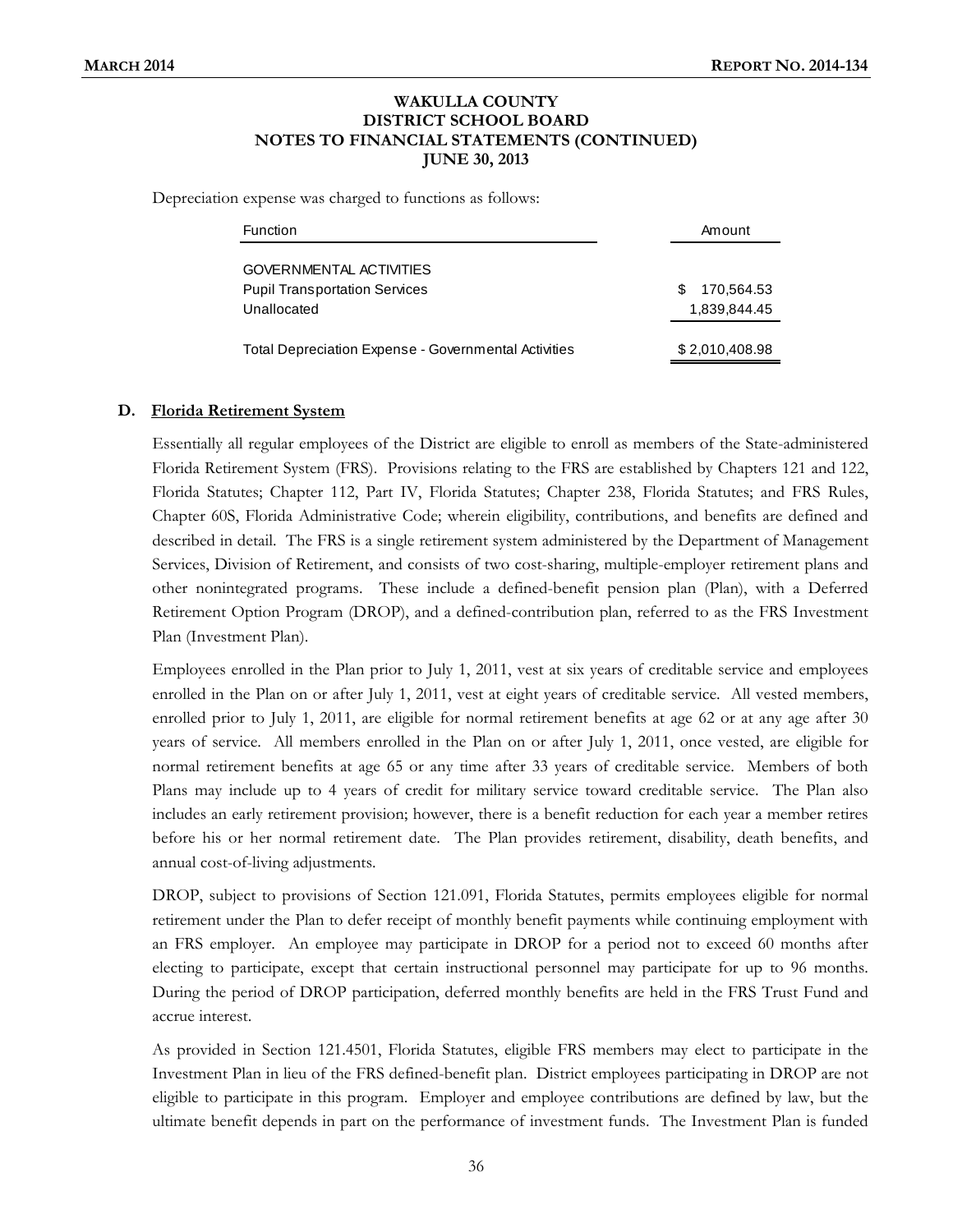**WAKULLA COUNTY**
**DISTRICT SCHOOL BOARD**
**NOTES TO FINANCIAL STATEMENTS (CONTINUED)**
**JUNE 30, 2013**

Depreciation expense was charged to functions as follows:

| Function | Amount |
|---|---|
| GOVERNMENTAL ACTIVITIES | |
| Pupil Transportation Services | $ 170,564.53 |
| Unallocated | 1,839,844.45 |
| Total Depreciation Expense - Governmental Activities | $ 2,010,408.98 |

**D. Florida Retirement System**

Essentially all regular employees of the District are eligible to enroll as members of the State-administered Florida Retirement System (FRS). Provisions relating to the FRS are established by Chapters 121 and 122, Florida Statutes; Chapter 112, Part IV, Florida Statutes; Chapter 238, Florida Statutes; and FRS Rules, Chapter 60S, Florida Administrative Code; wherein eligibility, contributions, and benefits are defined and described in detail. The FRS is a single retirement system administered by the Department of Management Services, Division of Retirement, and consists of two cost-sharing, multiple-employer retirement plans and other nonintegrated programs. These include a defined-benefit pension plan (Plan), with a Deferred Retirement Option Program (DROP), and a defined-contribution plan, referred to as the FRS Investment Plan (Investment Plan).

Employees enrolled in the Plan prior to July 1, 2011, vest at six years of creditable service and employees enrolled in the Plan on or after July 1, 2011, vest at eight years of creditable service. All vested members, enrolled prior to July 1, 2011, are eligible for normal retirement benefits at age 62 or at any age after 30 years of service. All members enrolled in the Plan on or after July 1, 2011, once vested, are eligible for normal retirement benefits at age 65 or any time after 33 years of creditable service. Members of both Plans may include up to 4 years of credit for military service toward creditable service. The Plan also includes an early retirement provision; however, there is a benefit reduction for each year a member retires before his or her normal retirement date. The Plan provides retirement, disability, death benefits, and annual cost-of-living adjustments.

DROP, subject to provisions of Section 121.091, Florida Statutes, permits employees eligible for normal retirement under the Plan to defer receipt of monthly benefit payments while continuing employment with an FRS employer. An employee may participate in DROP for a period not to exceed 60 months after electing to participate, except that certain instructional personnel may participate for up to 96 months. During the period of DROP participation, deferred monthly benefits are held in the FRS Trust Fund and accrue interest.

As provided in Section 121.4501, Florida Statutes, eligible FRS members may elect to participate in the Investment Plan in lieu of the FRS defined-benefit plan. District employees participating in DROP are not eligible to participate in this program. Employer and employee contributions are defined by law, but the ultimate benefit depends in part on the performance of investment funds. The Investment Plan is funded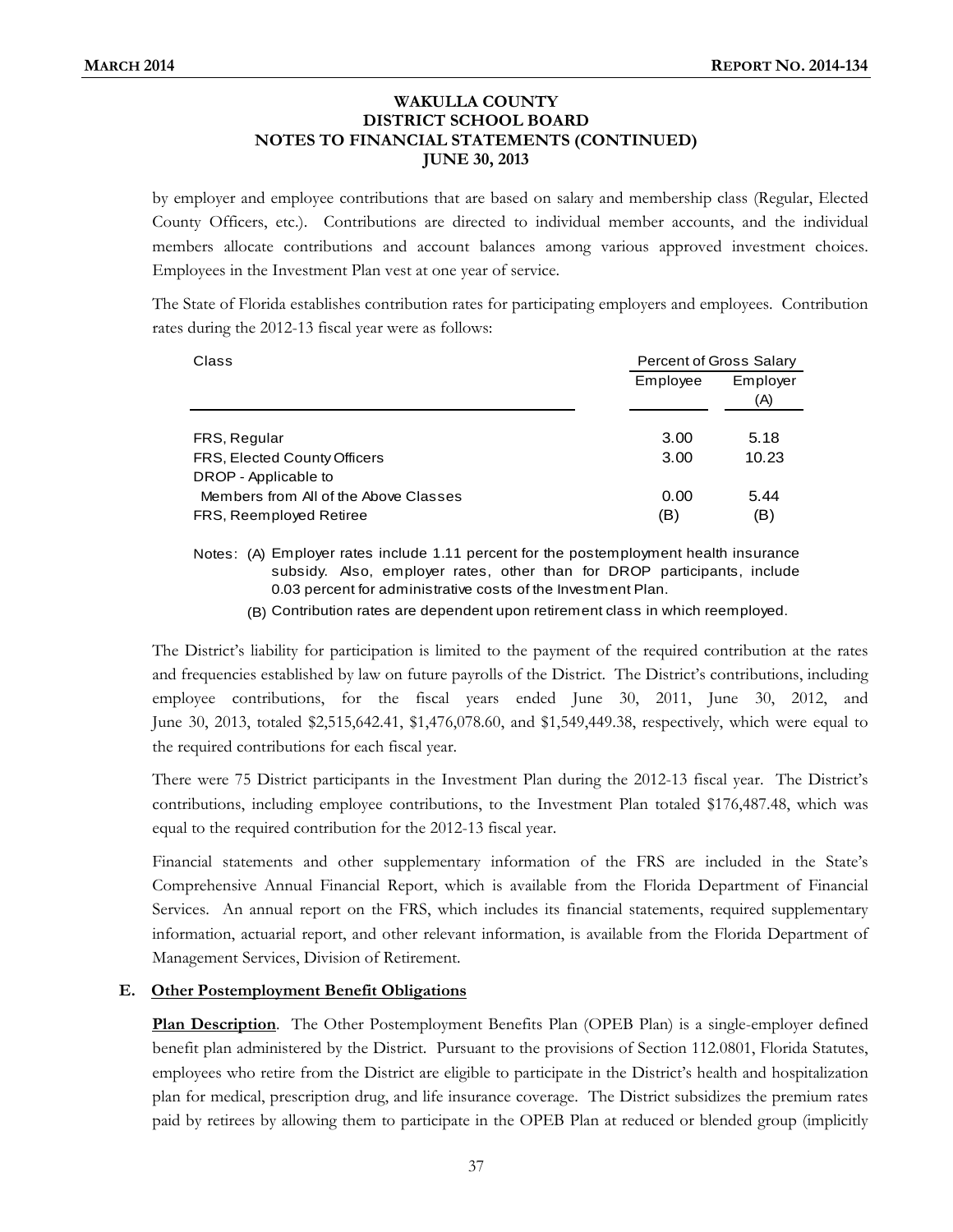**WAKULLA COUNTY**
**DISTRICT SCHOOL BOARD**
**NOTES TO FINANCIAL STATEMENTS (CONTINUED)**
**JUNE 30, 2013**

by employer and employee contributions that are based on salary and membership class (Regular, Elected County Officers, etc.). Contributions are directed to individual member accounts, and the individual members allocate contributions and account balances among various approved investment choices. Employees in the Investment Plan vest at one year of service.

The State of Florida establishes contribution rates for participating employers and employees. Contribution rates during the 2012-13 fiscal year were as follows:

| Class | Percent of Gross Salary | |
|---|---|---|
| | Employee | Employer (A) |
| FRS, Regular | 3.00 | 5.18 |
| FRS, Elected County Officers | 3.00 | 10.23 |
| DROP - Applicable to Members from All of the Above Classes | 0.00 | 5.44 |
| FRS, Reemployed Retiree | (B) | (B) |

Notes: (A) Employer rates include 1.11 percent for the postemployment health insurance subsidy. Also, employer rates, other than for DROP participants, include 0.03 percent for administrative costs of the Investment Plan.

(B) Contribution rates are dependent upon retirement class in which reemployed.

The District's liability for participation is limited to the payment of the required contribution at the rates and frequencies established by law on future payrolls of the District. The District's contributions, including employee contributions, for the fiscal years ended June 30, 2011, June 30, 2012, and June 30, 2013, totaled $2,515,642.41, $1,476,078.60, and $1,549,449.38, respectively, which were equal to the required contributions for each fiscal year.

There were 75 District participants in the Investment Plan during the 2012-13 fiscal year. The District's contributions, including employee contributions, to the Investment Plan totaled $176,487.48, which was equal to the required contribution for the 2012-13 fiscal year.

Financial statements and other supplementary information of the FRS are included in the State's Comprehensive Annual Financial Report, which is available from the Florida Department of Financial Services. An annual report on the FRS, which includes its financial statements, required supplementary information, actuarial report, and other relevant information, is available from the Florida Department of Management Services, Division of Retirement.

### E. Other Postemployment Benefit Obligations

**Plan Description**. The Other Postemployment Benefits Plan (OPEB Plan) is a single-employer defined benefit plan administered by the District. Pursuant to the provisions of Section 112.0801, Florida Statutes, employees who retire from the District are eligible to participate in the District's health and hospitalization plan for medical, prescription drug, and life insurance coverage. The District subsidizes the premium rates paid by retirees by allowing them to participate in the OPEB Plan at reduced or blended group (implicitly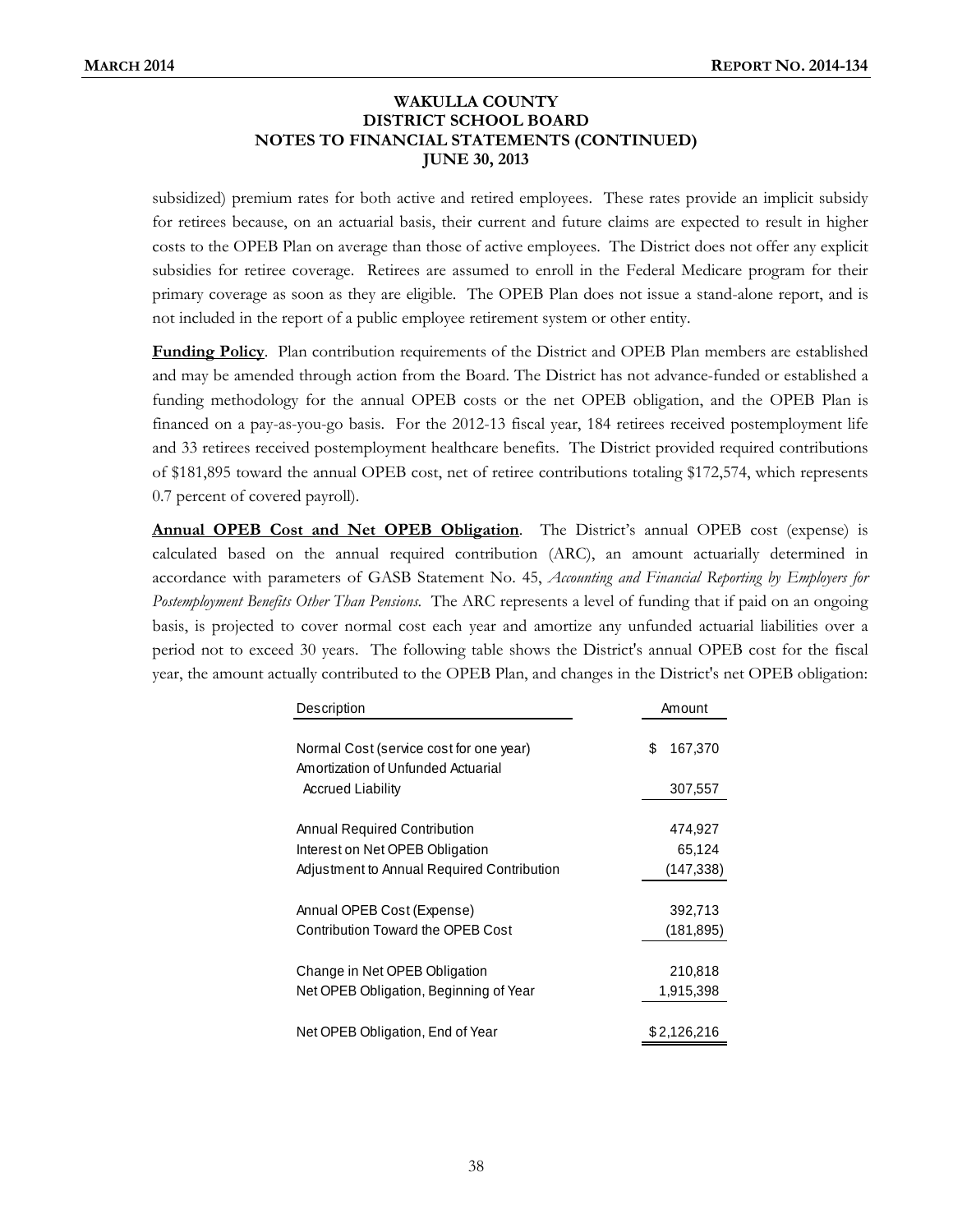# WAKULLA COUNTY
# DISTRICT SCHOOL BOARD
# NOTES TO FINANCIAL STATEMENTS (CONTINUED)
# JUNE 30, 2013

subsidized) premium rates for both active and retired employees. These rates provide an implicit subsidy for retirees because, on an actuarial basis, their current and future claims are expected to result in higher costs to the OPEB Plan on average than those of active employees. The District does not offer any explicit subsidies for retiree coverage. Retirees are assumed to enroll in the Federal Medicare program for their primary coverage as soon as they are eligible. The OPEB Plan does not issue a stand-alone report, and is not included in the report of a public employee retirement system or other entity.

**Funding Policy**. Plan contribution requirements of the District and OPEB Plan members are established and may be amended through action from the Board. The District has not advance-funded or established a funding methodology for the annual OPEB costs or the net OPEB obligation, and the OPEB Plan is financed on a pay-as-you-go basis. For the 2012-13 fiscal year, 184 retirees received postemployment life and 33 retirees received postemployment healthcare benefits. The District provided required contributions of $181,895 toward the annual OPEB cost, net of retiree contributions totaling $172,574, which represents 0.7 percent of covered payroll).

**Annual OPEB Cost and Net OPEB Obligation**. The District's annual OPEB cost (expense) is calculated based on the annual required contribution (ARC), an amount actuarially determined in accordance with parameters of GASB Statement No. 45, *Accounting and Financial Reporting by Employers for Postemployment Benefits Other Than Pensions*. The ARC represents a level of funding that if paid on an ongoing basis, is projected to cover normal cost each year and amortize any unfunded actuarial liabilities over a period not to exceed 30 years. The following table shows the District's annual OPEB cost for the fiscal year, the amount actually contributed to the OPEB Plan, and changes in the District's net OPEB obligation:

| Description | Amount |
|---|---|
| Normal Cost (service cost for one year) | $ 167,370 |
| Amortization of Unfunded Actuarial Accrued Liability | 307,557 |
| Annual Required Contribution | 474,927 |
| Interest on Net OPEB Obligation | 65,124 |
| Adjustment to Annual Required Contribution | (147,338) |
| Annual OPEB Cost (Expense) | 392,713 |
| Contribution Toward the OPEB Cost | (181,895) |
| Change in Net OPEB Obligation | 210,818 |
| Net OPEB Obligation, Beginning of Year | 1,915,398 |
| Net OPEB Obligation, End of Year | $ 2,126,216 |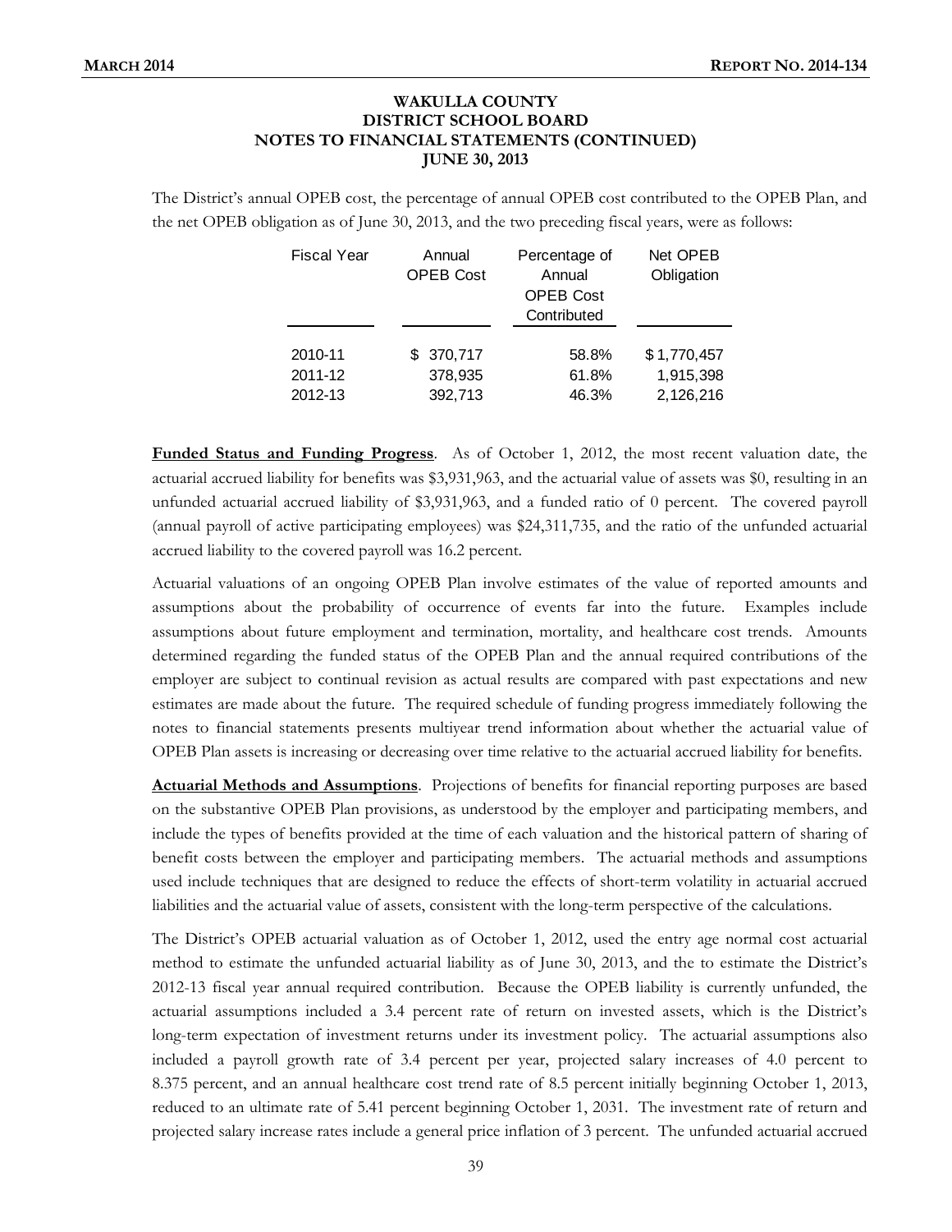**WAKULLA COUNTY**
**DISTRICT SCHOOL BOARD**
**NOTES TO FINANCIAL STATEMENTS (CONTINUED)**
**JUNE 30, 2013**

The District's annual OPEB cost, the percentage of annual OPEB cost contributed to the OPEB Plan, and the net OPEB obligation as of June 30, 2013, and the two preceding fiscal years, were as follows:

| Fiscal Year | Annual OPEB Cost | Percentage of Annual OPEB Cost Contributed | Net OPEB Obligation |
|---|---|---|---|
| 2010-11 | $ 370,717 | 58.8% | $ 1,770,457 |
| 2011-12 | 378,935 | 61.8% | 1,915,398 |
| 2012-13 | 392,713 | 46.3% | 2,126,216 |

**Funded Status and Funding Progress**. As of October 1, 2012, the most recent valuation date, the actuarial accrued liability for benefits was $3,931,963, and the actuarial value of assets was $0, resulting in an unfunded actuarial accrued liability of $3,931,963, and a funded ratio of 0 percent. The covered payroll (annual payroll of active participating employees) was $24,311,735, and the ratio of the unfunded actuarial accrued liability to the covered payroll was 16.2 percent.

Actuarial valuations of an ongoing OPEB Plan involve estimates of the value of reported amounts and assumptions about the probability of occurrence of events far into the future. Examples include assumptions about future employment and termination, mortality, and healthcare cost trends. Amounts determined regarding the funded status of the OPEB Plan and the annual required contributions of the employer are subject to continual revision as actual results are compared with past expectations and new estimates are made about the future. The required schedule of funding progress immediately following the notes to financial statements presents multiyear trend information about whether the actuarial value of OPEB Plan assets is increasing or decreasing over time relative to the actuarial accrued liability for benefits.

**Actuarial Methods and Assumptions**. Projections of benefits for financial reporting purposes are based on the substantive OPEB Plan provisions, as understood by the employer and participating members, and include the types of benefits provided at the time of each valuation and the historical pattern of sharing of benefit costs between the employer and participating members. The actuarial methods and assumptions used include techniques that are designed to reduce the effects of short-term volatility in actuarial accrued liabilities and the actuarial value of assets, consistent with the long-term perspective of the calculations.

The District's OPEB actuarial valuation as of October 1, 2012, used the entry age normal cost actuarial method to estimate the unfunded actuarial liability as of June 30, 2013, and the to estimate the District's 2012-13 fiscal year annual required contribution. Because the OPEB liability is currently unfunded, the actuarial assumptions included a 3.4 percent rate of return on invested assets, which is the District's long-term expectation of investment returns under its investment policy. The actuarial assumptions also included a payroll growth rate of 3.4 percent per year, projected salary increases of 4.0 percent to 8.375 percent, and an annual healthcare cost trend rate of 8.5 percent initially beginning October 1, 2013, reduced to an ultimate rate of 5.41 percent beginning October 1, 2031. The investment rate of return and projected salary increase rates include a general price inflation of 3 percent. The unfunded actuarial accrued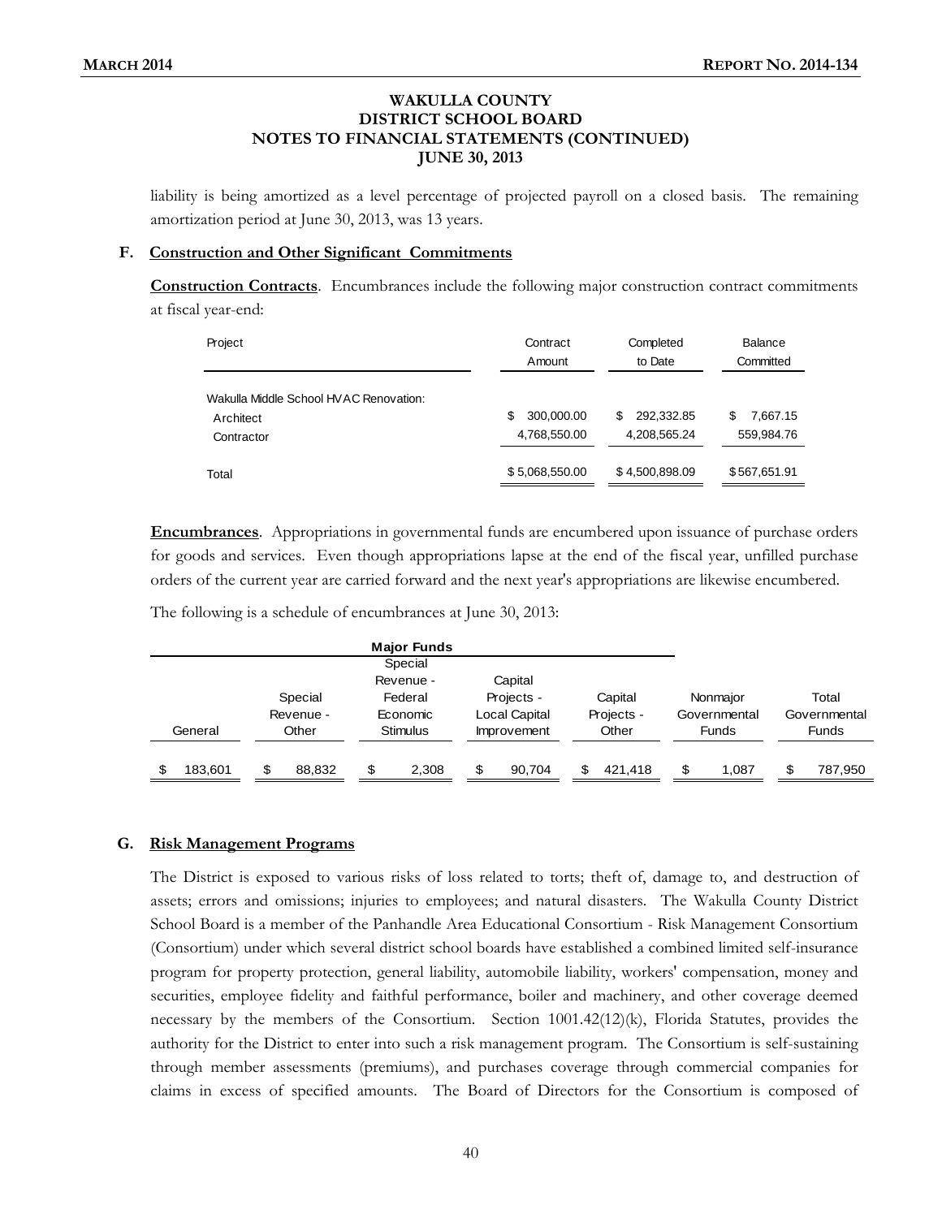# WAKULLA COUNTY
# DISTRICT SCHOOL BOARD
# NOTES TO FINANCIAL STATEMENTS (CONTINUED)
# JUNE 30, 2013

liability is being amortized as a level percentage of projected payroll on a closed basis. The remaining amortization period at June 30, 2013, was 13 years.

### F. Construction and Other Significant Commitments

**Construction Contracts**. Encumbrances include the following major construction contract commitments at fiscal year-end:

| Project | Contract Amount | Completed to Date | Balance Committed |
|---|---|---|---|
| Wakulla Middle School HVAC Renovation: | | | |
| Architect | $ 300,000.00 | $ 292,332.85 | $ 7,667.15 |
| Contractor | 4,768,550.00 | 4,208,565.24 | 559,984.76 |
| Total | $ 5,068,550.00 | $ 4,500,898.09 | $ 567,651.91 |

**Encumbrances**. Appropriations in governmental funds are encumbered upon issuance of purchase orders for goods and services. Even though appropriations lapse at the end of the fiscal year, unfilled purchase orders of the current year are carried forward and the next year's appropriations are likewise encumbered.

The following is a schedule of encumbrances at June 30, 2013:

| Major Funds | | | | | | |
|---|---|---|---|---|---|---|
| General | Special Revenue - Other | Special Revenue - Federal Economic Stimulus | Capital Projects - Local Capital Improvement | Capital Projects - Other | Nonmajor Governmental Funds | Total Governmental Funds |
| $ 183,601 | $ 88,832 | $ 2,308 | $ 90,704 | $ 421,418 | $ 1,087 | $ 787,950 |

### G. Risk Management Programs

The District is exposed to various risks of loss related to torts; theft of, damage to, and destruction of assets; errors and omissions; injuries to employees; and natural disasters. The Wakulla County District School Board is a member of the Panhandle Area Educational Consortium - Risk Management Consortium (Consortium) under which several district school boards have established a combined limited self-insurance program for property protection, general liability, automobile liability, workers' compensation, money and securities, employee fidelity and faithful performance, boiler and machinery, and other coverage deemed necessary by the members of the Consortium. Section 1001.42(12)(k), Florida Statutes, provides the authority for the District to enter into such a risk management program. The Consortium is self-sustaining through member assessments (premiums), and purchases coverage through commercial companies for claims in excess of specified amounts. The Board of Directors for the Consortium is composed of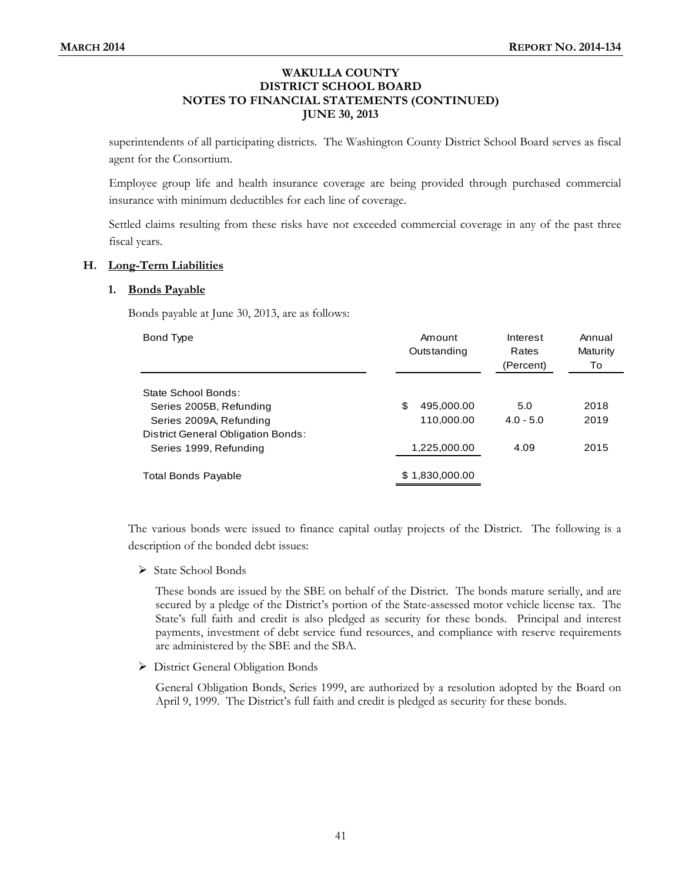# WAKULLA COUNTY DISTRICT SCHOOL BOARD NOTES TO FINANCIAL STATEMENTS (CONTINUED) JUNE 30, 2013

superintendents of all participating districts. The Washington County District School Board serves as fiscal agent for the Consortium.

Employee group life and health insurance coverage are being provided through purchased commercial insurance with minimum deductibles for each line of coverage.

Settled claims resulting from these risks have not exceeded commercial coverage in any of the past three fiscal years.

## H. Long-Term Liabilities

### 1. Bonds Payable

Bonds payable at June 30, 2013, are as follows:

| Bond Type | Amount Outstanding | Interest Rates (Percent) | Annual Maturity To |
|---|---|---|---|
| State School Bonds: | | | |
| Series 2005B, Refunding | $ 495,000.00 | 5.0 | 2018 |
| Series 2009A, Refunding | 110,000.00 | 4.0 - 5.0 | 2019 |
| District General Obligation Bonds: | | | |
| Series 1999, Refunding | 1,225,000.00 | 4.09 | 2015 |
| Total Bonds Payable | $ 1,830,000.00 | | |

The various bonds were issued to finance capital outlay projects of the District. The following is a description of the bonded debt issues:

- State School Bonds

  These bonds are issued by the SBE on behalf of the District. The bonds mature serially, and are secured by a pledge of the District's portion of the State-assessed motor vehicle license tax. The State's full faith and credit is also pledged as security for these bonds. Principal and interest payments, investment of debt service fund resources, and compliance with reserve requirements are administered by the SBE and the SBA.

- District General Obligation Bonds

  General Obligation Bonds, Series 1999, are authorized by a resolution adopted by the Board on April 9, 1999. The District's full faith and credit is pledged as security for these bonds.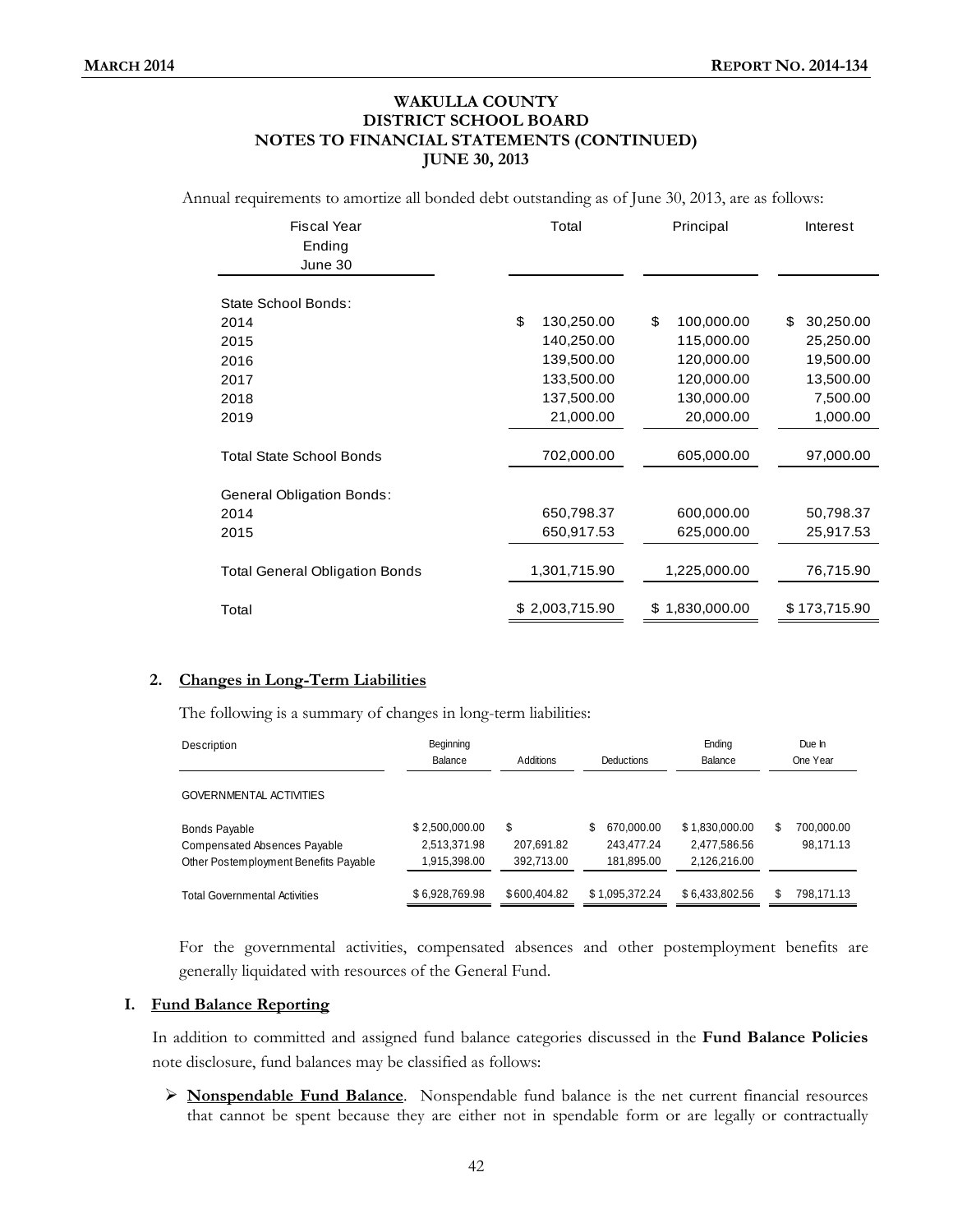**WAKULLA COUNTY**
**DISTRICT SCHOOL BOARD**
**NOTES TO FINANCIAL STATEMENTS (CONTINUED)**
**JUNE 30, 2013**

Annual requirements to amortize all bonded debt outstanding as of June 30, 2013, are as follows:

| Fiscal Year Ending June 30 | Total | Principal | Interest |
|---|---|---|---|
| State School Bonds: | | | |
| 2014 | $ 130,250.00 | $ 100,000.00 | $ 30,250.00 |
| 2015 | 140,250.00 | 115,000.00 | 25,250.00 |
| 2016 | 139,500.00 | 120,000.00 | 19,500.00 |
| 2017 | 133,500.00 | 120,000.00 | 13,500.00 |
| 2018 | 137,500.00 | 130,000.00 | 7,500.00 |
| 2019 | 21,000.00 | 20,000.00 | 1,000.00 |
| Total State School Bonds | 702,000.00 | 605,000.00 | 97,000.00 |
| General Obligation Bonds: | | | |
| 2014 | 650,798.37 | 600,000.00 | 50,798.37 |
| 2015 | 650,917.53 | 625,000.00 | 25,917.53 |
| Total General Obligation Bonds | 1,301,715.90 | 1,225,000.00 | 76,715.90 |
| Total | $ 2,003,715.90 | $ 1,830,000.00 | $ 173,715.90 |

**2. Changes in Long-Term Liabilities**

The following is a summary of changes in long-term liabilities:

| Description | Beginning Balance | Additions | Deductions | Ending Balance | Due In One Year |
|---|---|---|---|---|---|
| GOVERNMENTAL ACTIVITIES | | | | | |
| Bonds Payable | $ 2,500,000.00 | $ | $ 670,000.00 | $ 1,830,000.00 | $ 700,000.00 |
| Compensated Absences Payable | 2,513,371.98 | 207,691.82 | 243,477.24 | 2,477,586.56 | 98,171.13 |
| Other Postemployment Benefits Payable | 1,915,398.00 | 392,713.00 | 181,895.00 | 2,126,216.00 | |
| Total Governmental Activities | $ 6,928,769.98 | $ 600,404.82 | $ 1,095,372.24 | $ 6,433,802.56 | $ 798,171.13 |

For the governmental activities, compensated absences and other postemployment benefits are generally liquidated with resources of the General Fund.

**I. Fund Balance Reporting**

In addition to committed and assigned fund balance categories discussed in the **Fund Balance Policies** note disclosure, fund balances may be classified as follows:

- **Nonspendable Fund Balance**. Nonspendable fund balance is the net current financial resources that cannot be spent because they are either not in spendable form or are legally or contractually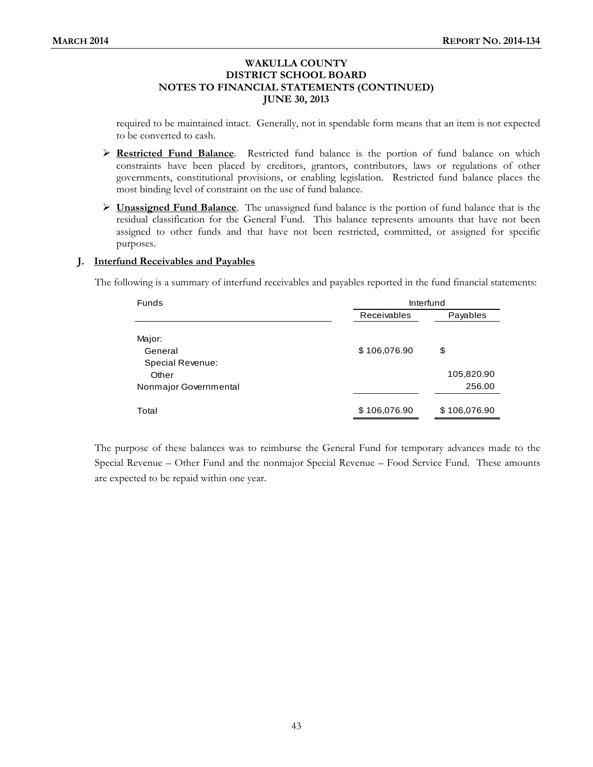required to be maintained intact. Generally, not in spendable form means that an item is not expected to be converted to cash.

- **Restricted Fund Balance**. Restricted fund balance is the portion of fund balance on which constraints have been placed by creditors, grantors, contributors, laws or regulations of other governments, constitutional provisions, or enabling legislation. Restricted fund balance places the most binding level of constraint on the use of fund balance.
- **Unassigned Fund Balance**. The unassigned fund balance is the portion of fund balance that is the residual classification for the General Fund. This balance represents amounts that have not been assigned to other funds and that have not been restricted, committed, or assigned for specific purposes.

### J. Interfund Receivables and Payables

The following is a summary of interfund receivables and payables reported in the fund financial statements:

| Funds | Interfund | |
|---|---|---|
| | Receivables | Payables |
| Major: | | |
| General | $ 106,076.90 | $ |
| Special Revenue: | | |
| Other | | 105,820.90 |
| Nonmajor Governmental | | 256.00 |
| Total | $ 106,076.90 | $ 106,076.90 |

The purpose of these balances was to reimburse the General Fund for temporary advances made to the Special Revenue – Other Fund and the nonmajor Special Revenue – Food Service Fund. These amounts are expected to be repaid within one year.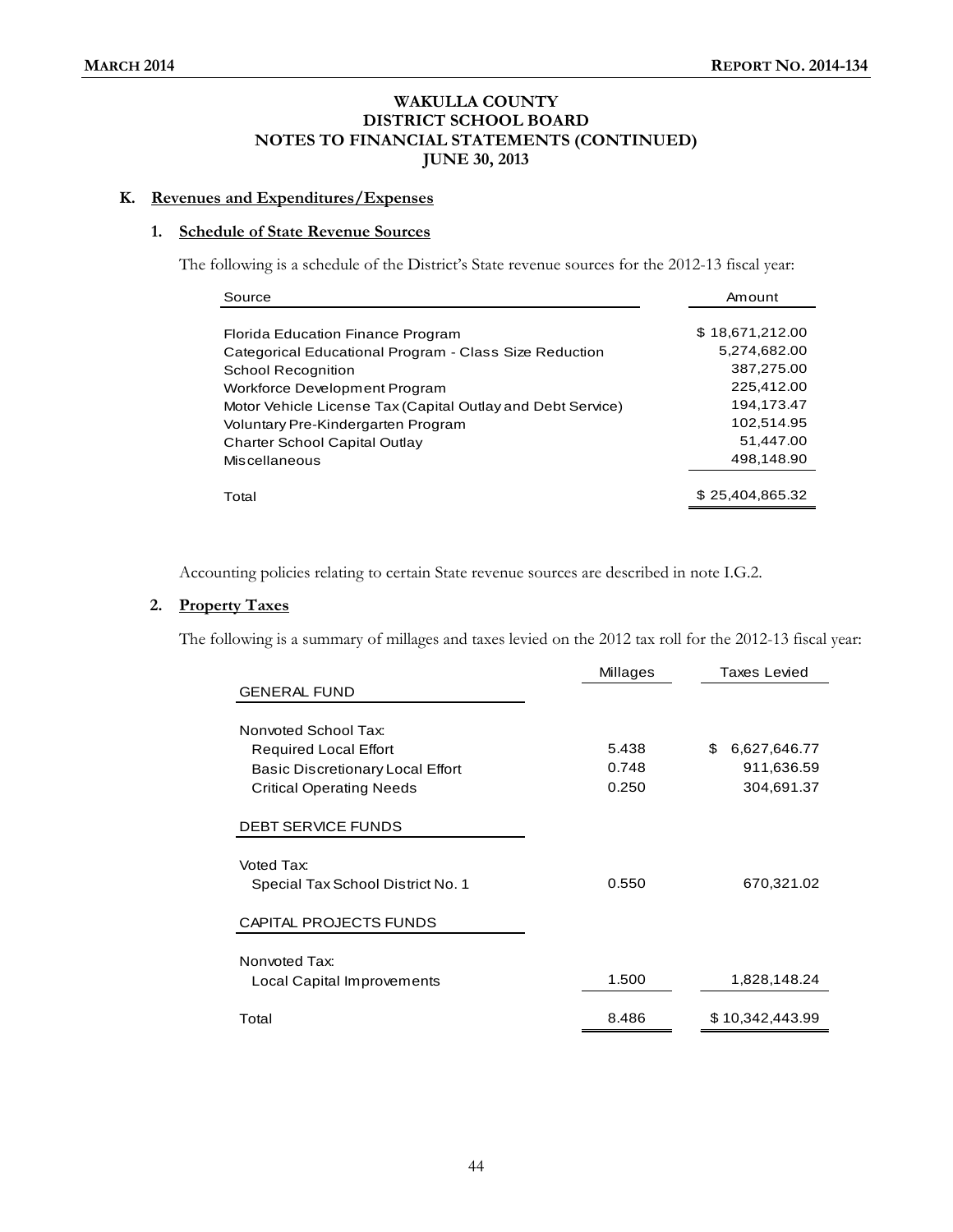# WAKULLA COUNTY
# DISTRICT SCHOOL BOARD
# NOTES TO FINANCIAL STATEMENTS (CONTINUED)
# JUNE 30, 2013

## K. Revenues and Expenditures/Expenses

### 1. Schedule of State Revenue Sources

The following is a schedule of the District's State revenue sources for the 2012-13 fiscal year:

| Source | Amount |
|---|---|
| Florida Education Finance Program | $ 18,671,212.00 |
| Categorical Educational Program - Class Size Reduction | 5,274,682.00 |
| School Recognition | 387,275.00 |
| Workforce Development Program | 225,412.00 |
| Motor Vehicle License Tax (Capital Outlay and Debt Service) | 194,173.47 |
| Voluntary Pre-Kindergarten Program | 102,514.95 |
| Charter School Capital Outlay | 51,447.00 |
| Miscellaneous | 498,148.90 |
| Total | $ 25,404,865.32 |

Accounting policies relating to certain State revenue sources are described in note I.G.2.

### 2. Property Taxes

The following is a summary of millages and taxes levied on the 2012 tax roll for the 2012-13 fiscal year:

| | Millages | Taxes Levied |
|---|---|---|
| GENERAL FUND | | |
| Nonvoted School Tax: | | |
| Required Local Effort | 5.438 | $ 6,627,646.77 |
| Basic Discretionary Local Effort | 0.748 | 911,636.59 |
| Critical Operating Needs | 0.250 | 304,691.37 |
| DEBT SERVICE FUNDS | | |
| Voted Tax: | | |
| Special Tax School District No. 1 | 0.550 | 670,321.02 |
| CAPITAL PROJECTS FUNDS | | |
| Nonvoted Tax: | | |
| Local Capital Improvements | 1.500 | 1,828,148.24 |
| Total | 8.486 | $ 10,342,443.99 |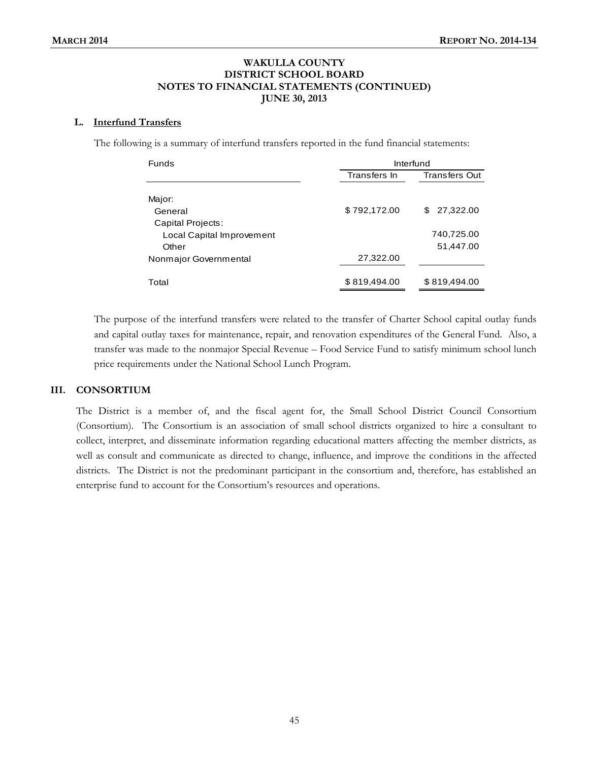### WAKULLA COUNTY DISTRICT SCHOOL BOARD NOTES TO FINANCIAL STATEMENTS (CONTINUED) JUNE 30, 2013

**L. Interfund Transfers**

The following is a summary of interfund transfers reported in the fund financial statements:

| Funds | Interfund | |
|---|---|---|
| | Transfers In | Transfers Out |
| Major: | | |
| General | $ 792,172.00 | $ 27,322.00 |
| Capital Projects: | | |
| Local Capital Improvement | | 740,725.00 |
| Other | | 51,447.00 |
| Nonmajor Governmental | 27,322.00 | |
| Total | $ 819,494.00 | $ 819,494.00 |

The purpose of the interfund transfers were related to the transfer of Charter School capital outlay funds and capital outlay taxes for maintenance, repair, and renovation expenditures of the General Fund. Also, a transfer was made to the nonmajor Special Revenue – Food Service Fund to satisfy minimum school lunch price requirements under the National School Lunch Program.

## III. CONSORTIUM

The District is a member of, and the fiscal agent for, the Small School District Council Consortium (Consortium). The Consortium is an association of small school districts organized to hire a consultant to collect, interpret, and disseminate information regarding educational matters affecting the member districts, as well as consult and communicate as directed to change, influence, and improve the conditions in the affected districts. The District is not the predominant participant in the consortium and, therefore, has established an enterprise fund to account for the Consortium's resources and operations.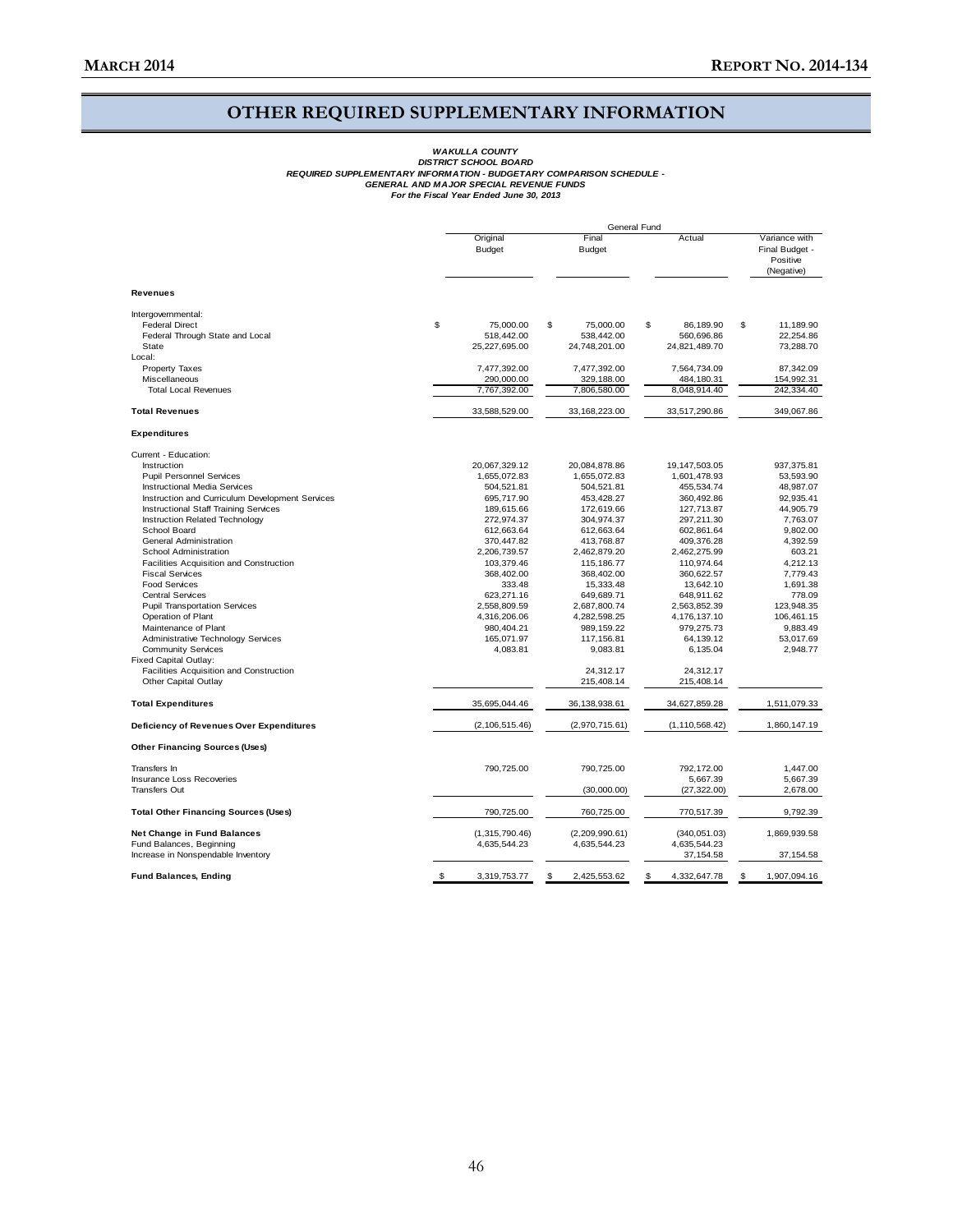# OTHER REQUIRED SUPPLEMENTARY INFORMATION

***WAKULLA COUNTY***
***DISTRICT SCHOOL BOARD***
***REQUIRED SUPPLEMENTARY INFORMATION - BUDGETARY COMPARISON SCHEDULE -***
***GENERAL AND MAJOR SPECIAL REVENUE FUNDS***
***For the Fiscal Year Ended June 30, 2013***

| | General Fund | | | |
|---|---|---|---|---|
| | Original Budget | Final Budget | Actual | Variance with Final Budget - Positive (Negative) |
| **Revenues** | | | | |
| Intergovernmental: | | | | |
| Federal Direct | $ 75,000.00 | $ 75,000.00 | $ 86,189.90 | $ 11,189.90 |
| Federal Through State and Local | 518,442.00 | 538,442.00 | 560,696.86 | 22,254.86 |
| State | 25,227,695.00 | 24,748,201.00 | 24,821,489.70 | 73,288.70 |
| Local: | | | | |
| Property Taxes | 7,477,392.00 | 7,477,392.00 | 7,564,734.09 | 87,342.09 |
| Miscellaneous | 290,000.00 | 329,188.00 | 484,180.31 | 154,992.31 |
| Total Local Revenues | 7,767,392.00 | 7,806,580.00 | 8,048,914.40 | 242,334.40 |
| **Total Revenues** | 33,588,529.00 | 33,168,223.00 | 33,517,290.86 | 349,067.86 |
| **Expenditures** | | | | |
| Current - Education: | | | | |
| Instruction | 20,067,329.12 | 20,084,878.86 | 19,147,503.05 | 937,375.81 |
| Pupil Personnel Services | 1,655,072.83 | 1,655,072.83 | 1,601,478.93 | 53,593.90 |
| Instructional Media Services | 504,521.81 | 504,521.81 | 455,534.74 | 48,987.07 |
| Instruction and Curriculum Development Services | 695,717.90 | 453,428.27 | 360,492.86 | 92,935.41 |
| Instructional Staff Training Services | 189,615.66 | 172,619.66 | 127,713.87 | 44,905.79 |
| Instruction Related Technology | 272,974.37 | 304,974.37 | 297,211.30 | 7,763.07 |
| School Board | 612,663.64 | 612,663.64 | 602,861.64 | 9,802.00 |
| General Administration | 370,447.82 | 413,768.87 | 409,376.28 | 4,392.59 |
| School Administration | 2,206,739.57 | 2,462,879.20 | 2,462,275.99 | 603.21 |
| Facilities Acquisition and Construction | 103,379.46 | 115,186.77 | 110,974.64 | 4,212.13 |
| Fiscal Services | 368,402.00 | 368,402.00 | 360,622.57 | 7,779.43 |
| Food Services | 333.48 | 15,333.48 | 13,642.10 | 1,691.38 |
| Central Services | 623,271.16 | 649,689.71 | 648,911.62 | 778.09 |
| Pupil Transportation Services | 2,558,809.59 | 2,687,800.74 | 2,563,852.39 | 123,948.35 |
| Operation of Plant | 4,316,206.06 | 4,282,598.25 | 4,176,137.10 | 106,461.15 |
| Maintenance of Plant | 980,404.21 | 989,159.22 | 979,275.73 | 9,883.49 |
| Administrative Technology Services | 165,071.97 | 117,156.81 | 64,139.12 | 53,017.69 |
| Community Services | 4,083.81 | 9,083.81 | 6,135.04 | 2,948.77 |
| Fixed Capital Outlay: | | | | |
| Facilities Acquisition and Construction | | 24,312.17 | 24,312.17 | |
| Other Capital Outlay | | 215,408.14 | 215,408.14 | |
| **Total Expenditures** | 35,695,044.46 | 36,138,938.61 | 34,627,859.28 | 1,511,079.33 |
| **Deficiency of Revenues Over Expenditures** | (2,106,515.46) | (2,970,715.61) | (1,110,568.42) | 1,860,147.19 |
| **Other Financing Sources (Uses)** | | | | |
| Transfers In | 790,725.00 | 790,725.00 | 792,172.00 | 1,447.00 |
| Insurance Loss Recoveries | | | 5,667.39 | 5,667.39 |
| Transfers Out | | (30,000.00) | (27,322.00) | 2,678.00 |
| **Total Other Financing Sources (Uses)** | 790,725.00 | 760,725.00 | 770,517.39 | 9,792.39 |
| **Net Change in Fund Balances** | (1,315,790.46) | (2,209,990.61) | (340,051.03) | 1,869,939.58 |
| Fund Balances, Beginning | 4,635,544.23 | 4,635,544.23 | 4,635,544.23 | |
| Increase in Nonspendable Inventory | | | 37,154.58 | 37,154.58 |
| **Fund Balances, Ending** | $ 3,319,753.77 | $ 2,425,553.62 | $ 4,332,647.78 | $ 1,907,094.16 |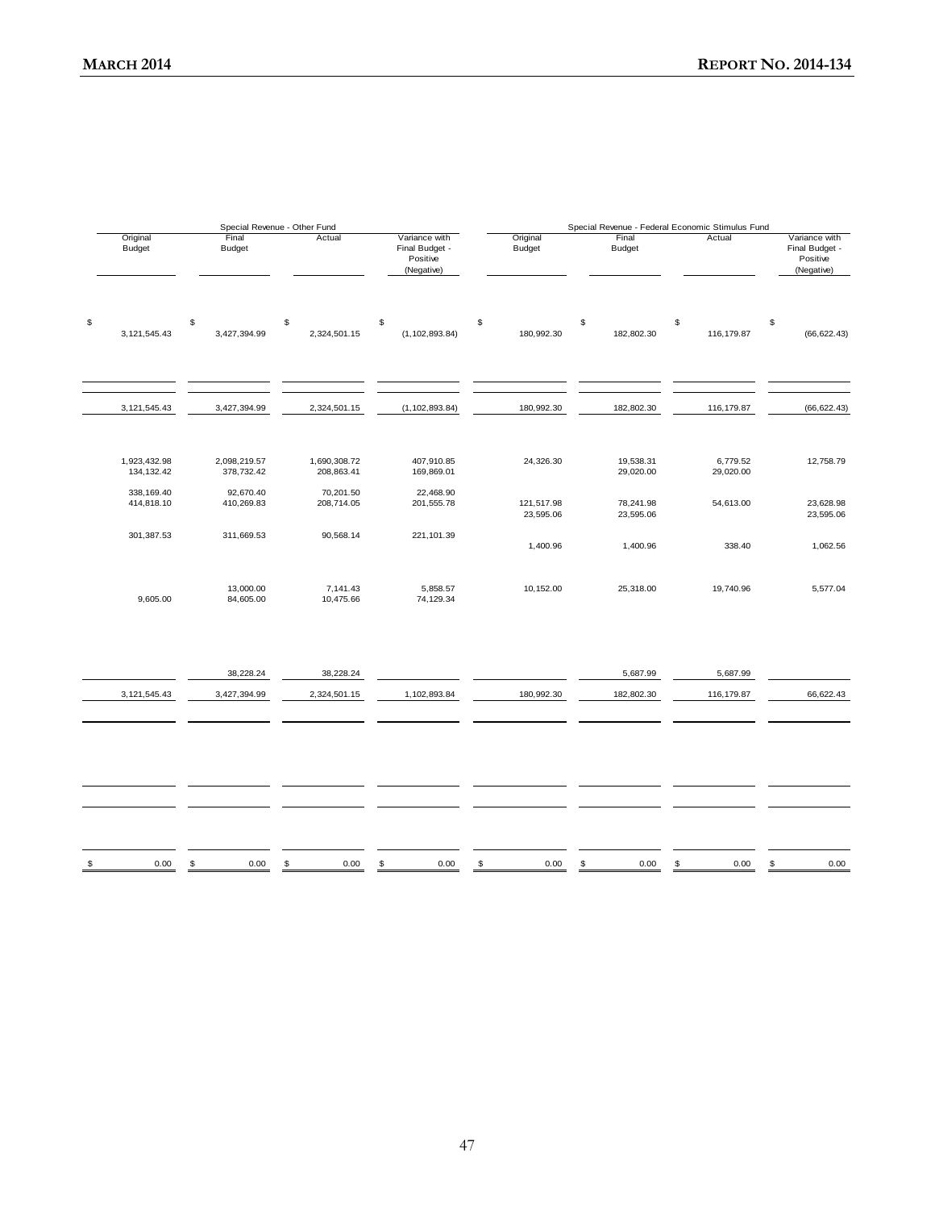| Special Revenue - Other Fund | | | | Special Revenue - Federal Economic Stimulus Fund | | | |
|---|---|---|---|---|---|---|---|
| Original Budget | Final Budget | Actual | Variance with Final Budget - Positive (Negative) | Original Budget | Final Budget | Actual | Variance with Final Budget - Positive (Negative) |
| $ 3,121,545.43 | $ 3,427,394.99 | $ 2,324,501.15 | $ (1,102,893.84) | $ 180,992.30 | $ 182,802.30 | $ 116,179.87 | $ (66,622.43) |
| 3,121,545.43 | 3,427,394.99 | 2,324,501.15 | (1,102,893.84) | 180,992.30 | 182,802.30 | 116,179.87 | (66,622.43) |
| 1,923,432.98 | 2,098,219.57 | 1,690,308.72 | 407,910.85 | 24,326.30 | 19,538.31 | 6,779.52 | 12,758.79 |
| 134,132.42 | 378,732.42 | 208,863.41 | 169,869.01 | | 29,020.00 | 29,020.00 | |
| 338,169.40 | 92,670.40 | 70,201.50 | 22,468.90 | | | | |
| 414,818.10 | 410,269.83 | 208,714.05 | 201,555.78 | 121,517.98 | 78,241.98 | 54,613.00 | 23,628.98 |
| | | | | 23,595.06 | 23,595.06 | | 23,595.06 |
| 301,387.53 | 311,669.53 | 90,568.14 | 221,101.39 | | | | |
| | | | | 1,400.96 | 1,400.96 | 338.40 | 1,062.56 |
| | 13,000.00 | 7,141.43 | 5,858.57 | 10,152.00 | 25,318.00 | 19,740.96 | 5,577.04 |
| 9,605.00 | 84,605.00 | 10,475.66 | 74,129.34 | | | | |
| | 38,228.24 | 38,228.24 | | | 5,687.99 | 5,687.99 | |
| 3,121,545.43 | 3,427,394.99 | 2,324,501.15 | 1,102,893.84 | 180,992.30 | 182,802.30 | 116,179.87 | 66,622.43 |
| $ 0.00 | $ 0.00 | $ 0.00 | $ 0.00 | $ 0.00 | $ 0.00 | $ 0.00 | $ 0.00 |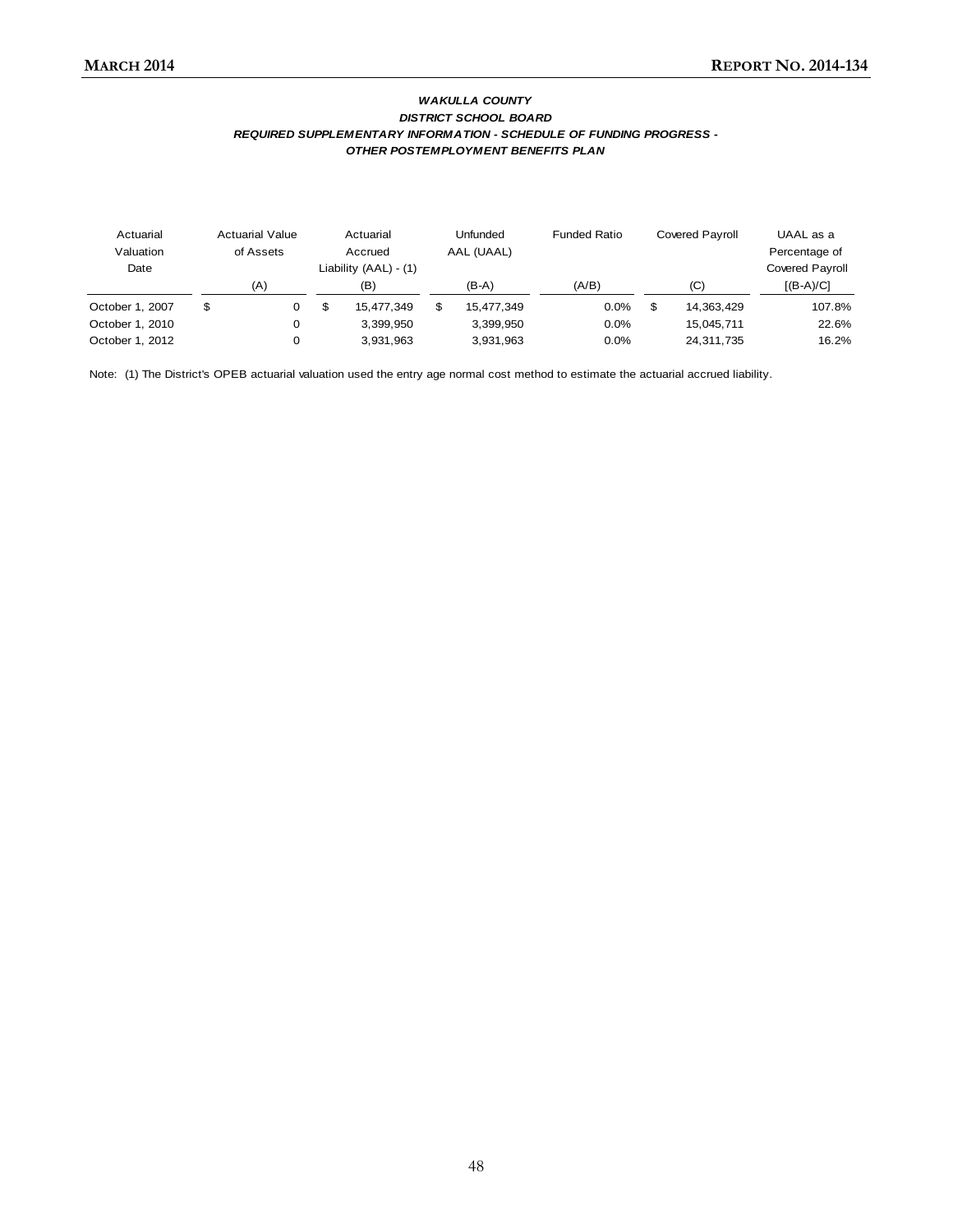### WAKULLA COUNTY
### DISTRICT SCHOOL BOARD
### REQUIRED SUPPLEMENTARY INFORMATION - SCHEDULE OF FUNDING PROGRESS - OTHER POSTEMPLOYMENT BENEFITS PLAN

| Actuarial Valuation Date | Actuarial Value of Assets (A) | Actuarial Accrued Liability (AAL) - (1) (B) | Unfunded AAL (UAAL) (B-A) | Funded Ratio (A/B) | Covered Payroll (C) | UAAL as a Percentage of Covered Payroll [(B-A)/C] |
|---|---|---|---|---|---|---|
| October 1, 2007 | $ 0 | $ 15,477,349 | $ 15,477,349 | 0.0% | $ 14,363,429 | 107.8% |
| October 1, 2010 | 0 | 3,399,950 | 3,399,950 | 0.0% | 15,045,711 | 22.6% |
| October 1, 2012 | 0 | 3,931,963 | 3,931,963 | 0.0% | 24,311,735 | 16.2% |

Note: (1) The District's OPEB actuarial valuation used the entry age normal cost method to estimate the actuarial accrued liability.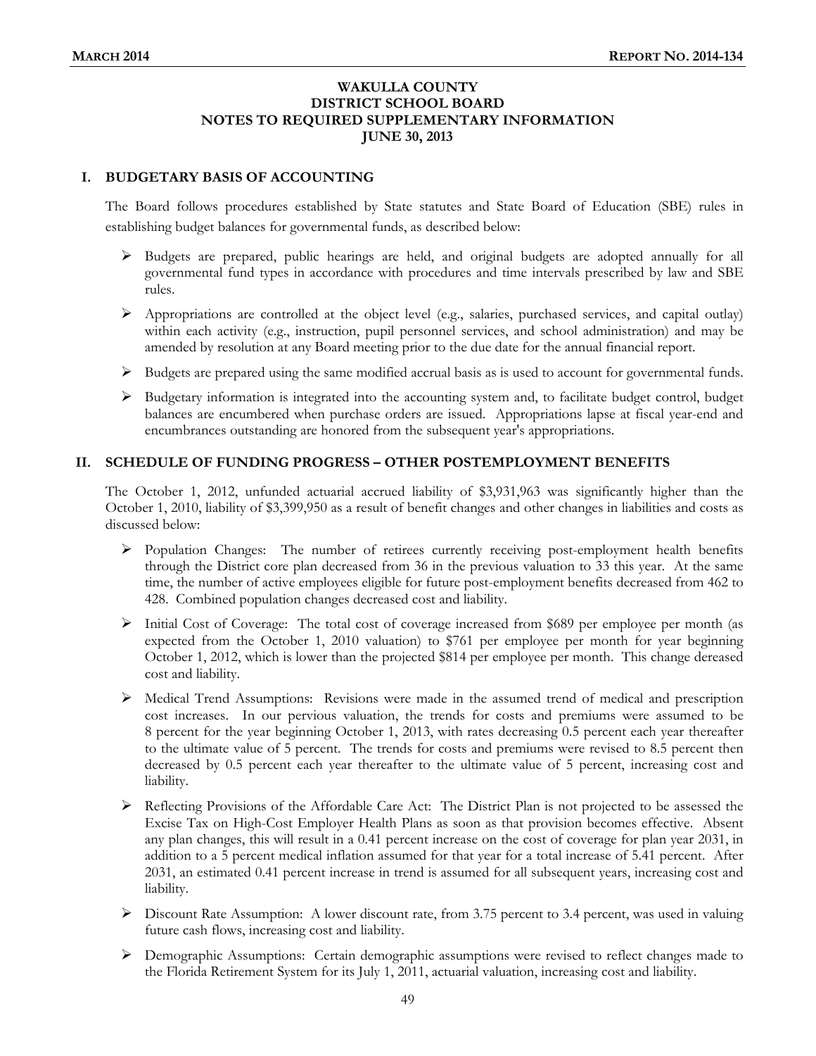# WAKULLA COUNTY
# DISTRICT SCHOOL BOARD
# NOTES TO REQUIRED SUPPLEMENTARY INFORMATION
# JUNE 30, 2013

## I. BUDGETARY BASIS OF ACCOUNTING

The Board follows procedures established by State statutes and State Board of Education (SBE) rules in establishing budget balances for governmental funds, as described below:

- Budgets are prepared, public hearings are held, and original budgets are adopted annually for all governmental fund types in accordance with procedures and time intervals prescribed by law and SBE rules.
- Appropriations are controlled at the object level (e.g., salaries, purchased services, and capital outlay) within each activity (e.g., instruction, pupil personnel services, and school administration) and may be amended by resolution at any Board meeting prior to the due date for the annual financial report.
- Budgets are prepared using the same modified accrual basis as is used to account for governmental funds.
- Budgetary information is integrated into the accounting system and, to facilitate budget control, budget balances are encumbered when purchase orders are issued. Appropriations lapse at fiscal year-end and encumbrances outstanding are honored from the subsequent year's appropriations.

## II. SCHEDULE OF FUNDING PROGRESS – OTHER POSTEMPLOYMENT BENEFITS

The October 1, 2012, unfunded actuarial accrued liability of $3,931,963 was significantly higher than the October 1, 2010, liability of $3,399,950 as a result of benefit changes and other changes in liabilities and costs as discussed below:

- Population Changes: The number of retirees currently receiving post-employment health benefits through the District core plan decreased from 36 in the previous valuation to 33 this year. At the same time, the number of active employees eligible for future post-employment benefits decreased from 462 to 428. Combined population changes decreased cost and liability.
- Initial Cost of Coverage: The total cost of coverage increased from $689 per employee per month (as expected from the October 1, 2010 valuation) to $761 per employee per month for year beginning October 1, 2012, which is lower than the projected $814 per employee per month. This change dereased cost and liability.
- Medical Trend Assumptions: Revisions were made in the assumed trend of medical and prescription cost increases. In our pervious valuation, the trends for costs and premiums were assumed to be 8 percent for the year beginning October 1, 2013, with rates decreasing 0.5 percent each year thereafter to the ultimate value of 5 percent. The trends for costs and premiums were revised to 8.5 percent then decreased by 0.5 percent each year thereafter to the ultimate value of 5 percent, increasing cost and liability.
- Reflecting Provisions of the Affordable Care Act: The District Plan is not projected to be assessed the Excise Tax on High-Cost Employer Health Plans as soon as that provision becomes effective. Absent any plan changes, this will result in a 0.41 percent increase on the cost of coverage for plan year 2031, in addition to a 5 percent medical inflation assumed for that year for a total increase of 5.41 percent. After 2031, an estimated 0.41 percent increase in trend is assumed for all subsequent years, increasing cost and liability.
- Discount Rate Assumption: A lower discount rate, from 3.75 percent to 3.4 percent, was used in valuing future cash flows, increasing cost and liability.
- Demographic Assumptions: Certain demographic assumptions were revised to reflect changes made to the Florida Retirement System for its July 1, 2011, actuarial valuation, increasing cost and liability.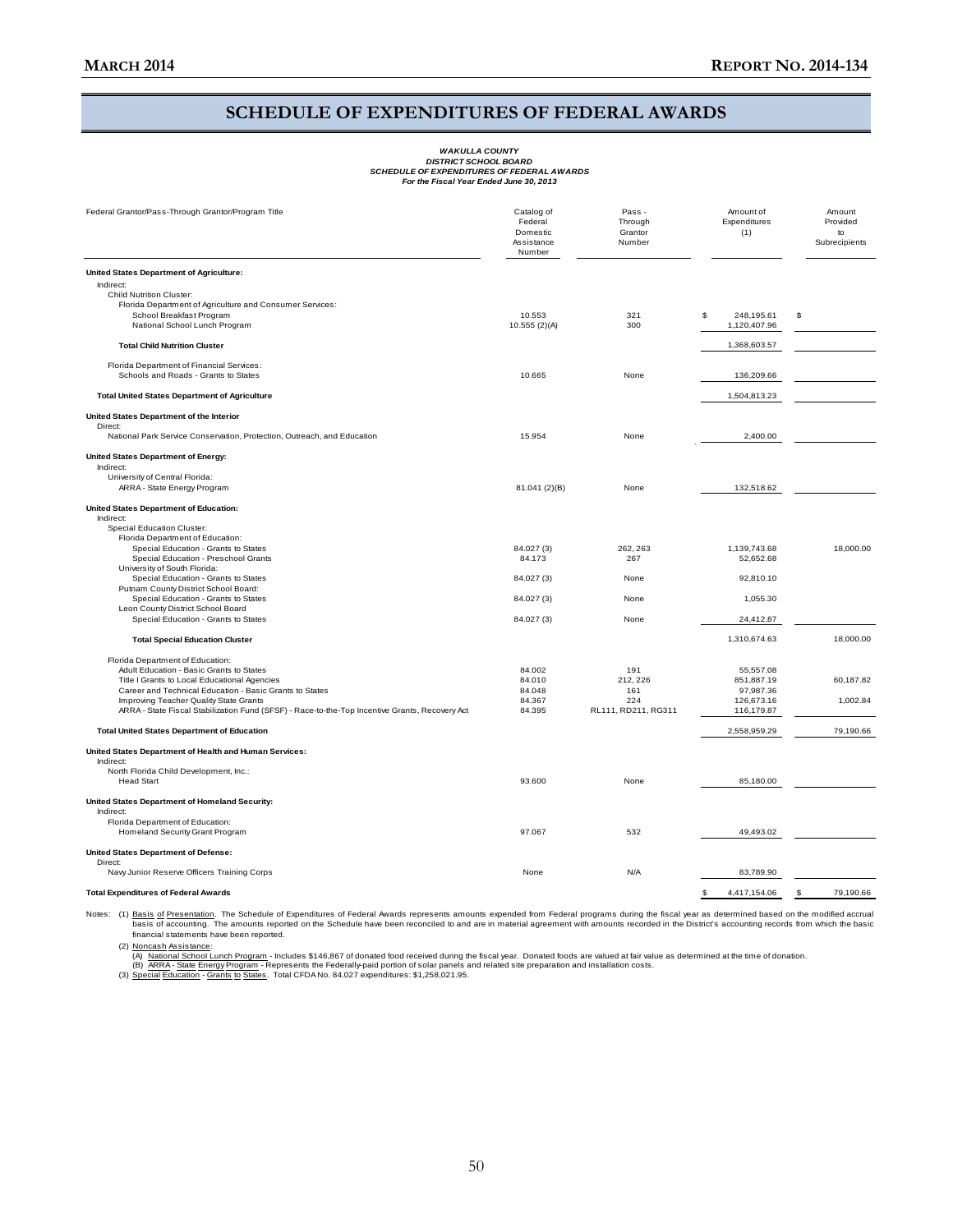# SCHEDULE OF EXPENDITURES OF FEDERAL AWARDS

***WAKULLA COUNTY***
***DISTRICT SCHOOL BOARD***
***SCHEDULE OF EXPENDITURES OF FEDERAL AWARDS***
***For the Fiscal Year Ended June 30, 2013***

| Federal Grantor/Pass-Through Grantor/Program Title | Catalog of Federal Domestic Assistance Number | Pass - Through Grantor Number | Amount of Expenditures (1) | Amount Provided to Subrecipients |
|---|---|---|---|---|
| **United States Department of Agriculture:** | | | | |
| Indirect: | | | | |
| Child Nutrition Cluster: | | | | |
| Florida Department of Agriculture and Consumer Services: | | | | |
| School Breakfast Program | 10.553 | 321 | $ 248,195.61 | $ |
| National School Lunch Program | 10.555 (2)(A) | 300 | 1,120,407.96 | |
| **Total Child Nutrition Cluster** | | | 1,368,603.57 | |
| Florida Department of Financial Services: | | | | |
| Schools and Roads - Grants to States | 10.665 | None | 136,209.66 | |
| **Total United States Department of Agriculture** | | | 1,504,813.23 | |
| **United States Department of the Interior** | | | | |
| Direct: | | | | |
| National Park Service Conservation, Protection, Outreach, and Education | 15.954 | None | 2,400.00 | |
| **United States Department of Energy:** | | | | |
| Indirect: | | | | |
| University of Central Florida: | | | | |
| ARRA - State Energy Program | 81.041 (2)(B) | None | 132,518.62 | |
| **United States Department of Education:** | | | | |
| Indirect: | | | | |
| Special Education Cluster: | | | | |
| Florida Department of Education: | | | | |
| Special Education - Grants to States | 84.027 (3) | 262, 263 | 1,139,743.68 | 18,000.00 |
| Special Education - Preschool Grants | 84.173 | 267 | 52,652.68 | |
| University of South Florida: | | | | |
| Special Education - Grants to States | 84.027 (3) | None | 92,810.10 | |
| Putnam County District School Board: | | | | |
| Special Education - Grants to States | 84.027 (3) | None | 1,055.30 | |
| Leon County District School Board | | | | |
| Special Education - Grants to States | 84.027 (3) | None | 24,412.87 | |
| **Total Special Education Cluster** | | | 1,310,674.63 | 18,000.00 |
| Florida Department of Education: | | | | |
| Adult Education - Basic Grants to States | 84.002 | 191 | 55,557.08 | |
| Title I Grants to Local Educational Agencies | 84.010 | 212, 226 | 851,887.19 | 60,187.82 |
| Career and Technical Education - Basic Grants to States | 84.048 | 161 | 97,987.36 | |
| Improving Teacher Quality State Grants | 84.367 | 224 | 126,673.16 | 1,002.84 |
| ARRA - State Fiscal Stabilization Fund (SFSF) - Race-to-the-Top Incentive Grants, Recovery Act | 84.395 | RL111, RD211, RG311 | 116,179.87 | |
| **Total United States Department of Education** | | | 2,558,959.29 | 79,190.66 |
| **United States Department of Health and Human Services:** | | | | |
| Indirect: | | | | |
| North Florida Child Development, Inc.: | | | | |
| Head Start | 93.600 | None | 85,180.00 | |
| **United States Department of Homeland Security:** | | | | |
| Indirect: | | | | |
| Florida Department of Education: | | | | |
| Homeland Security Grant Program | 97.067 | 532 | 49,493.02 | |
| **United States Department of Defense:** | | | | |
| Direct: | | | | |
| Navy Junior Reserve Officers Training Corps | None | N/A | 83,789.90 | |
| **Total Expenditures of Federal Awards** | | | $ 4,417,154.06 | $ 79,190.66 |

Notes: (1) Basis of Presentation. The Schedule of Expenditures of Federal Awards represents amounts expended from Federal programs during the fiscal year as determined based on the modified accrual basis of accounting. The amounts reported on the Schedule have been reconciled to and are in material agreement with amounts recorded in the District's accounting records from which the basic financial statements have been reported.

(2) Noncash Assistance:
(A) National School Lunch Program - Includes $146,867 of donated food received during the fiscal year. Donated foods are valued at fair value as determined at the time of donation.
(B) ARRA - State Energy Program - Represents the Federally-paid portion of solar panels and related site preparation and installation costs.

(3) Special Education - Grants to States. Total CFDA No. 84.027 expenditures: $1,258,021.95.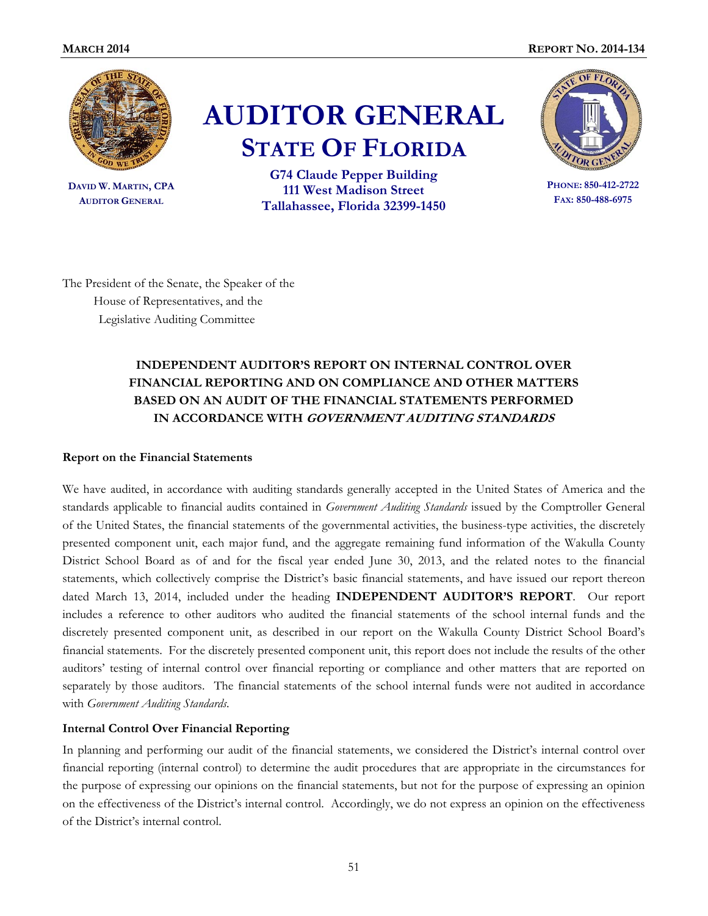MARCH 2014 REPORT NO. 2014-134

# AUDITOR GENERAL
## STATE OF FLORIDA

DAVID W. MARTIN, CPA
AUDITOR GENERAL

G74 Claude Pepper Building
111 West Madison Street
Tallahassee, Florida 32399-1450

PHONE: 850-412-2722
FAX: 850-488-6975

The President of the Senate, the Speaker of the
House of Representatives, and the
Legislative Auditing Committee

### INDEPENDENT AUDITOR'S REPORT ON INTERNAL CONTROL OVER FINANCIAL REPORTING AND ON COMPLIANCE AND OTHER MATTERS BASED ON AN AUDIT OF THE FINANCIAL STATEMENTS PERFORMED IN ACCORDANCE WITH *GOVERNMENT AUDITING STANDARDS*

**Report on the Financial Statements**

We have audited, in accordance with auditing standards generally accepted in the United States of America and the standards applicable to financial audits contained in *Government Auditing Standards* issued by the Comptroller General of the United States, the financial statements of the governmental activities, the business-type activities, the discretely presented component unit, each major fund, and the aggregate remaining fund information of the Wakulla County District School Board as of and for the fiscal year ended June 30, 2013, and the related notes to the financial statements, which collectively comprise the District's basic financial statements, and have issued our report thereon dated March 13, 2014, included under the heading **INDEPENDENT AUDITOR'S REPORT**. Our report includes a reference to other auditors who audited the financial statements of the school internal funds and the discretely presented component unit, as described in our report on the Wakulla County District School Board's financial statements. For the discretely presented component unit, this report does not include the results of the other auditors' testing of internal control over financial reporting or compliance and other matters that are reported on separately by those auditors. The financial statements of the school internal funds were not audited in accordance with *Government Auditing Standards*.

**Internal Control Over Financial Reporting**

In planning and performing our audit of the financial statements, we considered the District's internal control over financial reporting (internal control) to determine the audit procedures that are appropriate in the circumstances for the purpose of expressing our opinions on the financial statements, but not for the purpose of expressing an opinion on the effectiveness of the District's internal control. Accordingly, we do not express an opinion on the effectiveness of the District's internal control.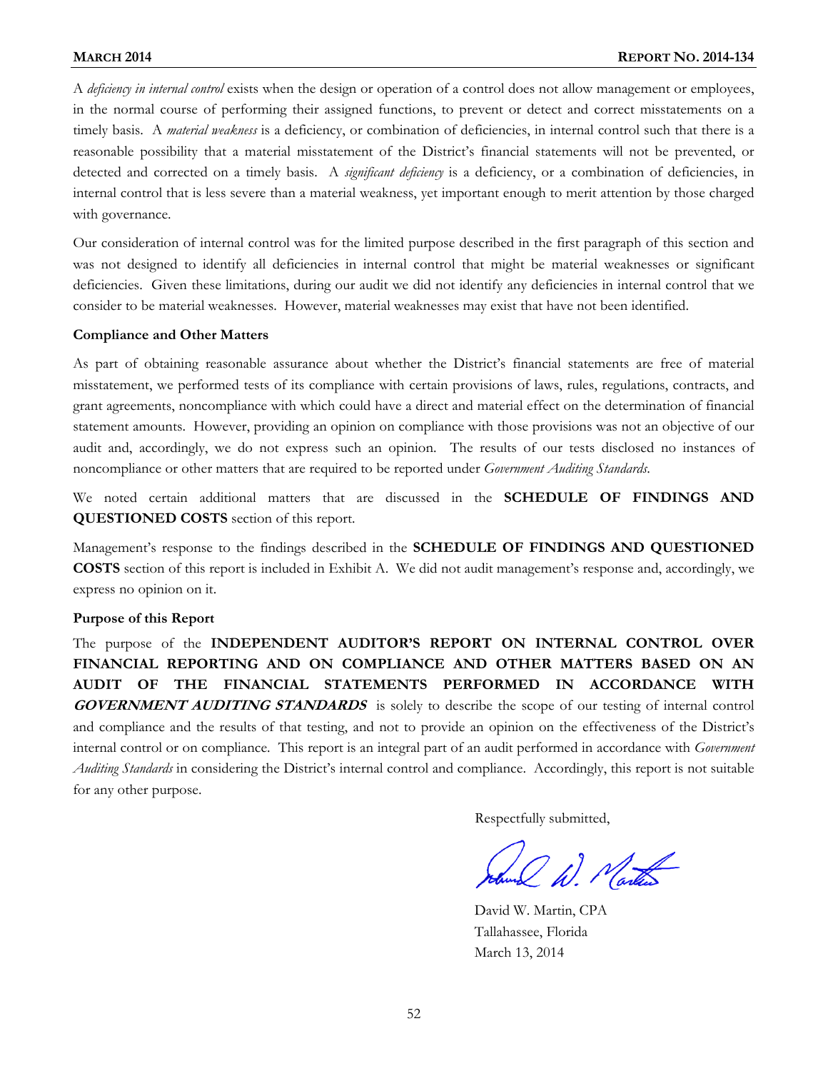A *deficiency in internal control* exists when the design or operation of a control does not allow management or employees, in the normal course of performing their assigned functions, to prevent or detect and correct misstatements on a timely basis. A *material weakness* is a deficiency, or combination of deficiencies, in internal control such that there is a reasonable possibility that a material misstatement of the District's financial statements will not be prevented, or detected and corrected on a timely basis. A *significant deficiency* is a deficiency, or a combination of deficiencies, in internal control that is less severe than a material weakness, yet important enough to merit attention by those charged with governance.

Our consideration of internal control was for the limited purpose described in the first paragraph of this section and was not designed to identify all deficiencies in internal control that might be material weaknesses or significant deficiencies. Given these limitations, during our audit we did not identify any deficiencies in internal control that we consider to be material weaknesses. However, material weaknesses may exist that have not been identified.

**Compliance and Other Matters**

As part of obtaining reasonable assurance about whether the District's financial statements are free of material misstatement, we performed tests of its compliance with certain provisions of laws, rules, regulations, contracts, and grant agreements, noncompliance with which could have a direct and material effect on the determination of financial statement amounts. However, providing an opinion on compliance with those provisions was not an objective of our audit and, accordingly, we do not express such an opinion. The results of our tests disclosed no instances of noncompliance or other matters that are required to be reported under *Government Auditing Standards*.

We noted certain additional matters that are discussed in the **SCHEDULE OF FINDINGS AND QUESTIONED COSTS** section of this report.

Management's response to the findings described in the **SCHEDULE OF FINDINGS AND QUESTIONED COSTS** section of this report is included in Exhibit A. We did not audit management's response and, accordingly, we express no opinion on it.

**Purpose of this Report**

The purpose of the **INDEPENDENT AUDITOR'S REPORT ON INTERNAL CONTROL OVER FINANCIAL REPORTING AND ON COMPLIANCE AND OTHER MATTERS BASED ON AN AUDIT OF THE FINANCIAL STATEMENTS PERFORMED IN ACCORDANCE WITH *GOVERNMENT AUDITING STANDARDS*** is solely to describe the scope of our testing of internal control and compliance and the results of that testing, and not to provide an opinion on the effectiveness of the District's internal control or on compliance. This report is an integral part of an audit performed in accordance with *Government Auditing Standards* in considering the District's internal control and compliance. Accordingly, this report is not suitable for any other purpose.

Respectfully submitted,

David W. Martin, CPA
Tallahassee, Florida
March 13, 2014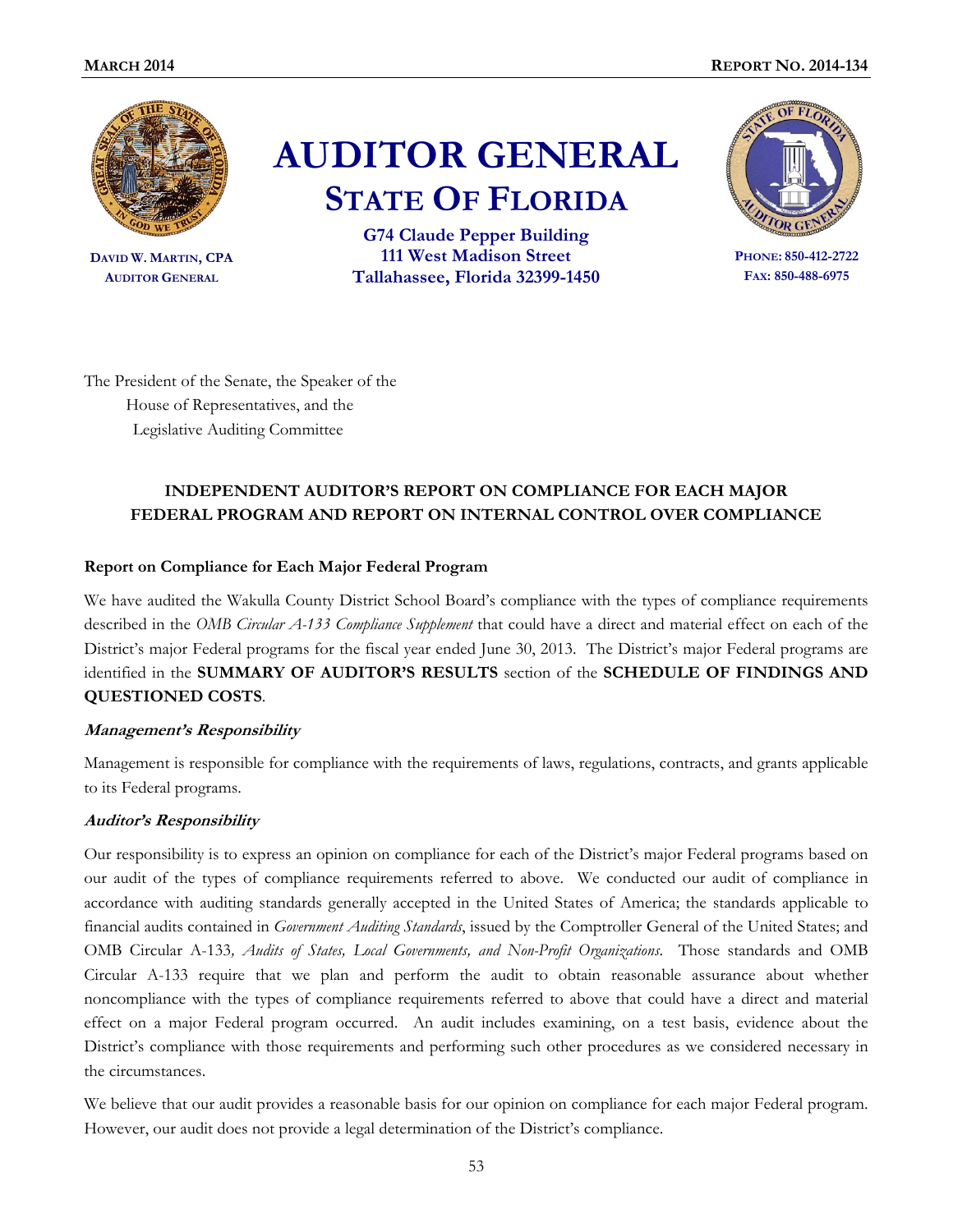# AUDITOR GENERAL
## STATE OF FLORIDA

**G74 Claude Pepper Building**
**111 West Madison Street**
**Tallahassee, Florida 32399-1450**

**DAVID W. MARTIN, CPA**
**AUDITOR GENERAL**

**PHONE: 850-412-2722**
**FAX: 850-488-6975**

The President of the Senate, the Speaker of the
House of Representatives, and the
Legislative Auditing Committee

### INDEPENDENT AUDITOR'S REPORT ON COMPLIANCE FOR EACH MAJOR FEDERAL PROGRAM AND REPORT ON INTERNAL CONTROL OVER COMPLIANCE

**Report on Compliance for Each Major Federal Program**

We have audited the Wakulla County District School Board's compliance with the types of compliance requirements described in the *OMB Circular A-133 Compliance Supplement* that could have a direct and material effect on each of the District's major Federal programs for the fiscal year ended June 30, 2013. The District's major Federal programs are identified in the **SUMMARY OF AUDITOR'S RESULTS** section of the **SCHEDULE OF FINDINGS AND QUESTIONED COSTS**.

***Management's Responsibility***

Management is responsible for compliance with the requirements of laws, regulations, contracts, and grants applicable to its Federal programs.

***Auditor's Responsibility***

Our responsibility is to express an opinion on compliance for each of the District's major Federal programs based on our audit of the types of compliance requirements referred to above. We conducted our audit of compliance in accordance with auditing standards generally accepted in the United States of America; the standards applicable to financial audits contained in *Government Auditing Standards*, issued by the Comptroller General of the United States; and OMB Circular A-133*, Audits of States, Local Governments, and Non-Profit Organizations*. Those standards and OMB Circular A-133 require that we plan and perform the audit to obtain reasonable assurance about whether noncompliance with the types of compliance requirements referred to above that could have a direct and material effect on a major Federal program occurred. An audit includes examining, on a test basis, evidence about the District's compliance with those requirements and performing such other procedures as we considered necessary in the circumstances.

We believe that our audit provides a reasonable basis for our opinion on compliance for each major Federal program. However, our audit does not provide a legal determination of the District's compliance.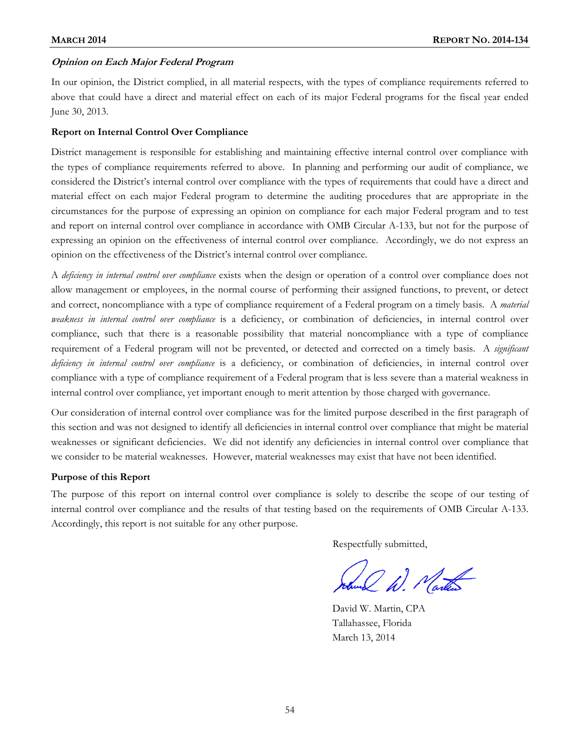***Opinion on Each Major Federal Program***

In our opinion, the District complied, in all material respects, with the types of compliance requirements referred to above that could have a direct and material effect on each of its major Federal programs for the fiscal year ended June 30, 2013.

**Report on Internal Control Over Compliance**

District management is responsible for establishing and maintaining effective internal control over compliance with the types of compliance requirements referred to above. In planning and performing our audit of compliance, we considered the District's internal control over compliance with the types of requirements that could have a direct and material effect on each major Federal program to determine the auditing procedures that are appropriate in the circumstances for the purpose of expressing an opinion on compliance for each major Federal program and to test and report on internal control over compliance in accordance with OMB Circular A-133, but not for the purpose of expressing an opinion on the effectiveness of internal control over compliance. Accordingly, we do not express an opinion on the effectiveness of the District's internal control over compliance.

A *deficiency in internal control over compliance* exists when the design or operation of a control over compliance does not allow management or employees, in the normal course of performing their assigned functions, to prevent, or detect and correct, noncompliance with a type of compliance requirement of a Federal program on a timely basis. A *material weakness in internal control over compliance* is a deficiency, or combination of deficiencies, in internal control over compliance, such that there is a reasonable possibility that material noncompliance with a type of compliance requirement of a Federal program will not be prevented, or detected and corrected on a timely basis. A *significant deficiency in internal control over compliance* is a deficiency, or combination of deficiencies, in internal control over compliance with a type of compliance requirement of a Federal program that is less severe than a material weakness in internal control over compliance, yet important enough to merit attention by those charged with governance.

Our consideration of internal control over compliance was for the limited purpose described in the first paragraph of this section and was not designed to identify all deficiencies in internal control over compliance that might be material weaknesses or significant deficiencies. We did not identify any deficiencies in internal control over compliance that we consider to be material weaknesses. However, material weaknesses may exist that have not been identified.

**Purpose of this Report**

The purpose of this report on internal control over compliance is solely to describe the scope of our testing of internal control over compliance and the results of that testing based on the requirements of OMB Circular A-133. Accordingly, this report is not suitable for any other purpose.

Respectfully submitted,

David W. Martin, CPA
Tallahassee, Florida
March 13, 2014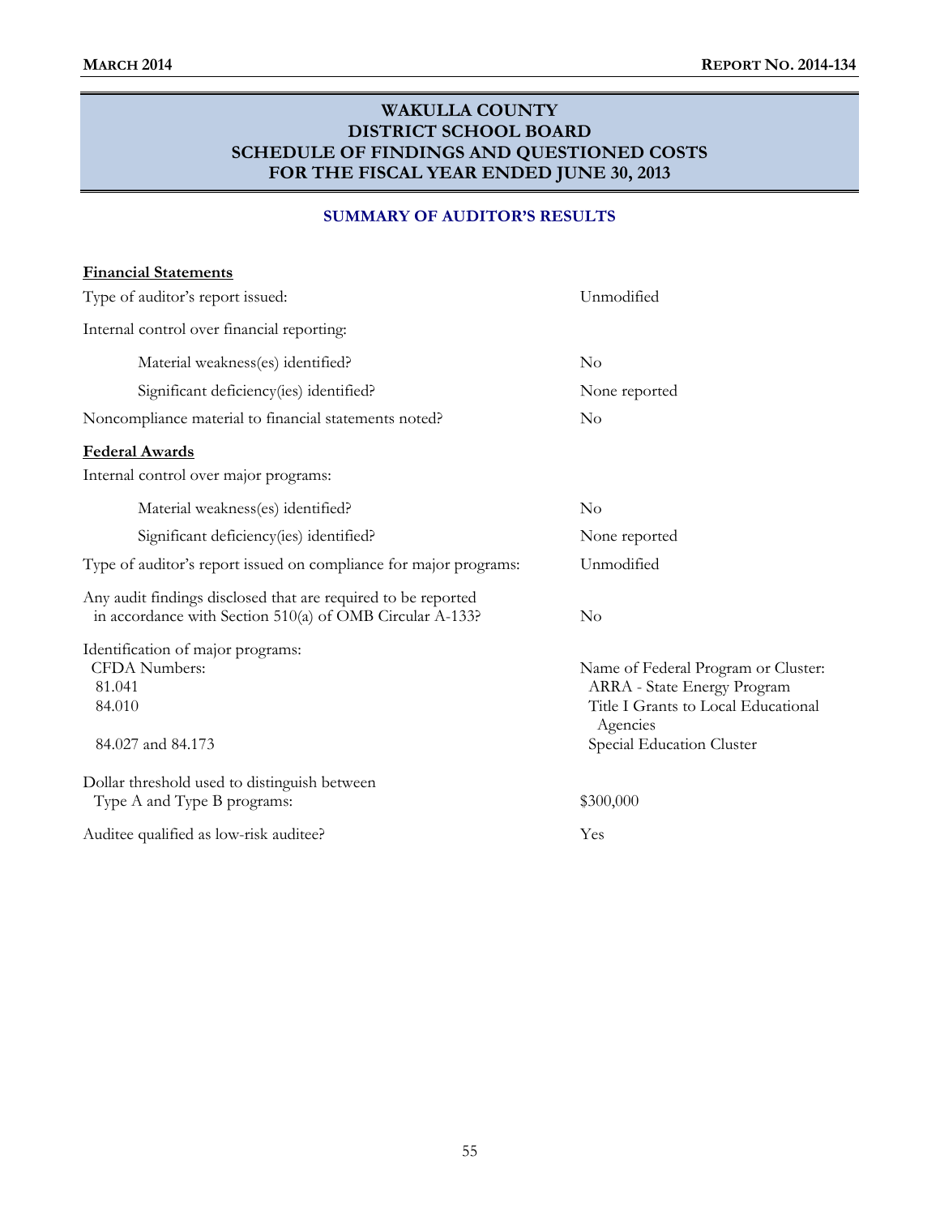# WAKULLA COUNTY
# DISTRICT SCHOOL BOARD
# SCHEDULE OF FINDINGS AND QUESTIONED COSTS
# FOR THE FISCAL YEAR ENDED JUNE 30, 2013

## SUMMARY OF AUDITOR'S RESULTS

**Financial Statements**

| | |
|---|---|
| Type of auditor's report issued: | Unmodified |
| Internal control over financial reporting: | |
| Material weakness(es) identified? | No |
| Significant deficiency(ies) identified? | None reported |
| Noncompliance material to financial statements noted? | No |

**Federal Awards**

| | |
|---|---|
| Internal control over major programs: | |
| Material weakness(es) identified? | No |
| Significant deficiency(ies) identified? | None reported |
| Type of auditor's report issued on compliance for major programs: | Unmodified |
| Any audit findings disclosed that are required to be reported in accordance with Section 510(a) of OMB Circular A-133? | No |

Identification of major programs:

| CFDA Numbers: | Name of Federal Program or Cluster: |
|---|---|
| 81.041 | ARRA - State Energy Program |
| 84.010 | Title I Grants to Local Educational Agencies |
| 84.027 and 84.173 | Special Education Cluster |

| | |
|---|---|
| Dollar threshold used to distinguish between Type A and Type B programs: | $300,000 |
| Auditee qualified as low-risk auditee? | Yes |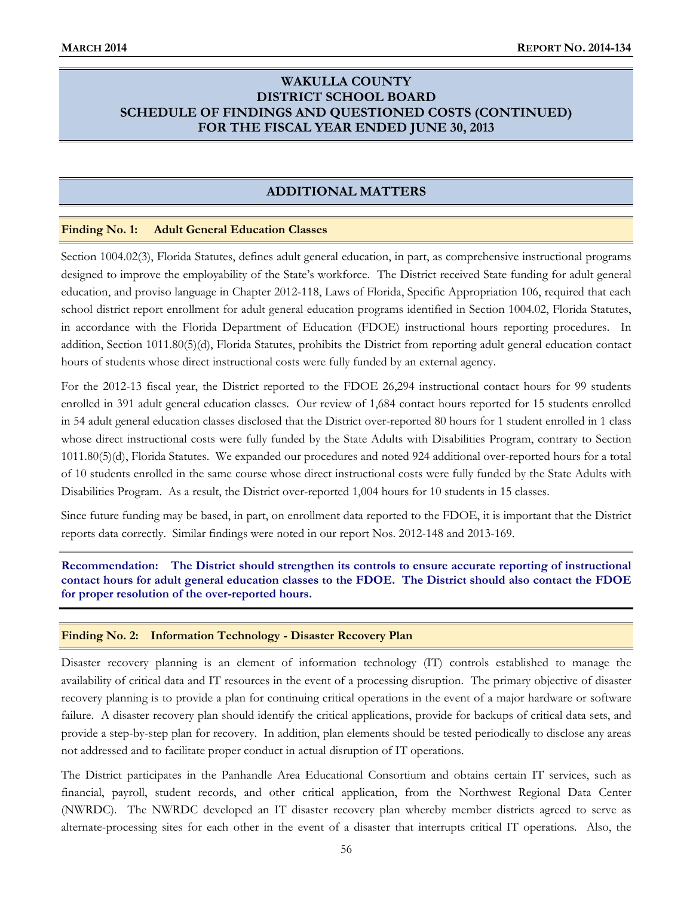# WAKULLA COUNTY DISTRICT SCHOOL BOARD SCHEDULE OF FINDINGS AND QUESTIONED COSTS (CONTINUED) FOR THE FISCAL YEAR ENDED JUNE 30, 2013

## ADDITIONAL MATTERS

### Finding No. 1: Adult General Education Classes

Section 1004.02(3), Florida Statutes, defines adult general education, in part, as comprehensive instructional programs designed to improve the employability of the State's workforce. The District received State funding for adult general education, and proviso language in Chapter 2012-118, Laws of Florida, Specific Appropriation 106, required that each school district report enrollment for adult general education programs identified in Section 1004.02, Florida Statutes, in accordance with the Florida Department of Education (FDOE) instructional hours reporting procedures. In addition, Section 1011.80(5)(d), Florida Statutes, prohibits the District from reporting adult general education contact hours of students whose direct instructional costs were fully funded by an external agency.

For the 2012-13 fiscal year, the District reported to the FDOE 26,294 instructional contact hours for 99 students enrolled in 391 adult general education classes. Our review of 1,684 contact hours reported for 15 students enrolled in 54 adult general education classes disclosed that the District over-reported 80 hours for 1 student enrolled in 1 class whose direct instructional costs were fully funded by the State Adults with Disabilities Program, contrary to Section 1011.80(5)(d), Florida Statutes. We expanded our procedures and noted 924 additional over-reported hours for a total of 10 students enrolled in the same course whose direct instructional costs were fully funded by the State Adults with Disabilities Program. As a result, the District over-reported 1,004 hours for 10 students in 15 classes.

Since future funding may be based, in part, on enrollment data reported to the FDOE, it is important that the District reports data correctly. Similar findings were noted in our report Nos. 2012-148 and 2013-169.

**Recommendation: The District should strengthen its controls to ensure accurate reporting of instructional contact hours for adult general education classes to the FDOE. The District should also contact the FDOE for proper resolution of the over-reported hours.**

### Finding No. 2: Information Technology - Disaster Recovery Plan

Disaster recovery planning is an element of information technology (IT) controls established to manage the availability of critical data and IT resources in the event of a processing disruption. The primary objective of disaster recovery planning is to provide a plan for continuing critical operations in the event of a major hardware or software failure. A disaster recovery plan should identify the critical applications, provide for backups of critical data sets, and provide a step-by-step plan for recovery. In addition, plan elements should be tested periodically to disclose any areas not addressed and to facilitate proper conduct in actual disruption of IT operations.

The District participates in the Panhandle Area Educational Consortium and obtains certain IT services, such as financial, payroll, student records, and other critical application, from the Northwest Regional Data Center (NWRDC). The NWRDC developed an IT disaster recovery plan whereby member districts agreed to serve as alternate-processing sites for each other in the event of a disaster that interrupts critical IT operations. Also, the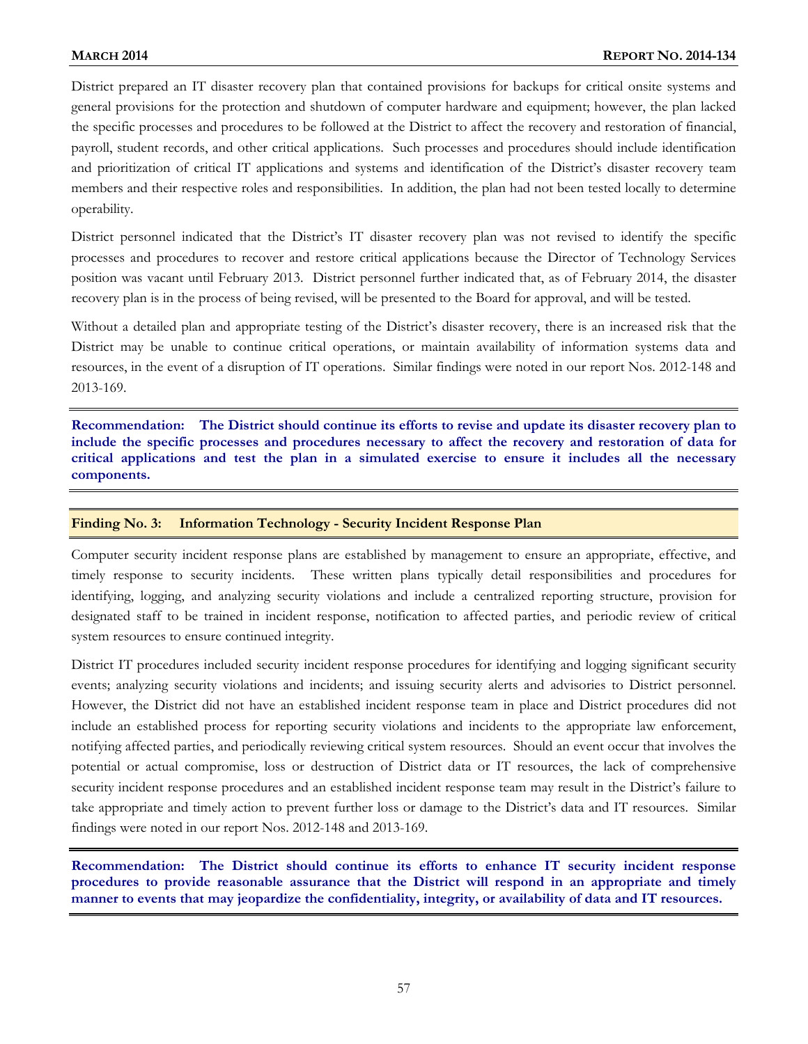District prepared an IT disaster recovery plan that contained provisions for backups for critical onsite systems and general provisions for the protection and shutdown of computer hardware and equipment; however, the plan lacked the specific processes and procedures to be followed at the District to affect the recovery and restoration of financial, payroll, student records, and other critical applications. Such processes and procedures should include identification and prioritization of critical IT applications and systems and identification of the District's disaster recovery team members and their respective roles and responsibilities. In addition, the plan had not been tested locally to determine operability.

District personnel indicated that the District's IT disaster recovery plan was not revised to identify the specific processes and procedures to recover and restore critical applications because the Director of Technology Services position was vacant until February 2013. District personnel further indicated that, as of February 2014, the disaster recovery plan is in the process of being revised, will be presented to the Board for approval, and will be tested.

Without a detailed plan and appropriate testing of the District's disaster recovery, there is an increased risk that the District may be unable to continue critical operations, or maintain availability of information systems data and resources, in the event of a disruption of IT operations. Similar findings were noted in our report Nos. 2012-148 and 2013-169.

**Recommendation: The District should continue its efforts to revise and update its disaster recovery plan to include the specific processes and procedures necessary to affect the recovery and restoration of data for critical applications and test the plan in a simulated exercise to ensure it includes all the necessary components.**

**Finding No. 3: Information Technology - Security Incident Response Plan**

Computer security incident response plans are established by management to ensure an appropriate, effective, and timely response to security incidents. These written plans typically detail responsibilities and procedures for identifying, logging, and analyzing security violations and include a centralized reporting structure, provision for designated staff to be trained in incident response, notification to affected parties, and periodic review of critical system resources to ensure continued integrity.

District IT procedures included security incident response procedures for identifying and logging significant security events; analyzing security violations and incidents; and issuing security alerts and advisories to District personnel. However, the District did not have an established incident response team in place and District procedures did not include an established process for reporting security violations and incidents to the appropriate law enforcement, notifying affected parties, and periodically reviewing critical system resources. Should an event occur that involves the potential or actual compromise, loss or destruction of District data or IT resources, the lack of comprehensive security incident response procedures and an established incident response team may result in the District's failure to take appropriate and timely action to prevent further loss or damage to the District's data and IT resources. Similar findings were noted in our report Nos. 2012-148 and 2013-169.

**Recommendation: The District should continue its efforts to enhance IT security incident response procedures to provide reasonable assurance that the District will respond in an appropriate and timely manner to events that may jeopardize the confidentiality, integrity, or availability of data and IT resources.**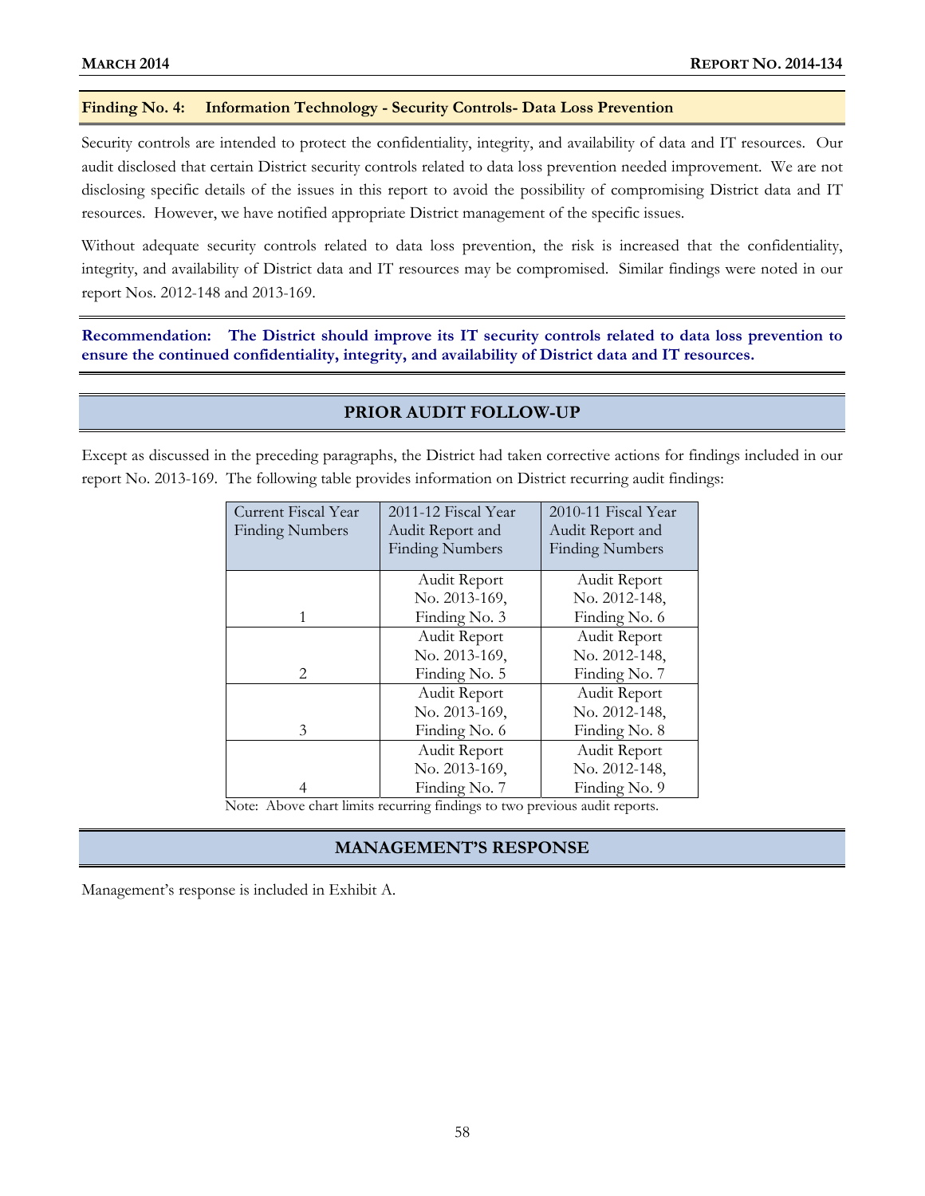### Finding No. 4: Information Technology - Security Controls- Data Loss Prevention

Security controls are intended to protect the confidentiality, integrity, and availability of data and IT resources. Our audit disclosed that certain District security controls related to data loss prevention needed improvement. We are not disclosing specific details of the issues in this report to avoid the possibility of compromising District data and IT resources. However, we have notified appropriate District management of the specific issues.

Without adequate security controls related to data loss prevention, the risk is increased that the confidentiality, integrity, and availability of District data and IT resources may be compromised. Similar findings were noted in our report Nos. 2012-148 and 2013-169.

**Recommendation: The District should improve its IT security controls related to data loss prevention to ensure the continued confidentiality, integrity, and availability of District data and IT resources.**

## PRIOR AUDIT FOLLOW-UP

Except as discussed in the preceding paragraphs, the District had taken corrective actions for findings included in our report No. 2013-169. The following table provides information on District recurring audit findings:

| Current Fiscal Year Finding Numbers | 2011-12 Fiscal Year Audit Report and Finding Numbers | 2010-11 Fiscal Year Audit Report and Finding Numbers |
|---|---|---|
| 1 | Audit Report No. 2013-169, Finding No. 3 | Audit Report No. 2012-148, Finding No. 6 |
| 2 | Audit Report No. 2013-169, Finding No. 5 | Audit Report No. 2012-148, Finding No. 7 |
| 3 | Audit Report No. 2013-169, Finding No. 6 | Audit Report No. 2012-148, Finding No. 8 |
| 4 | Audit Report No. 2013-169, Finding No. 7 | Audit Report No. 2012-148, Finding No. 9 |

Note: Above chart limits recurring findings to two previous audit reports.

## MANAGEMENT'S RESPONSE

Management's response is included in Exhibit A.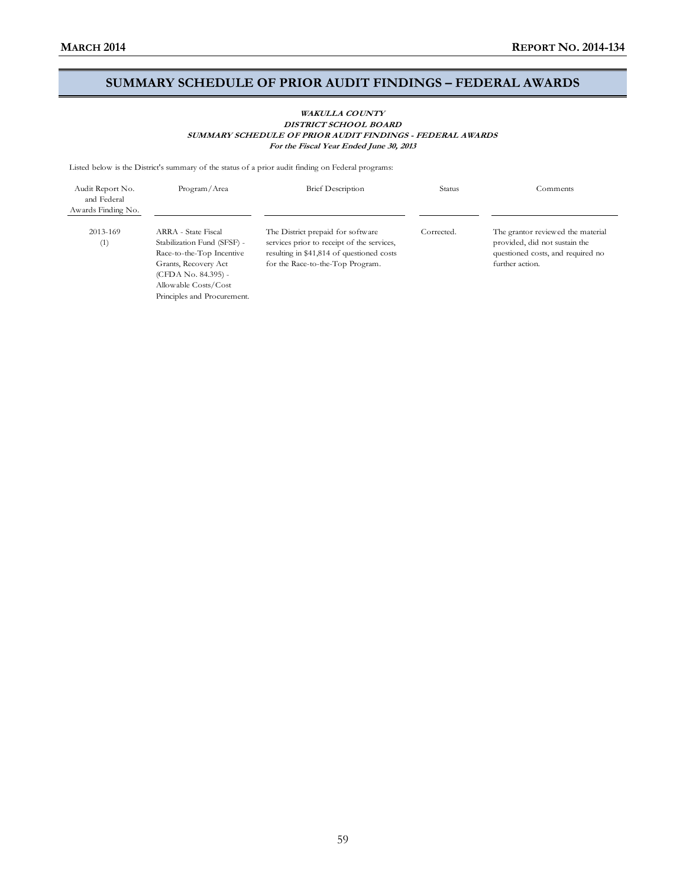## SUMMARY SCHEDULE OF PRIOR AUDIT FINDINGS – FEDERAL AWARDS

***WAKULLA COUNTY***
***DISTRICT SCHOOL BOARD***
***SUMMARY SCHEDULE OF PRIOR AUDIT FINDINGS - FEDERAL AWARDS***
***For the Fiscal Year Ended June 30, 2013***

Listed below is the District's summary of the status of a prior audit finding on Federal programs:

| Audit Report No. and Federal Awards Finding No. | Program/Area | Brief Description | Status | Comments |
|---|---|---|---|---|
| 2013-169 (1) | ARRA - State Fiscal Stabilization Fund (SFSF) - Race-to-the-Top Incentive Grants, Recovery Act (CFDA No. 84.395) - Allowable Costs/Cost Principles and Procurement. | The District prepaid for software services prior to receipt of the services, resulting in $41,814 of questioned costs for the Race-to-the-Top Program. | Corrected. | The grantor reviewed the material provided, did not sustain the questioned costs, and required no further action. |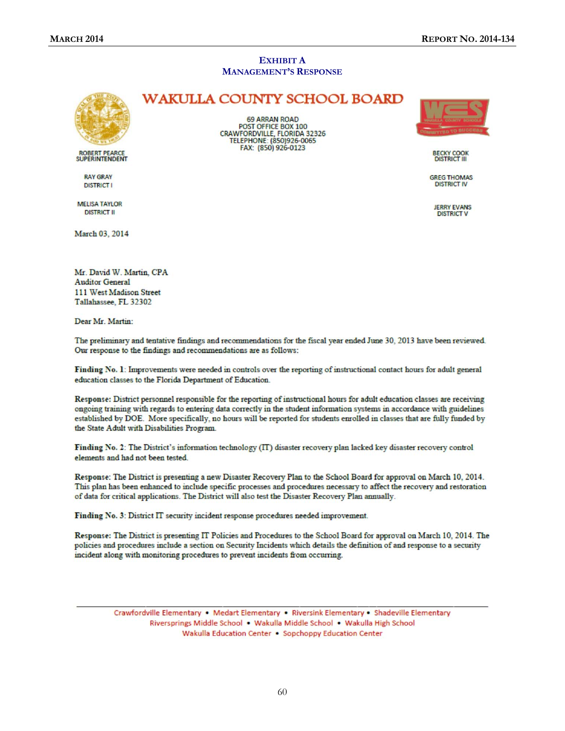## EXHIBIT A
## MANAGEMENT'S RESPONSE

# WAKULLA COUNTY SCHOOL BOARD

69 ARRAN ROAD
POST OFFICE BOX 100
CRAWFORDVILLE, FLORIDA 32326
TELEPHONE: (850)926-0065
FAX: (850) 926-0123

ROBERT PEARCE
SUPERINTENDENT

RAY GRAY
DISTRICT I

MELISA TAYLOR
DISTRICT II

BECKY COOK
DISTRICT III

GREG THOMAS
DISTRICT IV

JERRY EVANS
DISTRICT V

March 03, 2014

Mr. David W. Martin, CPA
Auditor General
111 West Madison Street
Tallahassee, FL 32302

Dear Mr. Martin:

The preliminary and tentative findings and recommendations for the fiscal year ended June 30, 2013 have been reviewed. Our response to the findings and recommendations are as follows:

**Finding No. 1**: Improvements were needed in controls over the reporting of instructional contact hours for adult general education classes to the Florida Department of Education.

**Response:** District personnel responsible for the reporting of instructional hours for adult education classes are receiving ongoing training with regards to entering data correctly in the student information systems in accordance with guidelines established by DOE. More specifically, no hours will be reported for students enrolled in classes that are fully funded by the State Adult with Disabilities Program.

**Finding No. 2**: The District's information technology (IT) disaster recovery plan lacked key disaster recovery control elements and had not been tested.

**Response:** The District is presenting a new Disaster Recovery Plan to the School Board for approval on March 10, 2014. This plan has been enhanced to include specific processes and procedures necessary to affect the recovery and restoration of data for critical applications. The District will also test the Disaster Recovery Plan annually.

**Finding No. 3**: District IT security incident response procedures needed improvement.

**Response:** The District is presenting IT Policies and Procedures to the School Board for approval on March 10, 2014. The policies and procedures include a section on Security Incidents which details the definition of and response to a security incident along with monitoring procedures to prevent incidents from occurring.

---

Crawfordville Elementary • Medart Elementary • Riversink Elementary • Shadeville Elementary
Riversprings Middle School • Wakulla Middle School • Wakulla High School
Wakulla Education Center • Sopchoppy Education Center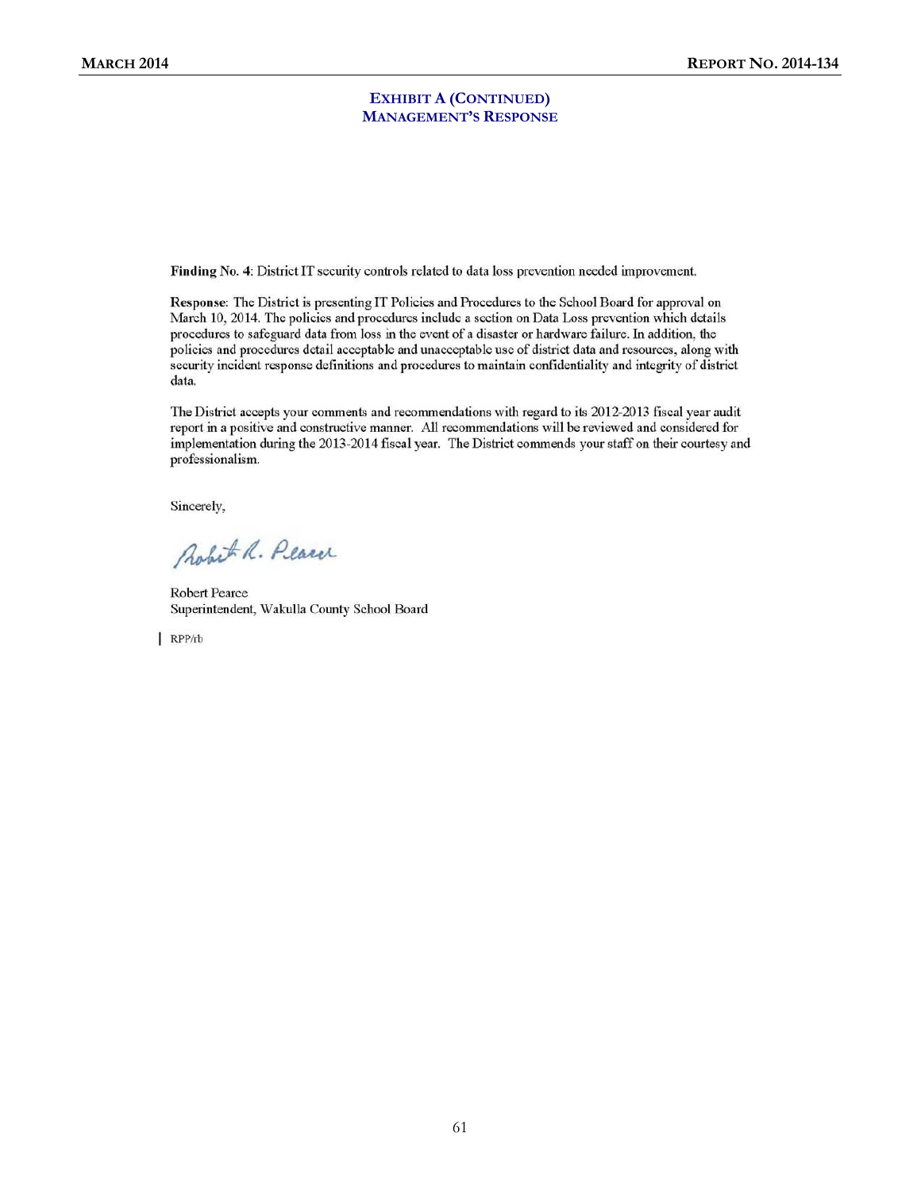**EXHIBIT A (CONTINUED)**
**MANAGEMENT'S RESPONSE**

**Finding No. 4**: District IT security controls related to data loss prevention needed improvement.

**Response**: The District is presenting IT Policies and Procedures to the School Board for approval on March 10, 2014. The policies and procedures include a section on Data Loss prevention which details procedures to safeguard data from loss in the event of a disaster or hardware failure. In addition, the policies and procedures detail acceptable and unacceptable use of district data and resources, along with security incident response definitions and procedures to maintain confidentiality and integrity of district data.

The District accepts your comments and recommendations with regard to its 2012-2013 fiscal year audit report in a positive and constructive manner. All recommendations will be reviewed and considered for implementation during the 2013-2014 fiscal year. The District commends your staff on their courtesy and professionalism.

Sincerely,

Robert R. Pearce

Robert Pearce
Superintendent, Wakulla County School Board

RPP/rb